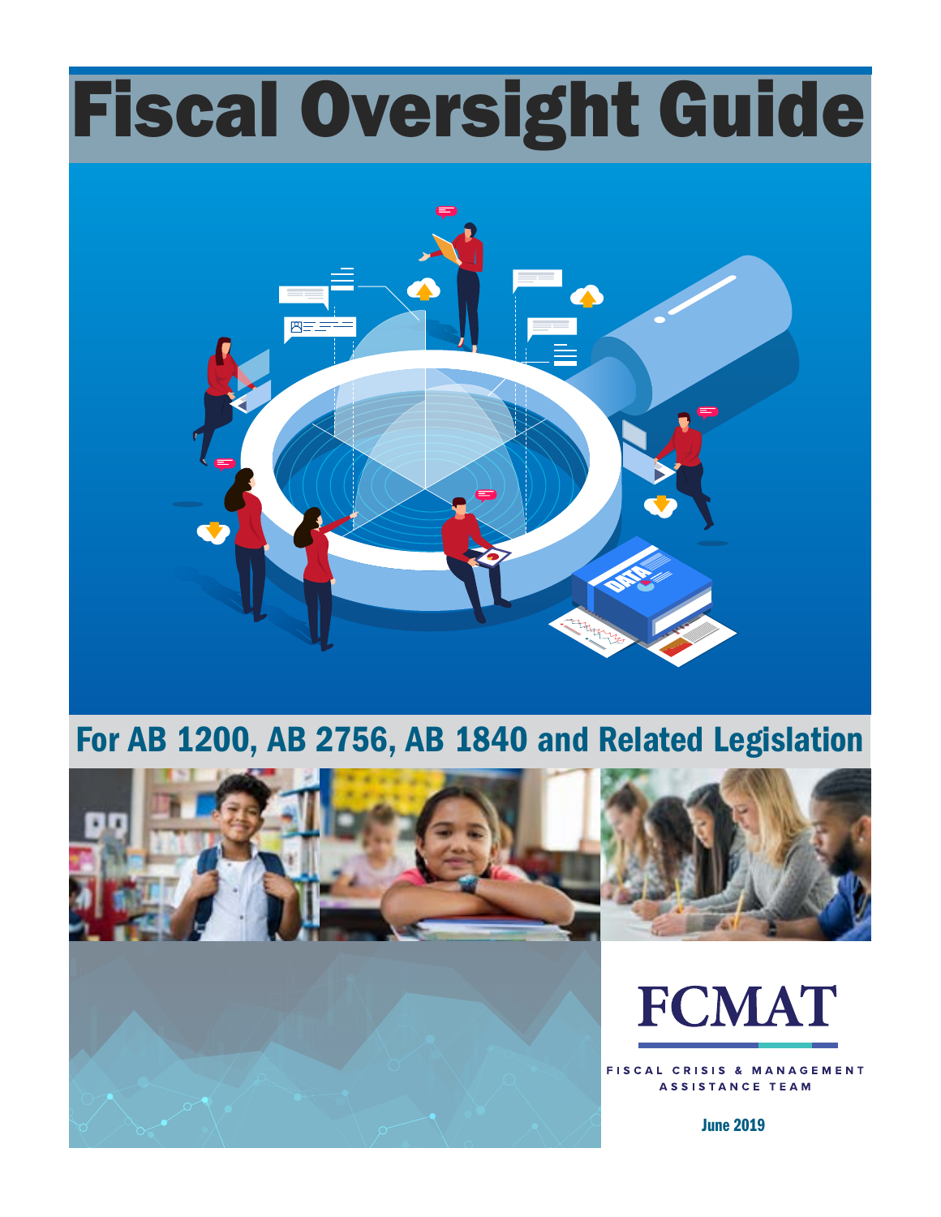# Fiscal Oversight Guide

## For AB 1200, AB 2756, AB 1840 and Related Legislation

FCMAT

FISCAL CRISIS & MANAGEMENT ASSISTANCE TEAM

June 2019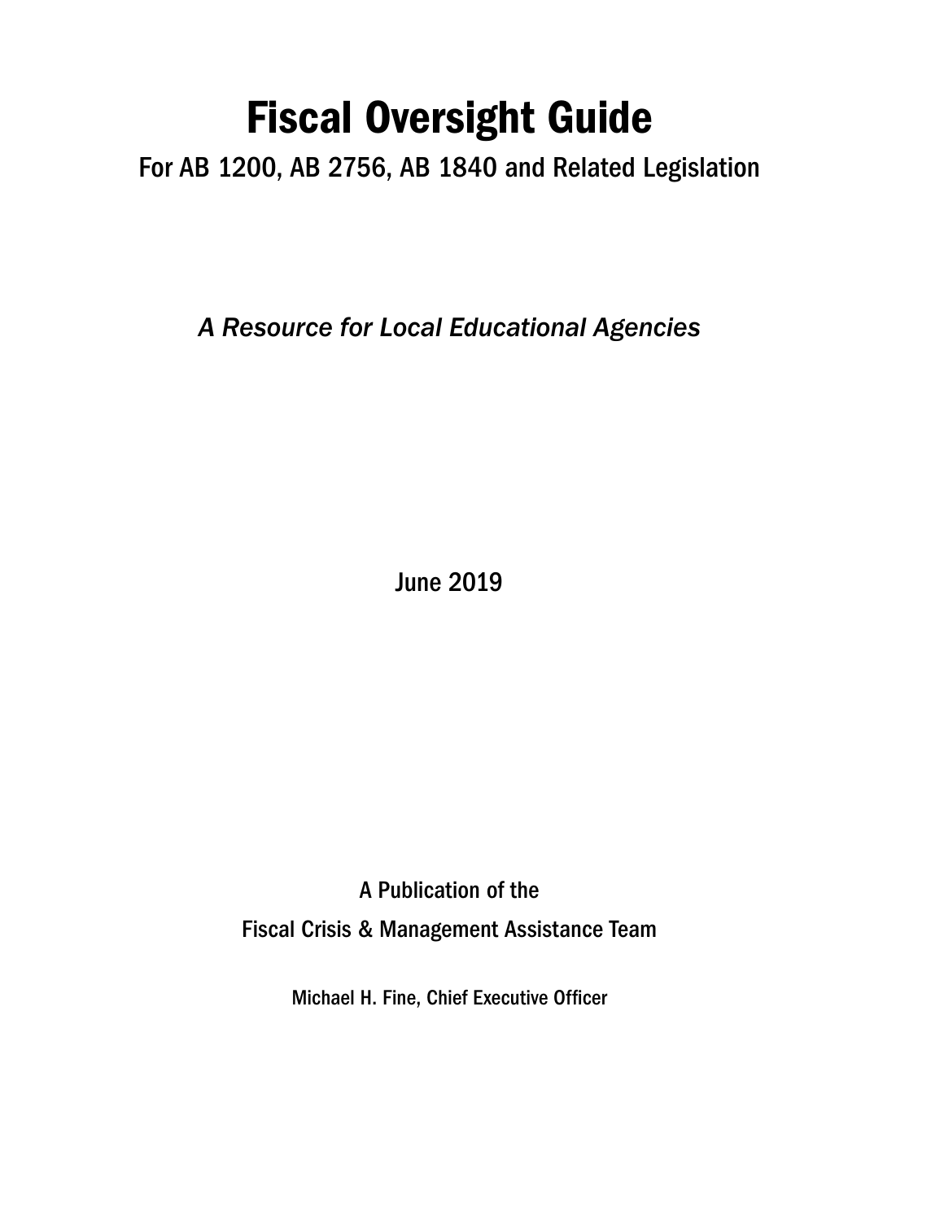# Fiscal Oversight Guide

## For AB 1200, AB 2756, AB 1840 and Related Legislation

*A Resource for Local Educational Agencies*

June 2019

A Publication of the

Fiscal Crisis & Management Assistance Team

Michael H. Fine, Chief Executive Officer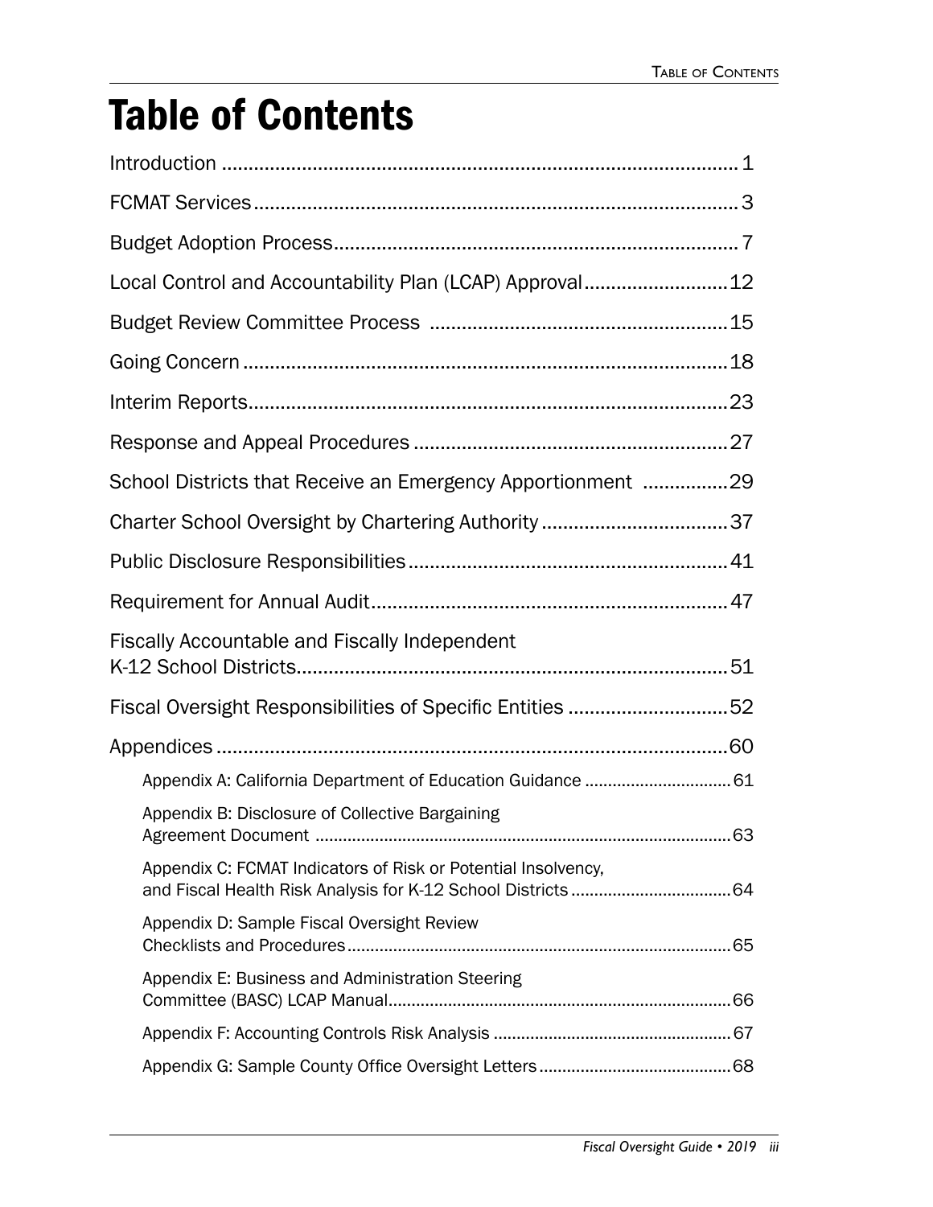# Table of Contents

Introduction .................................................................................................. 1

FCMAT Services ........................................................................................... 3

Budget Adoption Process ............................................................................ 7

Local Control and Accountability Plan (LCAP) Approval ........................... 12

Budget Review Committee Process ........................................................ 15

Going Concern ........................................................................................... 18

Interim Reports .......................................................................................... 23

Response and Appeal Procedures ........................................................... 27

School Districts that Receive an Emergency Apportionment ................ 29

Charter School Oversight by Chartering Authority ................................... 37

Public Disclosure Responsibilities ............................................................ 41

Requirement for Annual Audit ................................................................... 47

Fiscally Accountable and Fiscally Independent K-12 School Districts ................................................................................. 51

Fiscal Oversight Responsibilities of Specific Entities .............................. 52

Appendices ................................................................................................. 60

- Appendix A: California Department of Education Guidance ................................ 61
- Appendix B: Disclosure of Collective Bargaining Agreement Document ......................................................................................... 63
- Appendix C: FCMAT Indicators of Risk or Potential Insolvency, and Fiscal Health Risk Analysis for K-12 School Districts .................................. 64
- Appendix D: Sample Fiscal Oversight Review Checklists and Procedures ................................................................................... 65
- Appendix E: Business and Administration Steering Committee (BASC) LCAP Manual .......................................................................... 66
- Appendix F: Accounting Controls Risk Analysis .................................................... 67
- Appendix G: Sample County Office Oversight Letters .......................................... 68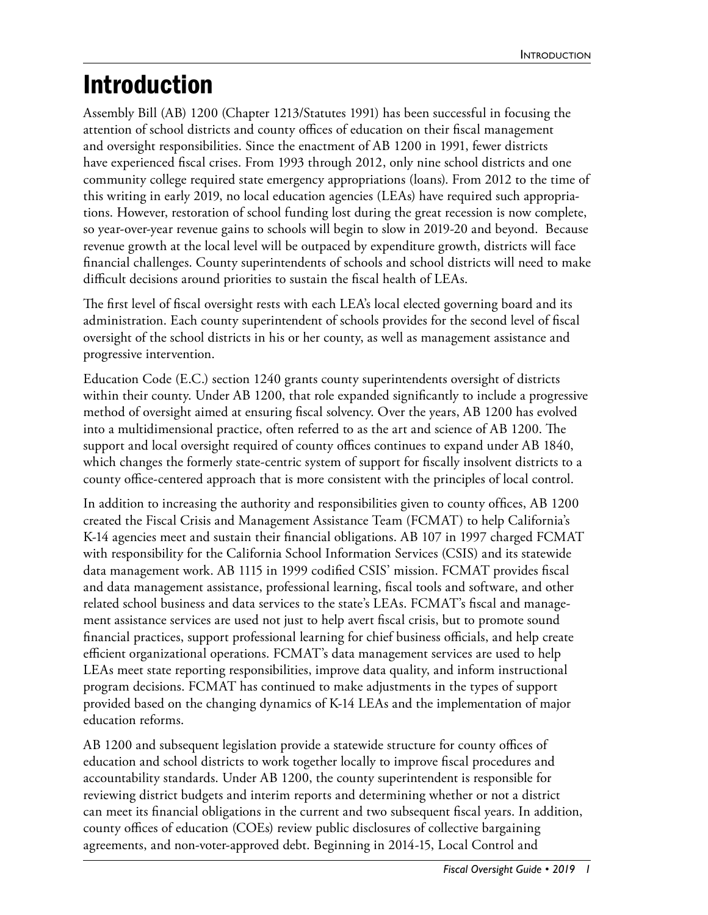# Introduction

Assembly Bill (AB) 1200 (Chapter 1213/Statutes 1991) has been successful in focusing the attention of school districts and county offices of education on their fiscal management and oversight responsibilities. Since the enactment of AB 1200 in 1991, fewer districts have experienced fiscal crises. From 1993 through 2012, only nine school districts and one community college required state emergency appropriations (loans). From 2012 to the time of this writing in early 2019, no local education agencies (LEAs) have required such appropriations. However, restoration of school funding lost during the great recession is now complete, so year-over-year revenue gains to schools will begin to slow in 2019-20 and beyond. Because revenue growth at the local level will be outpaced by expenditure growth, districts will face financial challenges. County superintendents of schools and school districts will need to make difficult decisions around priorities to sustain the fiscal health of LEAs.

The first level of fiscal oversight rests with each LEA's local elected governing board and its administration. Each county superintendent of schools provides for the second level of fiscal oversight of the school districts in his or her county, as well as management assistance and progressive intervention.

Education Code (E.C.) section 1240 grants county superintendents oversight of districts within their county. Under AB 1200, that role expanded significantly to include a progressive method of oversight aimed at ensuring fiscal solvency. Over the years, AB 1200 has evolved into a multidimensional practice, often referred to as the art and science of AB 1200. The support and local oversight required of county offices continues to expand under AB 1840, which changes the formerly state-centric system of support for fiscally insolvent districts to a county office-centered approach that is more consistent with the principles of local control.

In addition to increasing the authority and responsibilities given to county offices, AB 1200 created the Fiscal Crisis and Management Assistance Team (FCMAT) to help California's K-14 agencies meet and sustain their financial obligations. AB 107 in 1997 charged FCMAT with responsibility for the California School Information Services (CSIS) and its statewide data management work. AB 1115 in 1999 codified CSIS' mission. FCMAT provides fiscal and data management assistance, professional learning, fiscal tools and software, and other related school business and data services to the state's LEAs. FCMAT's fiscal and management assistance services are used not just to help avert fiscal crisis, but to promote sound financial practices, support professional learning for chief business officials, and help create efficient organizational operations. FCMAT's data management services are used to help LEAs meet state reporting responsibilities, improve data quality, and inform instructional program decisions. FCMAT has continued to make adjustments in the types of support provided based on the changing dynamics of K-14 LEAs and the implementation of major education reforms.

AB 1200 and subsequent legislation provide a statewide structure for county offices of education and school districts to work together locally to improve fiscal procedures and accountability standards. Under AB 1200, the county superintendent is responsible for reviewing district budgets and interim reports and determining whether or not a district can meet its financial obligations in the current and two subsequent fiscal years. In addition, county offices of education (COEs) review public disclosures of collective bargaining agreements, and non-voter-approved debt. Beginning in 2014-15, Local Control and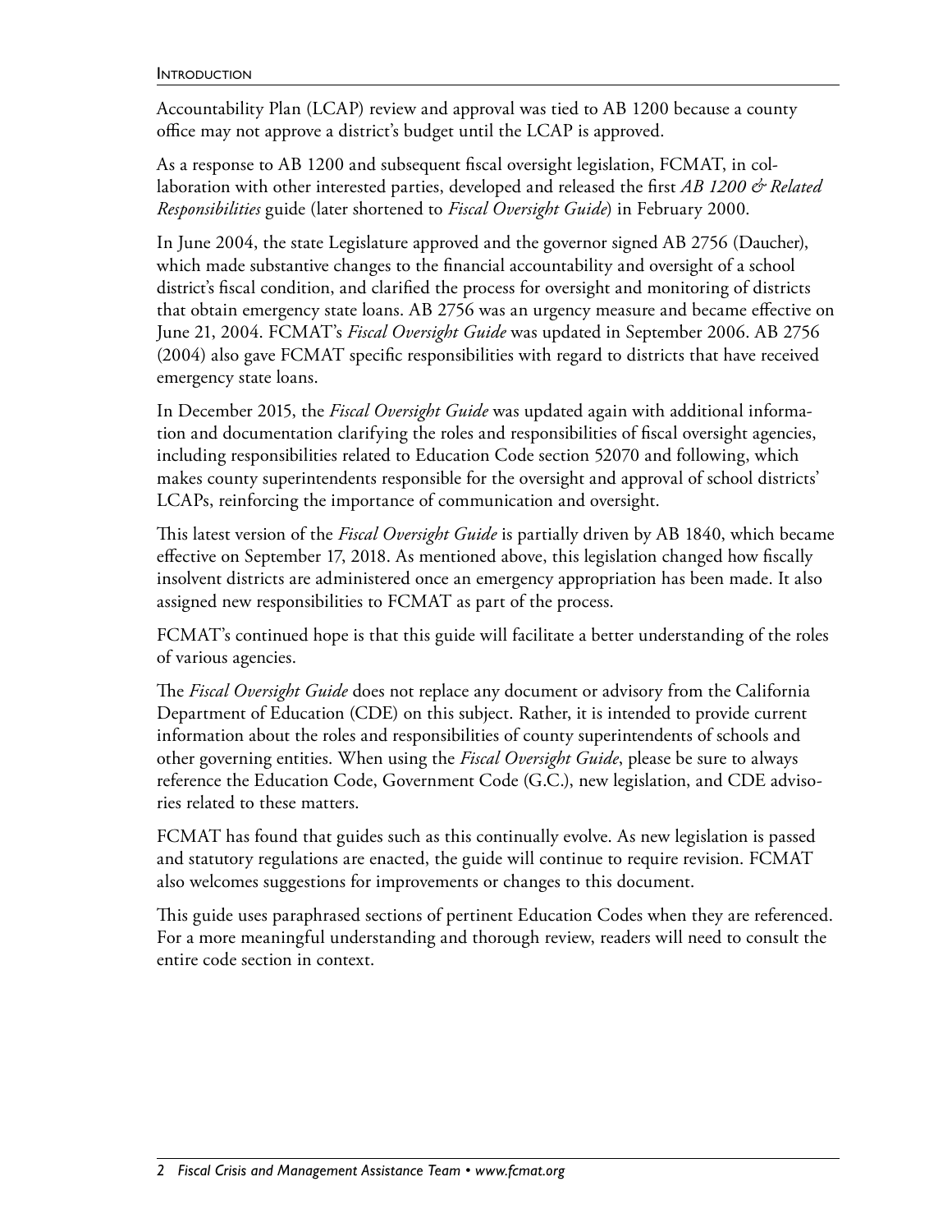Accountability Plan (LCAP) review and approval was tied to AB 1200 because a county office may not approve a district's budget until the LCAP is approved.

As a response to AB 1200 and subsequent fiscal oversight legislation, FCMAT, in collaboration with other interested parties, developed and released the first *AB 1200 & Related Responsibilities* guide (later shortened to *Fiscal Oversight Guide*) in February 2000.

In June 2004, the state Legislature approved and the governor signed AB 2756 (Daucher), which made substantive changes to the financial accountability and oversight of a school district's fiscal condition, and clarified the process for oversight and monitoring of districts that obtain emergency state loans. AB 2756 was an urgency measure and became effective on June 21, 2004. FCMAT's *Fiscal Oversight Guide* was updated in September 2006. AB 2756 (2004) also gave FCMAT specific responsibilities with regard to districts that have received emergency state loans.

In December 2015, the *Fiscal Oversight Guide* was updated again with additional information and documentation clarifying the roles and responsibilities of fiscal oversight agencies, including responsibilities related to Education Code section 52070 and following, which makes county superintendents responsible for the oversight and approval of school districts' LCAPs, reinforcing the importance of communication and oversight.

This latest version of the *Fiscal Oversight Guide* is partially driven by AB 1840, which became effective on September 17, 2018. As mentioned above, this legislation changed how fiscally insolvent districts are administered once an emergency appropriation has been made. It also assigned new responsibilities to FCMAT as part of the process.

FCMAT's continued hope is that this guide will facilitate a better understanding of the roles of various agencies.

The *Fiscal Oversight Guide* does not replace any document or advisory from the California Department of Education (CDE) on this subject. Rather, it is intended to provide current information about the roles and responsibilities of county superintendents of schools and other governing entities. When using the *Fiscal Oversight Guide*, please be sure to always reference the Education Code, Government Code (G.C.), new legislation, and CDE advisories related to these matters.

FCMAT has found that guides such as this continually evolve. As new legislation is passed and statutory regulations are enacted, the guide will continue to require revision. FCMAT also welcomes suggestions for improvements or changes to this document.

This guide uses paraphrased sections of pertinent Education Codes when they are referenced. For a more meaningful understanding and thorough review, readers will need to consult the entire code section in context.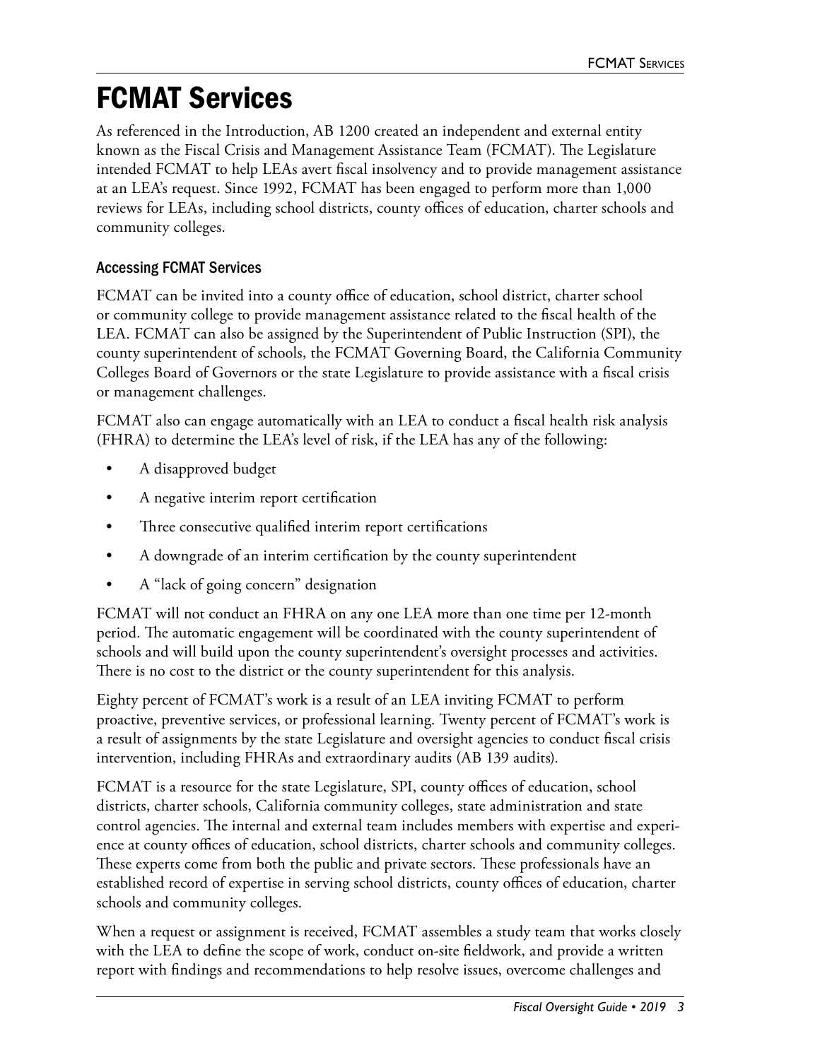# FCMAT Services

As referenced in the Introduction, AB 1200 created an independent and external entity known as the Fiscal Crisis and Management Assistance Team (FCMAT). The Legislature intended FCMAT to help LEAs avert fiscal insolvency and to provide management assistance at an LEA's request. Since 1992, FCMAT has been engaged to perform more than 1,000 reviews for LEAs, including school districts, county offices of education, charter schools and community colleges.

## Accessing FCMAT Services

FCMAT can be invited into a county office of education, school district, charter school or community college to provide management assistance related to the fiscal health of the LEA. FCMAT can also be assigned by the Superintendent of Public Instruction (SPI), the county superintendent of schools, the FCMAT Governing Board, the California Community Colleges Board of Governors or the state Legislature to provide assistance with a fiscal crisis or management challenges.

FCMAT also can engage automatically with an LEA to conduct a fiscal health risk analysis (FHRA) to determine the LEA's level of risk, if the LEA has any of the following:

- A disapproved budget
- A negative interim report certification
- Three consecutive qualified interim report certifications
- A downgrade of an interim certification by the county superintendent
- A "lack of going concern" designation

FCMAT will not conduct an FHRA on any one LEA more than one time per 12-month period. The automatic engagement will be coordinated with the county superintendent of schools and will build upon the county superintendent's oversight processes and activities. There is no cost to the district or the county superintendent for this analysis.

Eighty percent of FCMAT's work is a result of an LEA inviting FCMAT to perform proactive, preventive services, or professional learning. Twenty percent of FCMAT's work is a result of assignments by the state Legislature and oversight agencies to conduct fiscal crisis intervention, including FHRAs and extraordinary audits (AB 139 audits).

FCMAT is a resource for the state Legislature, SPI, county offices of education, school districts, charter schools, California community colleges, state administration and state control agencies. The internal and external team includes members with expertise and experience at county offices of education, school districts, charter schools and community colleges. These experts come from both the public and private sectors. These professionals have an established record of expertise in serving school districts, county offices of education, charter schools and community colleges.

When a request or assignment is received, FCMAT assembles a study team that works closely with the LEA to define the scope of work, conduct on-site fieldwork, and provide a written report with findings and recommendations to help resolve issues, overcome challenges and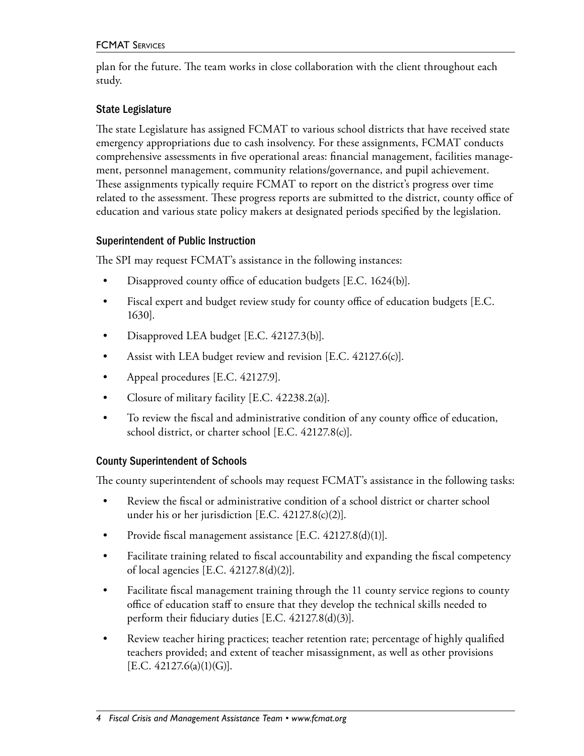plan for the future. The team works in close collaboration with the client throughout each study.

### State Legislature

The state Legislature has assigned FCMAT to various school districts that have received state emergency appropriations due to cash insolvency. For these assignments, FCMAT conducts comprehensive assessments in five operational areas: financial management, facilities management, personnel management, community relations/governance, and pupil achievement. These assignments typically require FCMAT to report on the district's progress over time related to the assessment. These progress reports are submitted to the district, county office of education and various state policy makers at designated periods specified by the legislation.

### Superintendent of Public Instruction

The SPI may request FCMAT's assistance in the following instances:

- Disapproved county office of education budgets [E.C. 1624(b)].
- Fiscal expert and budget review study for county office of education budgets [E.C. 1630].
- Disapproved LEA budget [E.C. 42127.3(b)].
- Assist with LEA budget review and revision [E.C. 42127.6(c)].
- Appeal procedures [E.C. 42127.9].
- Closure of military facility [E.C. 42238.2(a)].
- To review the fiscal and administrative condition of any county office of education, school district, or charter school [E.C. 42127.8(c)].

### County Superintendent of Schools

The county superintendent of schools may request FCMAT's assistance in the following tasks:

- Review the fiscal or administrative condition of a school district or charter school under his or her jurisdiction [E.C. 42127.8(c)(2)].
- Provide fiscal management assistance [E.C. 42127.8(d)(1)].
- Facilitate training related to fiscal accountability and expanding the fiscal competency of local agencies [E.C. 42127.8(d)(2)].
- Facilitate fiscal management training through the 11 county service regions to county office of education staff to ensure that they develop the technical skills needed to perform their fiduciary duties [E.C. 42127.8(d)(3)].
- Review teacher hiring practices; teacher retention rate; percentage of highly qualified teachers provided; and extent of teacher misassignment, as well as other provisions [E.C. 42127.6(a)(1)(G)].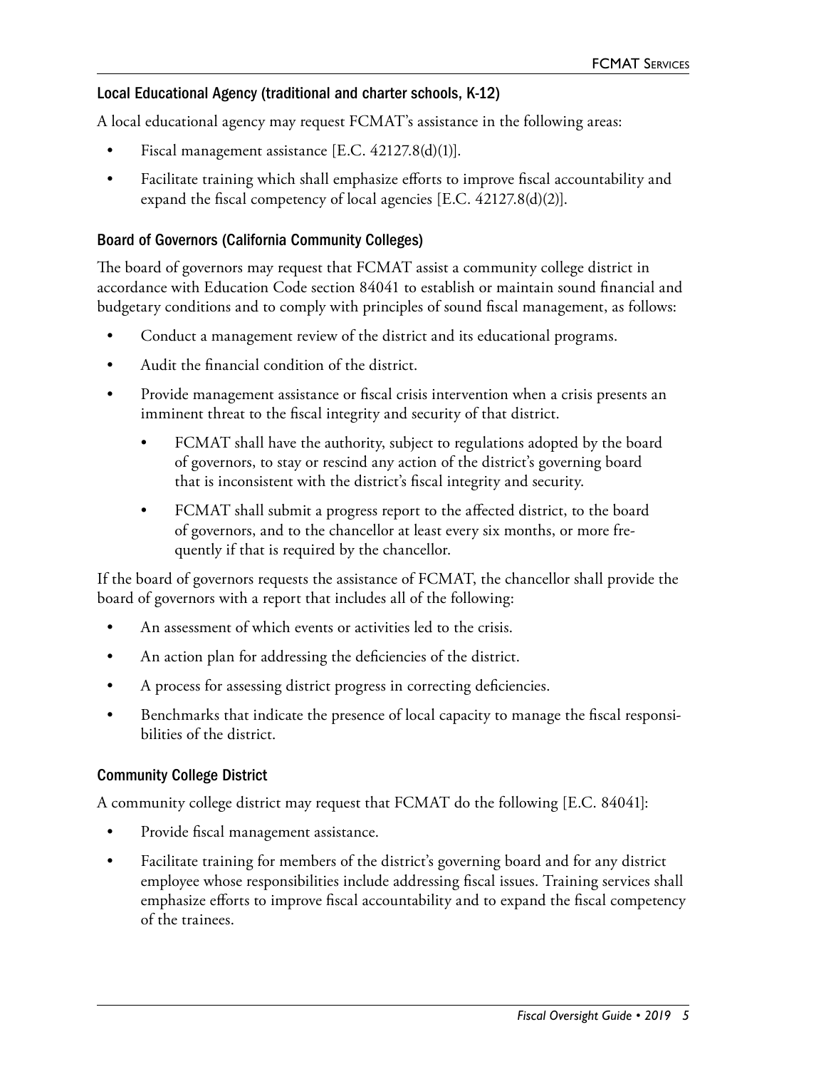### Local Educational Agency (traditional and charter schools, K-12)

A local educational agency may request FCMAT's assistance in the following areas:

- Fiscal management assistance [E.C. 42127.8(d)(1)].
- Facilitate training which shall emphasize efforts to improve fiscal accountability and expand the fiscal competency of local agencies [E.C. 42127.8(d)(2)].

### Board of Governors (California Community Colleges)

The board of governors may request that FCMAT assist a community college district in accordance with Education Code section 84041 to establish or maintain sound financial and budgetary conditions and to comply with principles of sound fiscal management, as follows:

- Conduct a management review of the district and its educational programs.
- Audit the financial condition of the district.
- Provide management assistance or fiscal crisis intervention when a crisis presents an imminent threat to the fiscal integrity and security of that district.
  - FCMAT shall have the authority, subject to regulations adopted by the board of governors, to stay or rescind any action of the district's governing board that is inconsistent with the district's fiscal integrity and security.
  - FCMAT shall submit a progress report to the affected district, to the board of governors, and to the chancellor at least every six months, or more frequently if that is required by the chancellor.

If the board of governors requests the assistance of FCMAT, the chancellor shall provide the board of governors with a report that includes all of the following:

- An assessment of which events or activities led to the crisis.
- An action plan for addressing the deficiencies of the district.
- A process for assessing district progress in correcting deficiencies.
- Benchmarks that indicate the presence of local capacity to manage the fiscal responsibilities of the district.

### Community College District

A community college district may request that FCMAT do the following [E.C. 84041]:

- Provide fiscal management assistance.
- Facilitate training for members of the district's governing board and for any district employee whose responsibilities include addressing fiscal issues. Training services shall emphasize efforts to improve fiscal accountability and to expand the fiscal competency of the trainees.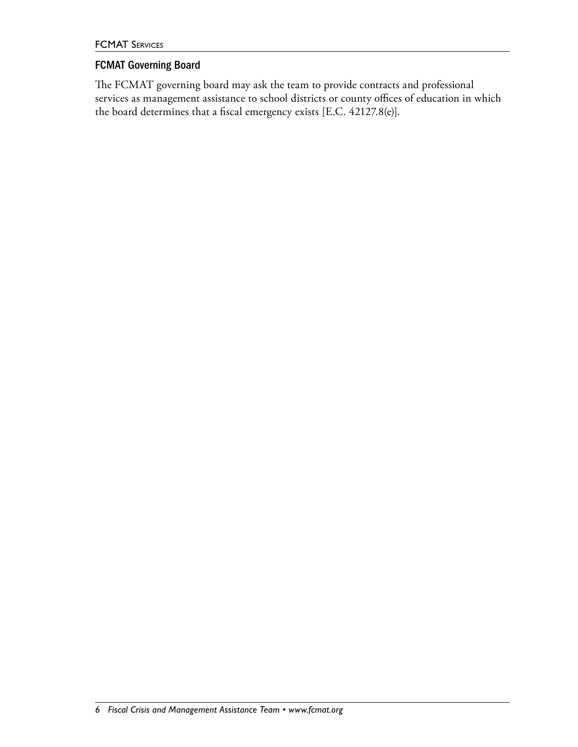## FCMAT Governing Board

The FCMAT governing board may ask the team to provide contracts and professional services as management assistance to school districts or county offices of education in which the board determines that a fiscal emergency exists [E.C. 42127.8(e)].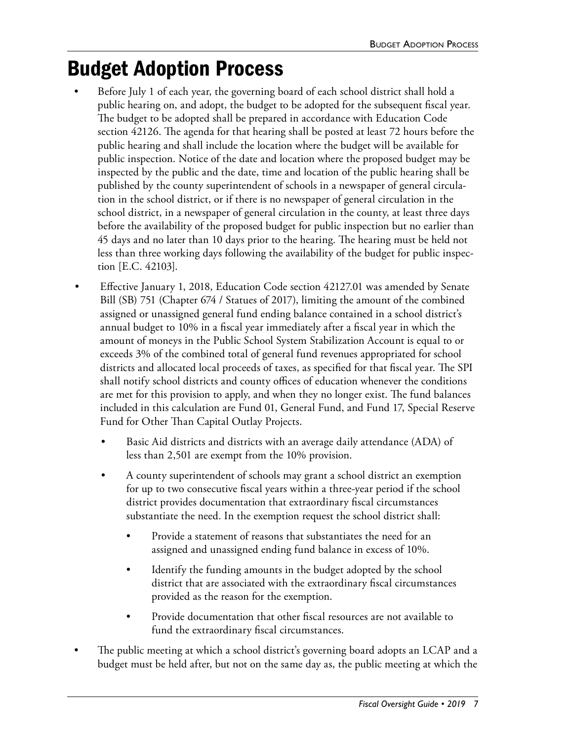# Budget Adoption Process

- Before July 1 of each year, the governing board of each school district shall hold a public hearing on, and adopt, the budget to be adopted for the subsequent fiscal year. The budget to be adopted shall be prepared in accordance with Education Code section 42126. The agenda for that hearing shall be posted at least 72 hours before the public hearing and shall include the location where the budget will be available for public inspection. Notice of the date and location where the proposed budget may be inspected by the public and the date, time and location of the public hearing shall be published by the county superintendent of schools in a newspaper of general circulation in the school district, or if there is no newspaper of general circulation in the school district, in a newspaper of general circulation in the county, at least three days before the availability of the proposed budget for public inspection but no earlier than 45 days and no later than 10 days prior to the hearing. The hearing must be held not less than three working days following the availability of the budget for public inspection [E.C. 42103].
- Effective January 1, 2018, Education Code section 42127.01 was amended by Senate Bill (SB) 751 (Chapter 674 / Statues of 2017), limiting the amount of the combined assigned or unassigned general fund ending balance contained in a school district's annual budget to 10% in a fiscal year immediately after a fiscal year in which the amount of moneys in the Public School System Stabilization Account is equal to or exceeds 3% of the combined total of general fund revenues appropriated for school districts and allocated local proceeds of taxes, as specified for that fiscal year. The SPI shall notify school districts and county offices of education whenever the conditions are met for this provision to apply, and when they no longer exist. The fund balances included in this calculation are Fund 01, General Fund, and Fund 17, Special Reserve Fund for Other Than Capital Outlay Projects.
  - Basic Aid districts and districts with an average daily attendance (ADA) of less than 2,501 are exempt from the 10% provision.
  - A county superintendent of schools may grant a school district an exemption for up to two consecutive fiscal years within a three-year period if the school district provides documentation that extraordinary fiscal circumstances substantiate the need. In the exemption request the school district shall:
    - Provide a statement of reasons that substantiates the need for an assigned and unassigned ending fund balance in excess of 10%.
    - Identify the funding amounts in the budget adopted by the school district that are associated with the extraordinary fiscal circumstances provided as the reason for the exemption.
    - Provide documentation that other fiscal resources are not available to fund the extraordinary fiscal circumstances.
- The public meeting at which a school district's governing board adopts an LCAP and a budget must be held after, but not on the same day as, the public meeting at which the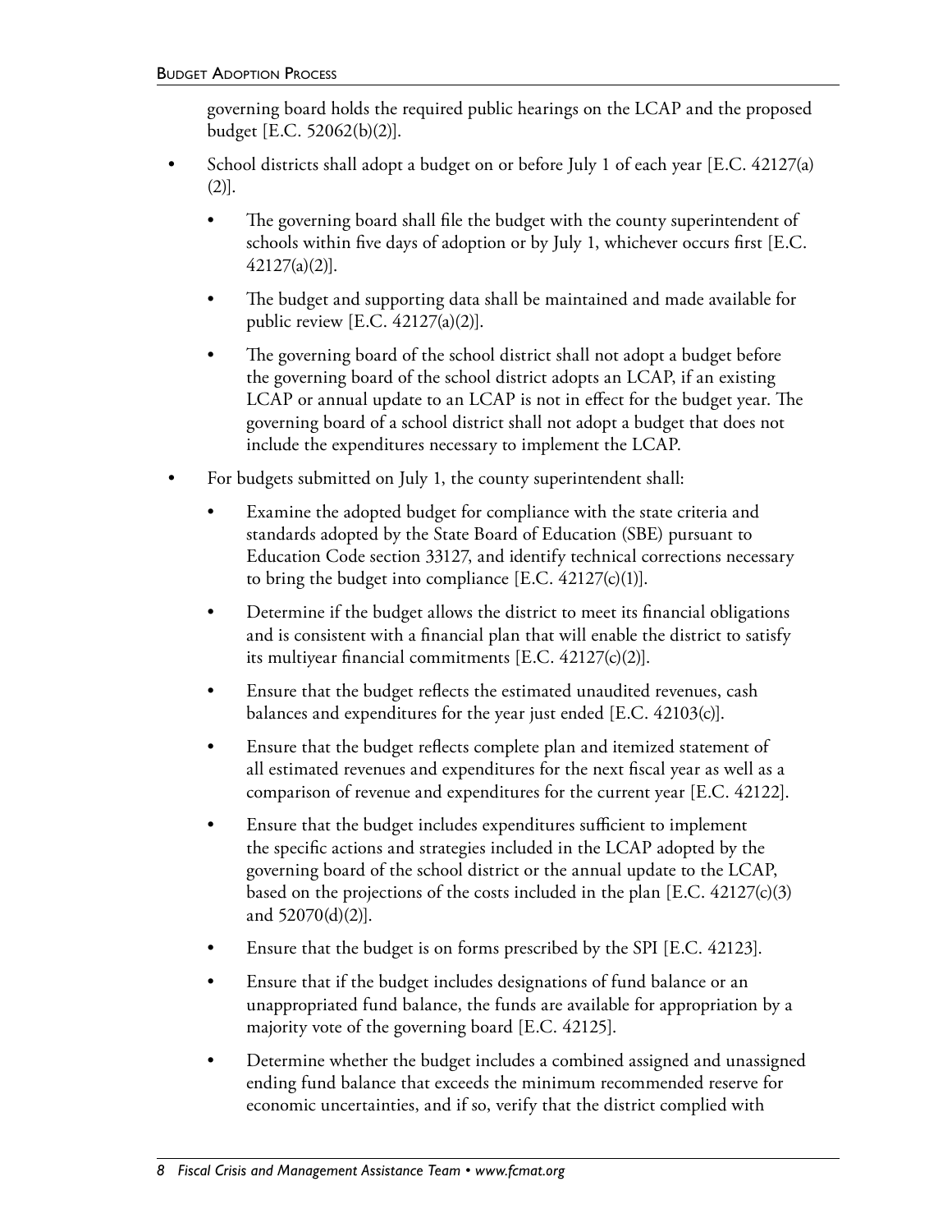governing board holds the required public hearings on the LCAP and the proposed budget [E.C. 52062(b)(2)].

- School districts shall adopt a budget on or before July 1 of each year [E.C. 42127(a)(2)].
  - The governing board shall file the budget with the county superintendent of schools within five days of adoption or by July 1, whichever occurs first [E.C. 42127(a)(2)].
  - The budget and supporting data shall be maintained and made available for public review [E.C. 42127(a)(2)].
  - The governing board of the school district shall not adopt a budget before the governing board of the school district adopts an LCAP, if an existing LCAP or annual update to an LCAP is not in effect for the budget year. The governing board of a school district shall not adopt a budget that does not include the expenditures necessary to implement the LCAP.
- For budgets submitted on July 1, the county superintendent shall:
  - Examine the adopted budget for compliance with the state criteria and standards adopted by the State Board of Education (SBE) pursuant to Education Code section 33127, and identify technical corrections necessary to bring the budget into compliance [E.C. 42127(c)(1)].
  - Determine if the budget allows the district to meet its financial obligations and is consistent with a financial plan that will enable the district to satisfy its multiyear financial commitments [E.C. 42127(c)(2)].
  - Ensure that the budget reflects the estimated unaudited revenues, cash balances and expenditures for the year just ended [E.C. 42103(c)].
  - Ensure that the budget reflects complete plan and itemized statement of all estimated revenues and expenditures for the next fiscal year as well as a comparison of revenue and expenditures for the current year [E.C. 42122].
  - Ensure that the budget includes expenditures sufficient to implement the specific actions and strategies included in the LCAP adopted by the governing board of the school district or the annual update to the LCAP, based on the projections of the costs included in the plan [E.C. 42127(c)(3) and 52070(d)(2)].
  - Ensure that the budget is on forms prescribed by the SPI [E.C. 42123].
  - Ensure that if the budget includes designations of fund balance or an unappropriated fund balance, the funds are available for appropriation by a majority vote of the governing board [E.C. 42125].
  - Determine whether the budget includes a combined assigned and unassigned ending fund balance that exceeds the minimum recommended reserve for economic uncertainties, and if so, verify that the district complied with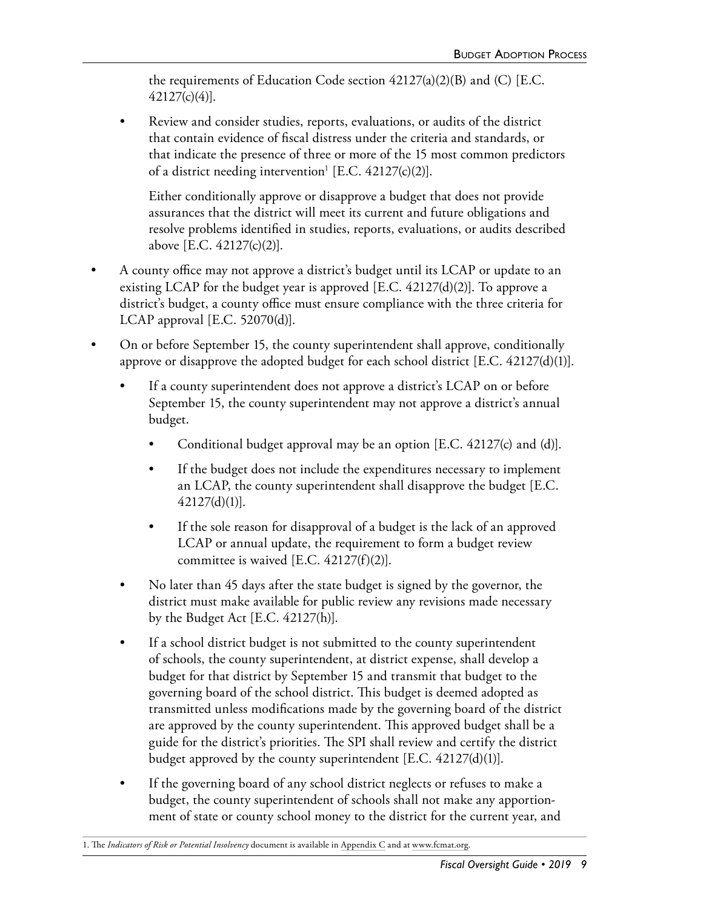the requirements of Education Code section 42127(a)(2)(B) and (C) [E.C. 42127(c)(4)].

- Review and consider studies, reports, evaluations, or audits of the district that contain evidence of fiscal distress under the criteria and standards, or that indicate the presence of three or more of the 15 most common predictors of a district needing intervention[1] [E.C. 42127(c)(2)].

  Either conditionally approve or disapprove a budget that does not provide assurances that the district will meet its current and future obligations and resolve problems identified in studies, reports, evaluations, or audits described above [E.C. 42127(c)(2)].

- A county office may not approve a district's budget until its LCAP or update to an existing LCAP for the budget year is approved [E.C. 42127(d)(2)]. To approve a district's budget, a county office must ensure compliance with the three criteria for LCAP approval [E.C. 52070(d)].
- On or before September 15, the county superintendent shall approve, conditionally approve or disapprove the adopted budget for each school district [E.C. 42127(d)(1)].
  - If a county superintendent does not approve a district's LCAP on or before September 15, the county superintendent may not approve a district's annual budget.
    - Conditional budget approval may be an option [E.C. 42127(c) and (d)].
    - If the budget does not include the expenditures necessary to implement an LCAP, the county superintendent shall disapprove the budget [E.C. 42127(d)(1)].
    - If the sole reason for disapproval of a budget is the lack of an approved LCAP or annual update, the requirement to form a budget review committee is waived [E.C. 42127(f)(2)].
  - No later than 45 days after the state budget is signed by the governor, the district must make available for public review any revisions made necessary by the Budget Act [E.C. 42127(h)].
  - If a school district budget is not submitted to the county superintendent of schools, the county superintendent, at district expense, shall develop a budget for that district by September 15 and transmit that budget to the governing board of the school district. This budget is deemed adopted as transmitted unless modifications made by the governing board of the district are approved by the county superintendent. This approved budget shall be a guide for the district's priorities. The SPI shall review and certify the district budget approved by the county superintendent [E.C. 42127(d)(1)].
  - If the governing board of any school district neglects or refuses to make a budget, the county superintendent of schools shall not make any apportionment of state or county school money to the district for the current year, and

1. The *Indicators of Risk or Potential Insolvency* document is available in Appendix C and at www.fcmat.org.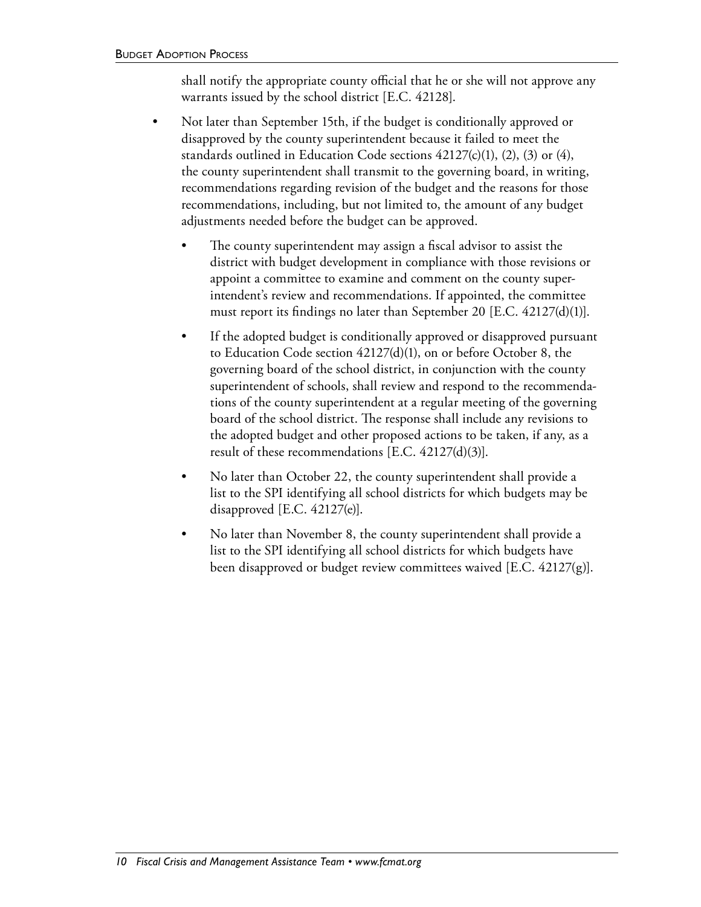shall notify the appropriate county official that he or she will not approve any warrants issued by the school district [E.C. 42128].

- Not later than September 15th, if the budget is conditionally approved or disapproved by the county superintendent because it failed to meet the standards outlined in Education Code sections 42127(c)(1), (2), (3) or (4), the county superintendent shall transmit to the governing board, in writing, recommendations regarding revision of the budget and the reasons for those recommendations, including, but not limited to, the amount of any budget adjustments needed before the budget can be approved.
    - The county superintendent may assign a fiscal advisor to assist the district with budget development in compliance with those revisions or appoint a committee to examine and comment on the county superintendent's review and recommendations. If appointed, the committee must report its findings no later than September 20 [E.C. 42127(d)(1)].
    - If the adopted budget is conditionally approved or disapproved pursuant to Education Code section 42127(d)(1), on or before October 8, the governing board of the school district, in conjunction with the county superintendent of schools, shall review and respond to the recommendations of the county superintendent at a regular meeting of the governing board of the school district. The response shall include any revisions to the adopted budget and other proposed actions to be taken, if any, as a result of these recommendations [E.C. 42127(d)(3)].
    - No later than October 22, the county superintendent shall provide a list to the SPI identifying all school districts for which budgets may be disapproved [E.C. 42127(e)].
    - No later than November 8, the county superintendent shall provide a list to the SPI identifying all school districts for which budgets have been disapproved or budget review committees waived [E.C. 42127(g)].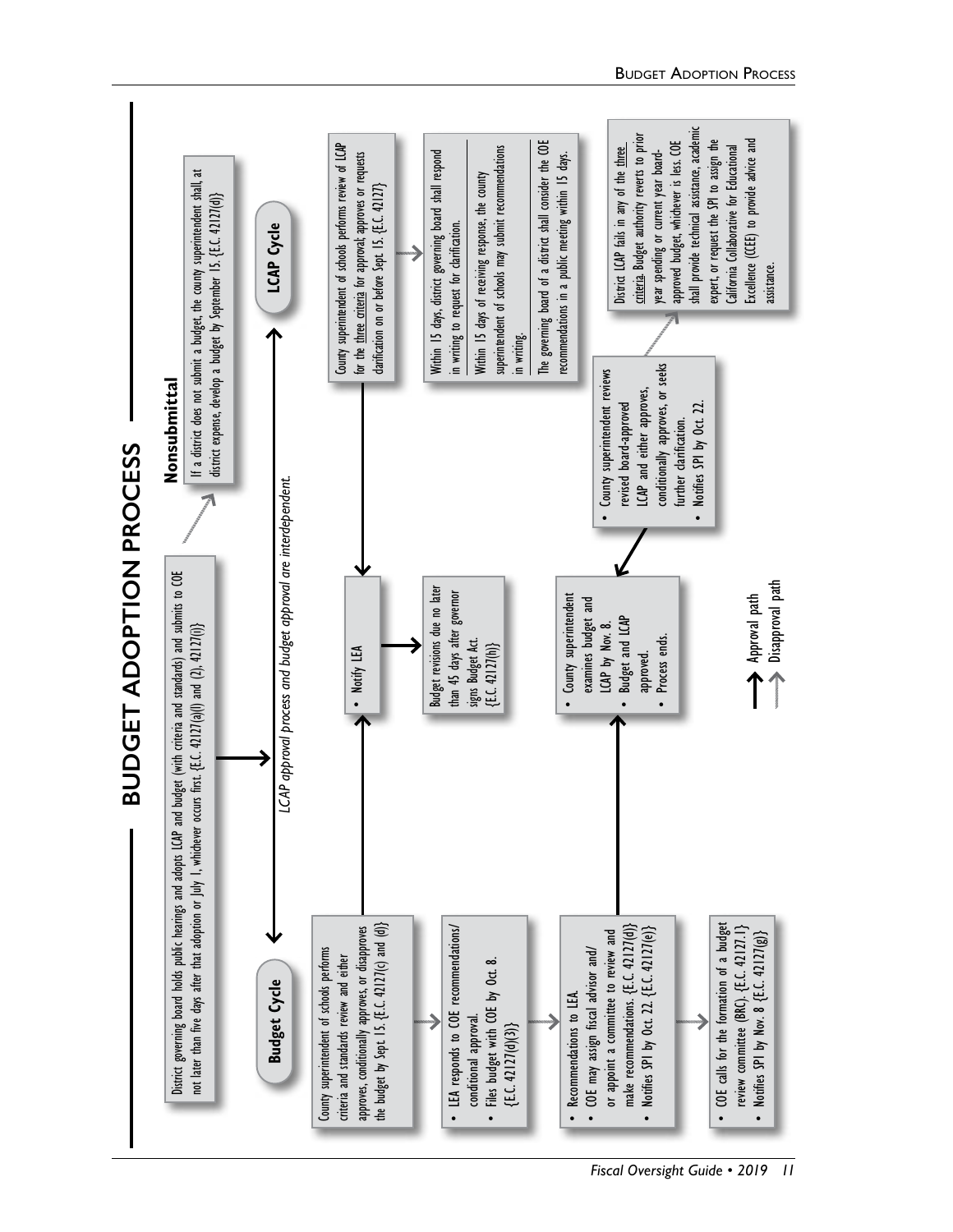# BUDGET ADOPTION PROCESS

District governing board holds public hearings and adopts LCAP and budget (with criteria and standards) and submits to COE not later than five days after that adoption or July 1, whichever occurs first. {E.C. 42127(a)(l) and (2), 42127(i)}

### Nonsubmittal

If a district does not submit a budget, the county superintendent shall, at district expense, develop a budget by September 15. {E.C. 42127(d)}

*LCAP approval process and budget approval are interdependent.*

## Budget Cycle

County superintendent of schools performs criteria and standards review and either approves, conditionally approves, or disapproves the budget by Sept 15. {E.C. 42127(c) and (d)}

- LEA responds to COE recommendations/ conditional approval.
- Files budget with COE by Oct. 8. {E.C. 42127(d)(3)}

- Recommendations to LEA.
- COE may assign fiscal advisor and/ or appoint a committee to review and make recommendations. {E.C. 42127(d)}
- Notifies SPI by Oct. 22. {E.C. 42127(e)}

- COE calls for the formation of a budget review committee (BRC). {E.C. 42127.1}
- Notifies SPI by Nov. 8 {E.C. 42127(g)}

## LCAP Cycle

County superintendent of schools performs review of LCAP for the three criteria for approval; approves or requests clarification on or before Sept. 15. {E.C. 42127}

Within 15 days, district governing board shall respond in writing to request for clarification.

Within 15 days of receiving response, the county superintendent of schools may submit recommendations in writing.

The governing board of a district shall consider the COE recommendations in a public meeting within 15 days.

- County superintendent reviews revised board-approved LCAP and either approves, conditionally approves, or seeks further clarification.
- Notifies SPI by Oct. 22.

District LCAP fails in any of the three criteria. Budget authority reverts to prior year spending or current year board-approved budget, whichever is less. COE shall provide technical assistance, academic expert, or request the SPI to assign the California Collaborative for Educational Excellence (CCEE) to provide advice and assistance.

## Approval Outcomes

- Notify LEA

Budget revisions due no later than 45 days after governor signs Budget Act. {E.C. 42127(h)}

- County superintendent examines budget and LCAP by Nov. 8.
- Budget and LCAP approved.
- Process ends.

Legend: → Approval path; → Disapproval path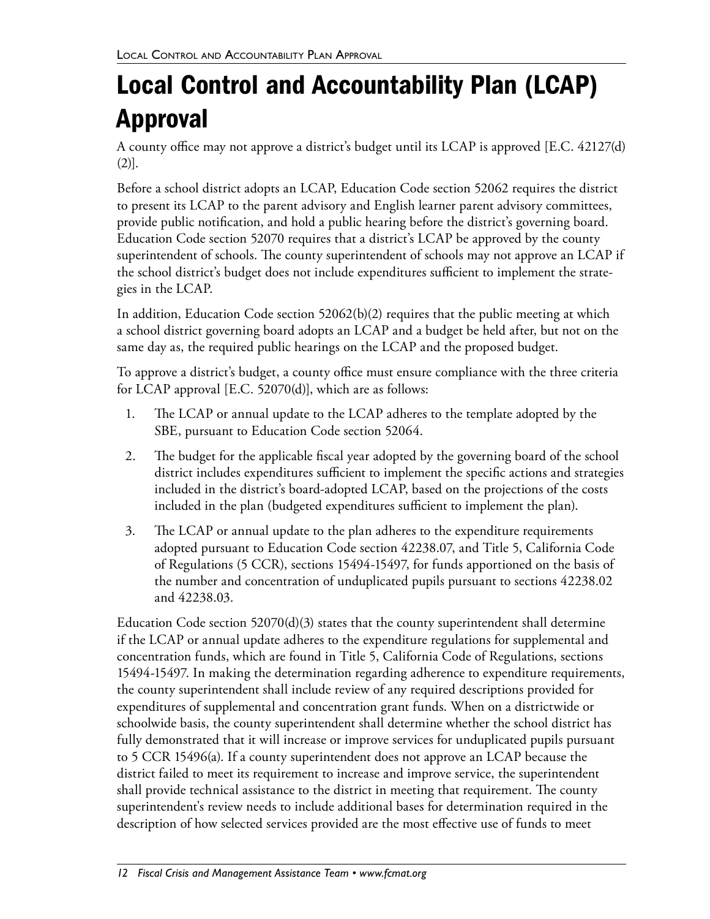# Local Control and Accountability Plan (LCAP) Approval

A county office may not approve a district's budget until its LCAP is approved [E.C. 42127(d)(2)].

Before a school district adopts an LCAP, Education Code section 52062 requires the district to present its LCAP to the parent advisory and English learner parent advisory committees, provide public notification, and hold a public hearing before the district's governing board. Education Code section 52070 requires that a district's LCAP be approved by the county superintendent of schools. The county superintendent of schools may not approve an LCAP if the school district's budget does not include expenditures sufficient to implement the strategies in the LCAP.

In addition, Education Code section 52062(b)(2) requires that the public meeting at which a school district governing board adopts an LCAP and a budget be held after, but not on the same day as, the required public hearings on the LCAP and the proposed budget.

To approve a district's budget, a county office must ensure compliance with the three criteria for LCAP approval [E.C. 52070(d)], which are as follows:

1. The LCAP or annual update to the LCAP adheres to the template adopted by the SBE, pursuant to Education Code section 52064.
2. The budget for the applicable fiscal year adopted by the governing board of the school district includes expenditures sufficient to implement the specific actions and strategies included in the district's board-adopted LCAP, based on the projections of the costs included in the plan (budgeted expenditures sufficient to implement the plan).
3. The LCAP or annual update to the plan adheres to the expenditure requirements adopted pursuant to Education Code section 42238.07, and Title 5, California Code of Regulations (5 CCR), sections 15494-15497, for funds apportioned on the basis of the number and concentration of unduplicated pupils pursuant to sections 42238.02 and 42238.03.

Education Code section 52070(d)(3) states that the county superintendent shall determine if the LCAP or annual update adheres to the expenditure regulations for supplemental and concentration funds, which are found in Title 5, California Code of Regulations, sections 15494-15497. In making the determination regarding adherence to expenditure requirements, the county superintendent shall include review of any required descriptions provided for expenditures of supplemental and concentration grant funds. When on a districtwide or schoolwide basis, the county superintendent shall determine whether the school district has fully demonstrated that it will increase or improve services for unduplicated pupils pursuant to 5 CCR 15496(a). If a county superintendent does not approve an LCAP because the district failed to meet its requirement to increase and improve service, the superintendent shall provide technical assistance to the district in meeting that requirement. The county superintendent's review needs to include additional bases for determination required in the description of how selected services provided are the most effective use of funds to meet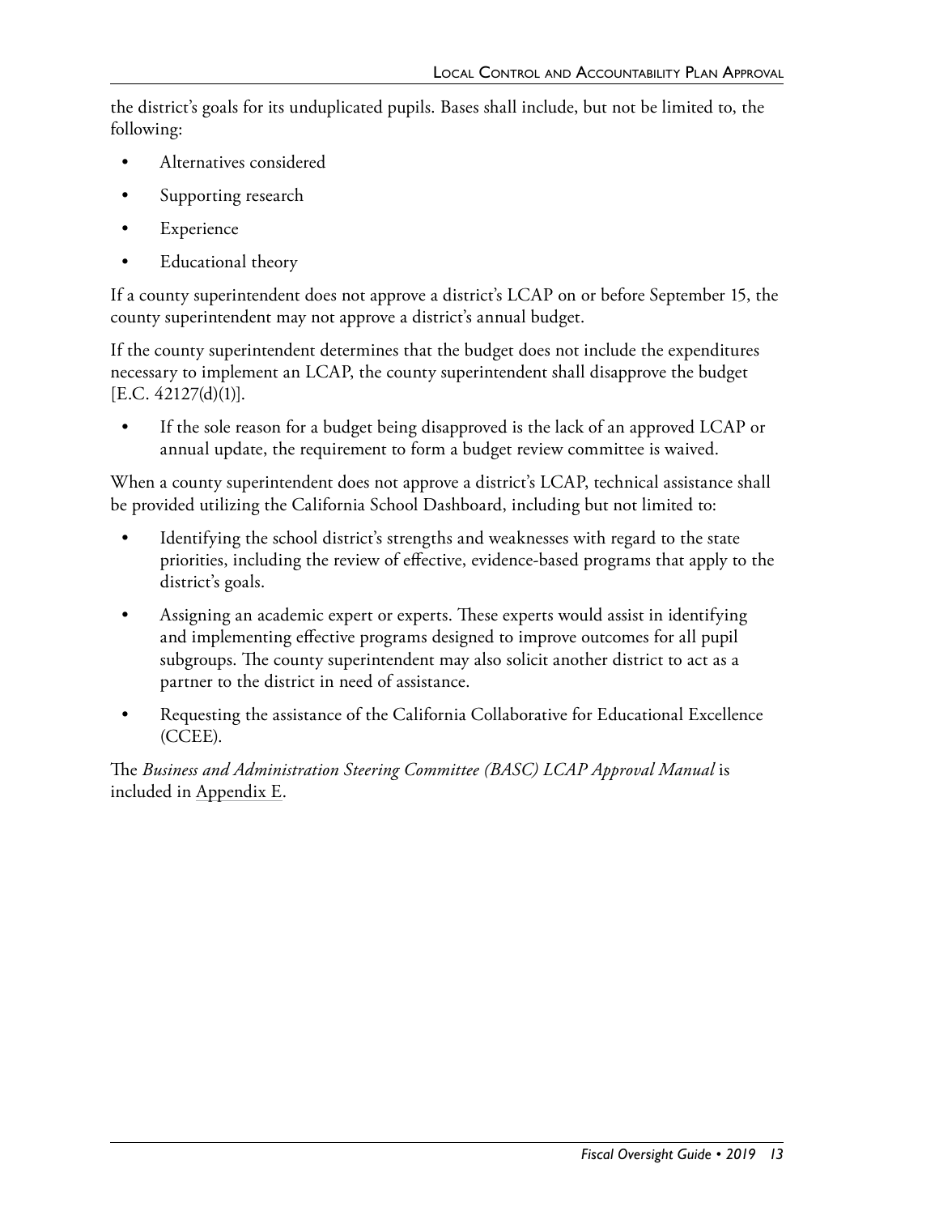the district's goals for its unduplicated pupils. Bases shall include, but not be limited to, the following:

- Alternatives considered
- Supporting research
- Experience
- Educational theory

If a county superintendent does not approve a district's LCAP on or before September 15, the county superintendent may not approve a district's annual budget.

If the county superintendent determines that the budget does not include the expenditures necessary to implement an LCAP, the county superintendent shall disapprove the budget [E.C. 42127(d)(1)].

- If the sole reason for a budget being disapproved is the lack of an approved LCAP or annual update, the requirement to form a budget review committee is waived.

When a county superintendent does not approve a district's LCAP, technical assistance shall be provided utilizing the California School Dashboard, including but not limited to:

- Identifying the school district's strengths and weaknesses with regard to the state priorities, including the review of effective, evidence-based programs that apply to the district's goals.
- Assigning an academic expert or experts. These experts would assist in identifying and implementing effective programs designed to improve outcomes for all pupil subgroups. The county superintendent may also solicit another district to act as a partner to the district in need of assistance.
- Requesting the assistance of the California Collaborative for Educational Excellence (CCEE).

The *Business and Administration Steering Committee (BASC) LCAP Approval Manual* is included in Appendix E.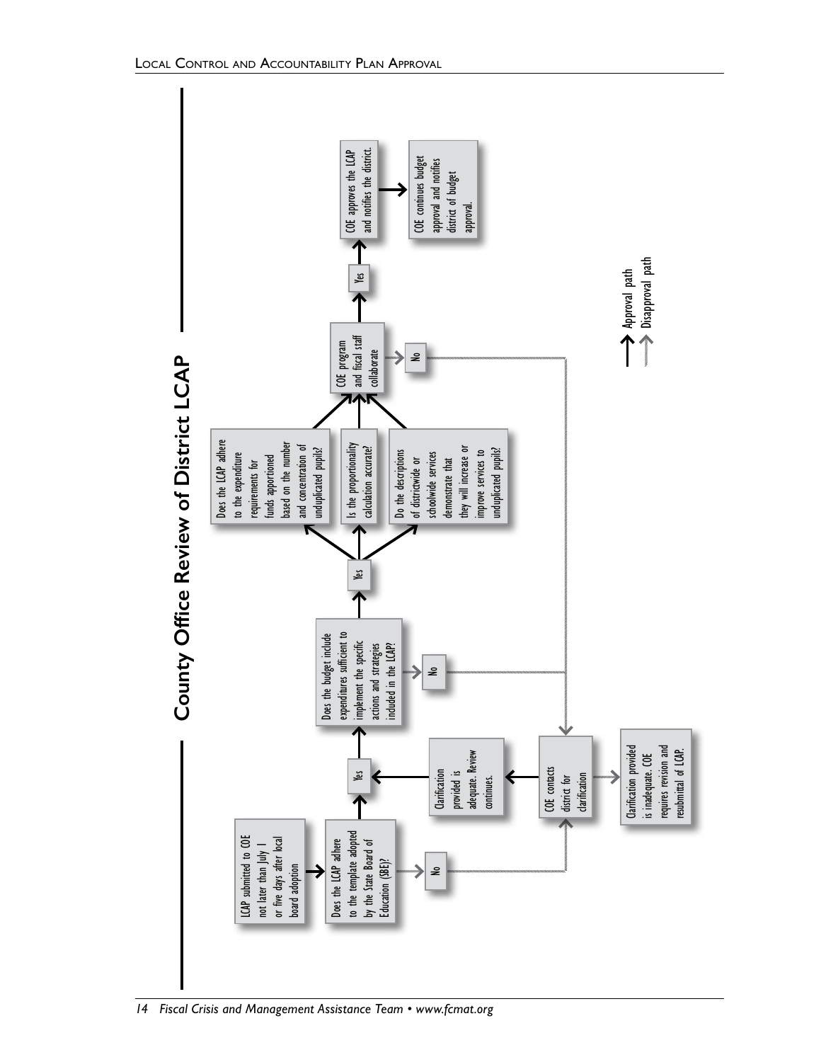## County Office Review of District LCAP

LCAP submitted to COE not later than July 1 or five days after local board adoption

Does the LCAP adhere to the template adopted by the State Board of Education (SBE)?

No

Yes

Does the budget include expenditures sufficient to implement the specific actions and strategies included in the LCAP?

No

Yes

Does the LCAP adhere to the expenditure requirements for funds apportioned based on the number and concentration of unduplicated pupils?

Is the proportionality calculation accurate?

Do the descriptions of districtwide or schoolwide services demonstrate that they will increase or improve services to unduplicated pupils?

COE program and fiscal staff collaborate

No

Yes

COE approves the LCAP and notifies the district.

COE continues budget approval and notifies district of budget approval.

COE contacts district for clarification

Clarification provided is adequate. Review continues.

Clarification provided is inadequate. COE requires revision and resubmittal of LCAP.

Approval path

Disapproval path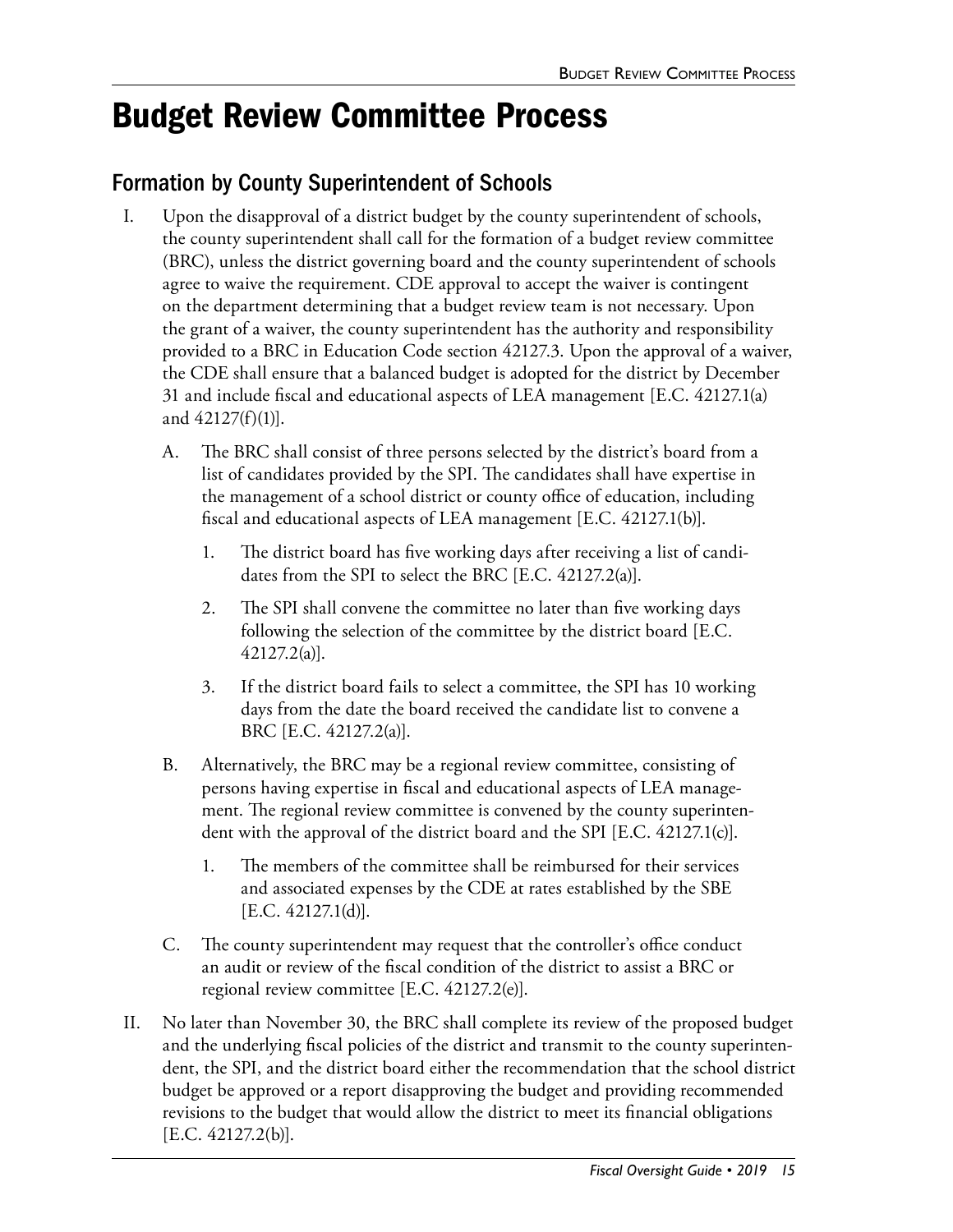# Budget Review Committee Process

## Formation by County Superintendent of Schools

I. Upon the disapproval of a district budget by the county superintendent of schools, the county superintendent shall call for the formation of a budget review committee (BRC), unless the district governing board and the county superintendent of schools agree to waive the requirement. CDE approval to accept the waiver is contingent on the department determining that a budget review team is not necessary. Upon the grant of a waiver, the county superintendent has the authority and responsibility provided to a BRC in Education Code section 42127.3. Upon the approval of a waiver, the CDE shall ensure that a balanced budget is adopted for the district by December 31 and include fiscal and educational aspects of LEA management [E.C. 42127.1(a) and 42127(f)(1)].

   A. The BRC shall consist of three persons selected by the district's board from a list of candidates provided by the SPI. The candidates shall have expertise in the management of a school district or county office of education, including fiscal and educational aspects of LEA management [E.C. 42127.1(b)].

      1. The district board has five working days after receiving a list of candidates from the SPI to select the BRC [E.C. 42127.2(a)].

      2. The SPI shall convene the committee no later than five working days following the selection of the committee by the district board [E.C. 42127.2(a)].

      3. If the district board fails to select a committee, the SPI has 10 working days from the date the board received the candidate list to convene a BRC [E.C. 42127.2(a)].

   B. Alternatively, the BRC may be a regional review committee, consisting of persons having expertise in fiscal and educational aspects of LEA management. The regional review committee is convened by the county superintendent with the approval of the district board and the SPI [E.C. 42127.1(c)].

      1. The members of the committee shall be reimbursed for their services and associated expenses by the CDE at rates established by the SBE [E.C. 42127.1(d)].

   C. The county superintendent may request that the controller's office conduct an audit or review of the fiscal condition of the district to assist a BRC or regional review committee [E.C. 42127.2(e)].

II. No later than November 30, the BRC shall complete its review of the proposed budget and the underlying fiscal policies of the district and transmit to the county superintendent, the SPI, and the district board either the recommendation that the school district budget be approved or a report disapproving the budget and providing recommended revisions to the budget that would allow the district to meet its financial obligations [E.C. 42127.2(b)].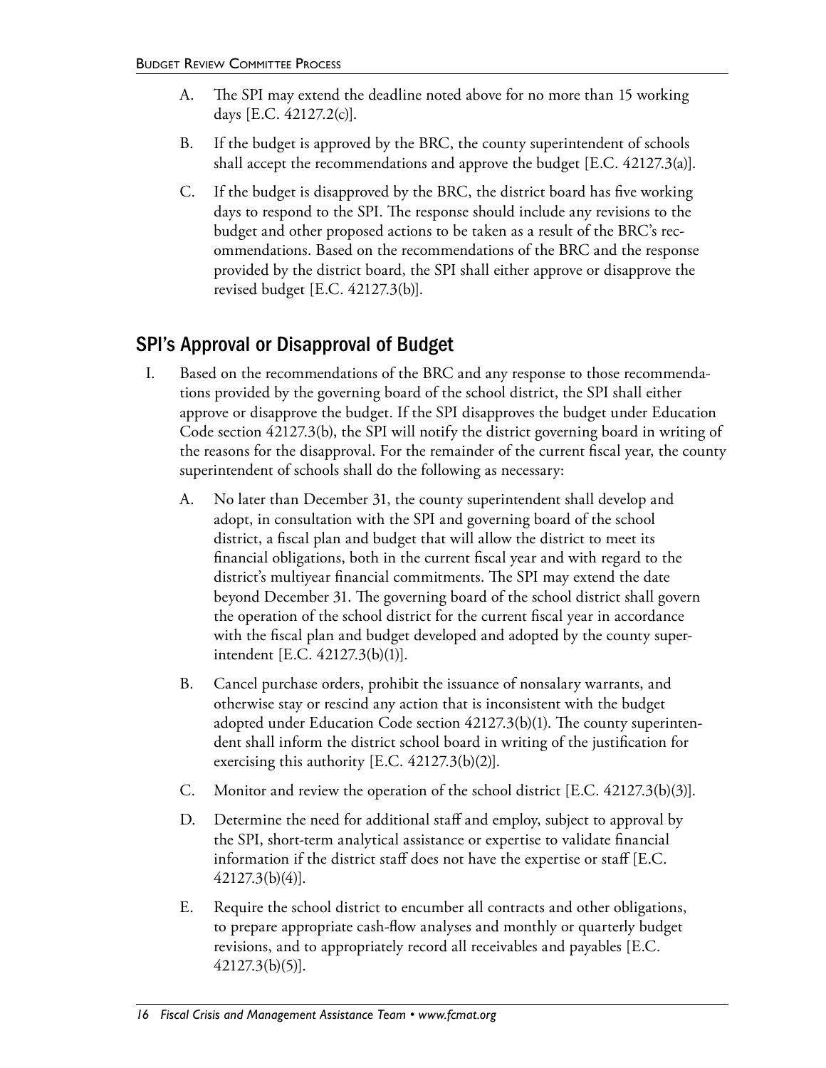A. The SPI may extend the deadline noted above for no more than 15 working days [E.C. 42127.2(c)].

B. If the budget is approved by the BRC, the county superintendent of schools shall accept the recommendations and approve the budget [E.C. 42127.3(a)].

C. If the budget is disapproved by the BRC, the district board has five working days to respond to the SPI. The response should include any revisions to the budget and other proposed actions to be taken as a result of the BRC's recommendations. Based on the recommendations of the BRC and the response provided by the district board, the SPI shall either approve or disapprove the revised budget [E.C. 42127.3(b)].

## SPI's Approval or Disapproval of Budget

I. Based on the recommendations of the BRC and any response to those recommendations provided by the governing board of the school district, the SPI shall either approve or disapprove the budget. If the SPI disapproves the budget under Education Code section 42127.3(b), the SPI will notify the district governing board in writing of the reasons for the disapproval. For the remainder of the current fiscal year, the county superintendent of schools shall do the following as necessary:

   A. No later than December 31, the county superintendent shall develop and adopt, in consultation with the SPI and governing board of the school district, a fiscal plan and budget that will allow the district to meet its financial obligations, both in the current fiscal year and with regard to the district's multiyear financial commitments. The SPI may extend the date beyond December 31. The governing board of the school district shall govern the operation of the school district for the current fiscal year in accordance with the fiscal plan and budget developed and adopted by the county superintendent [E.C. 42127.3(b)(1)].

   B. Cancel purchase orders, prohibit the issuance of nonsalary warrants, and otherwise stay or rescind any action that is inconsistent with the budget adopted under Education Code section 42127.3(b)(1). The county superintendent shall inform the district school board in writing of the justification for exercising this authority [E.C. 42127.3(b)(2)].

   C. Monitor and review the operation of the school district [E.C. 42127.3(b)(3)].

   D. Determine the need for additional staff and employ, subject to approval by the SPI, short-term analytical assistance or expertise to validate financial information if the district staff does not have the expertise or staff [E.C. 42127.3(b)(4)].

   E. Require the school district to encumber all contracts and other obligations, to prepare appropriate cash-flow analyses and monthly or quarterly budget revisions, and to appropriately record all receivables and payables [E.C. 42127.3(b)(5)].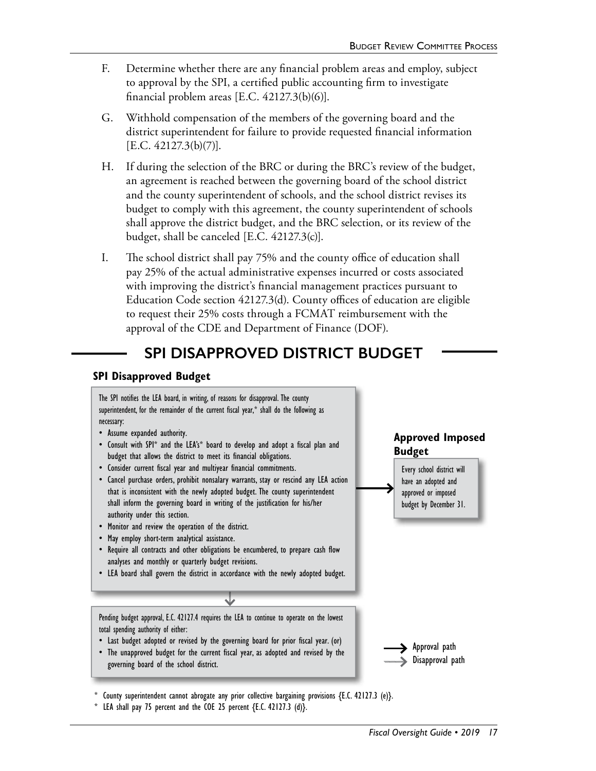F. Determine whether there are any financial problem areas and employ, subject to approval by the SPI, a certified public accounting firm to investigate financial problem areas [E.C. 42127.3(b)(6)].

G. Withhold compensation of the members of the governing board and the district superintendent for failure to provide requested financial information [E.C. 42127.3(b)(7)].

H. If during the selection of the BRC or during the BRC's review of the budget, an agreement is reached between the governing board of the school district and the county superintendent of schools, and the school district revises its budget to comply with this agreement, the county superintendent of schools shall approve the district budget, and the BRC selection, or its review of the budget, shall be canceled [E.C. 42127.3(c)].

I. The school district shall pay 75% and the county office of education shall pay 25% of the actual administrative expenses incurred or costs associated with improving the district's financial management practices pursuant to Education Code section 42127.3(d). County offices of education are eligible to request their 25% costs through a FCMAT reimbursement with the approval of the CDE and Department of Finance (DOF).

## SPI DISAPPROVED DISTRICT BUDGET

### SPI Disapproved Budget

The SPI notifies the LEA board, in writing, of reasons for disapproval. The county superintendent, for the remainder of the current fiscal year,* shall do the following as necessary:

- Assume expanded authority.
- Consult with SPI* and the LEA's* board to develop and adopt a fiscal plan and budget that allows the district to meet its financial obligations.
- Consider current fiscal year and multiyear financial commitments.
- Cancel purchase orders, prohibit nonsalary warrants, stay or rescind any LEA action that is inconsistent with the newly adopted budget. The county superintendent shall inform the governing board in writing of the justification for his/her authority under this section.
- Monitor and review the operation of the district.
- May employ short-term analytical assistance.
- Require all contracts and other obligations be encumbered, to prepare cash flow analyses and monthly or quarterly budget revisions.
- LEA board shall govern the district in accordance with the newly adopted budget.

→ **Approved Imposed Budget**

Every school district will have an adopted and approved or imposed budget by December 31.

↓ (Disapproval path)

Pending budget approval, E.C. 42127.4 requires the LEA to continue to operate on the lowest total spending authority of either:

- Last budget adopted or revised by the governing board for prior fiscal year. (or)
- The unapproved budget for the current fiscal year, as adopted and revised by the governing board of the school district.

→ Approval path
→ Disapproval path

\* County superintendent cannot abrogate any prior collective bargaining provisions {E.C. 42127.3 (e)}.

\* LEA shall pay 75 percent and the COE 25 percent {E.C. 42127.3 (d)}.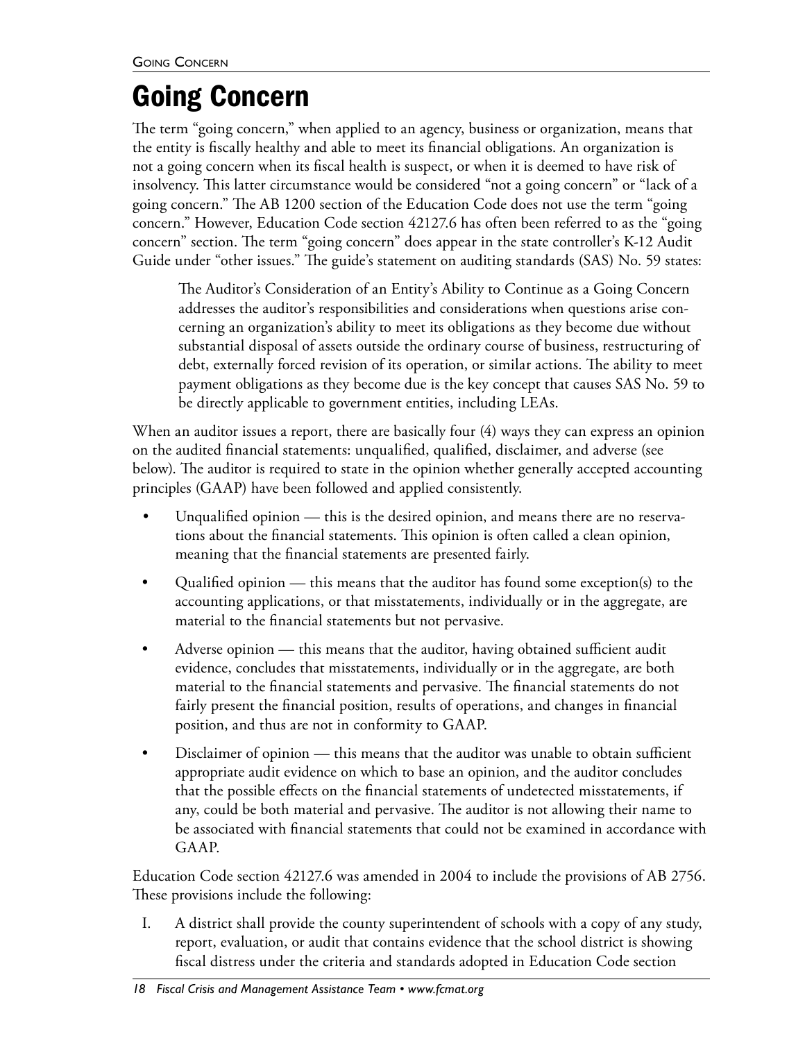# Going Concern

The term "going concern," when applied to an agency, business or organization, means that the entity is fiscally healthy and able to meet its financial obligations. An organization is not a going concern when its fiscal health is suspect, or when it is deemed to have risk of insolvency. This latter circumstance would be considered "not a going concern" or "lack of a going concern." The AB 1200 section of the Education Code does not use the term "going concern." However, Education Code section 42127.6 has often been referred to as the "going concern" section. The term "going concern" does appear in the state controller's K-12 Audit Guide under "other issues." The guide's statement on auditing standards (SAS) No. 59 states:

> The Auditor's Consideration of an Entity's Ability to Continue as a Going Concern addresses the auditor's responsibilities and considerations when questions arise concerning an organization's ability to meet its obligations as they become due without substantial disposal of assets outside the ordinary course of business, restructuring of debt, externally forced revision of its operation, or similar actions. The ability to meet payment obligations as they become due is the key concept that causes SAS No. 59 to be directly applicable to government entities, including LEAs.

When an auditor issues a report, there are basically four (4) ways they can express an opinion on the audited financial statements: unqualified, qualified, disclaimer, and adverse (see below). The auditor is required to state in the opinion whether generally accepted accounting principles (GAAP) have been followed and applied consistently.

- Unqualified opinion — this is the desired opinion, and means there are no reservations about the financial statements. This opinion is often called a clean opinion, meaning that the financial statements are presented fairly.
- Qualified opinion — this means that the auditor has found some exception(s) to the accounting applications, or that misstatements, individually or in the aggregate, are material to the financial statements but not pervasive.
- Adverse opinion — this means that the auditor, having obtained sufficient audit evidence, concludes that misstatements, individually or in the aggregate, are both material to the financial statements and pervasive. The financial statements do not fairly present the financial position, results of operations, and changes in financial position, and thus are not in conformity to GAAP.
- Disclaimer of opinion — this means that the auditor was unable to obtain sufficient appropriate audit evidence on which to base an opinion, and the auditor concludes that the possible effects on the financial statements of undetected misstatements, if any, could be both material and pervasive. The auditor is not allowing their name to be associated with financial statements that could not be examined in accordance with GAAP.

Education Code section 42127.6 was amended in 2004 to include the provisions of AB 2756. These provisions include the following:

I. A district shall provide the county superintendent of schools with a copy of any study, report, evaluation, or audit that contains evidence that the school district is showing fiscal distress under the criteria and standards adopted in Education Code section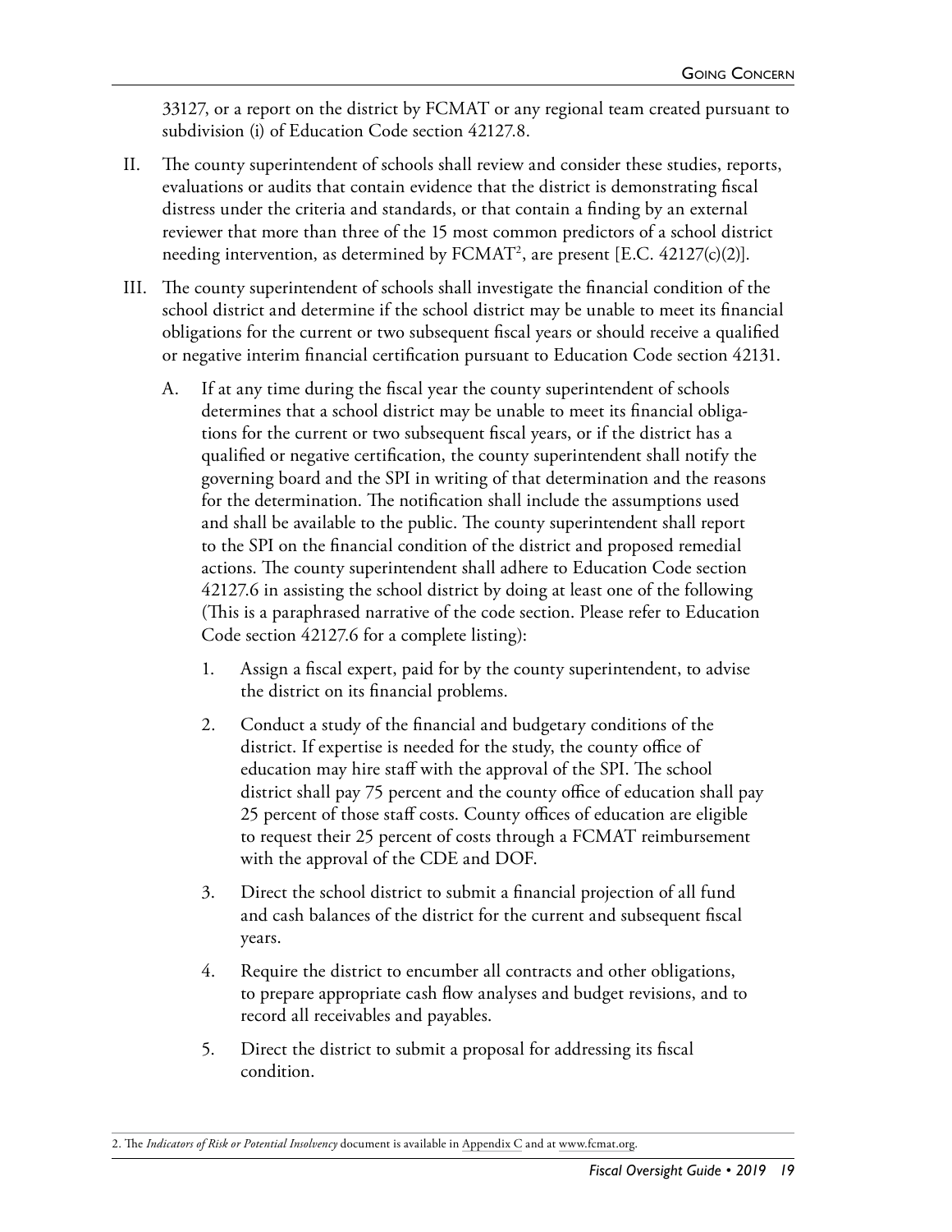33127, or a report on the district by FCMAT or any regional team created pursuant to subdivision (i) of Education Code section 42127.8.

II. The county superintendent of schools shall review and consider these studies, reports, evaluations or audits that contain evidence that the district is demonstrating fiscal distress under the criteria and standards, or that contain a finding by an external reviewer that more than three of the 15 most common predictors of a school district needing intervention, as determined by FCMAT[2], are present [E.C. 42127(c)(2)].

III. The county superintendent of schools shall investigate the financial condition of the school district and determine if the school district may be unable to meet its financial obligations for the current or two subsequent fiscal years or should receive a qualified or negative interim financial certification pursuant to Education Code section 42131.

   A. If at any time during the fiscal year the county superintendent of schools determines that a school district may be unable to meet its financial obligations for the current or two subsequent fiscal years, or if the district has a qualified or negative certification, the county superintendent shall notify the governing board and the SPI in writing of that determination and the reasons for the determination. The notification shall include the assumptions used and shall be available to the public. The county superintendent shall report to the SPI on the financial condition of the district and proposed remedial actions. The county superintendent shall adhere to Education Code section 42127.6 in assisting the school district by doing at least one of the following (This is a paraphrased narrative of the code section. Please refer to Education Code section 42127.6 for a complete listing):

      1. Assign a fiscal expert, paid for by the county superintendent, to advise the district on its financial problems.

      2. Conduct a study of the financial and budgetary conditions of the district. If expertise is needed for the study, the county office of education may hire staff with the approval of the SPI. The school district shall pay 75 percent and the county office of education shall pay 25 percent of those staff costs. County offices of education are eligible to request their 25 percent of costs through a FCMAT reimbursement with the approval of the CDE and DOF.

      3. Direct the school district to submit a financial projection of all fund and cash balances of the district for the current and subsequent fiscal years.

      4. Require the district to encumber all contracts and other obligations, to prepare appropriate cash flow analyses and budget revisions, and to record all receivables and payables.

      5. Direct the district to submit a proposal for addressing its fiscal condition.

2. The *Indicators of Risk or Potential Insolvency* document is available in Appendix C and at www.fcmat.org.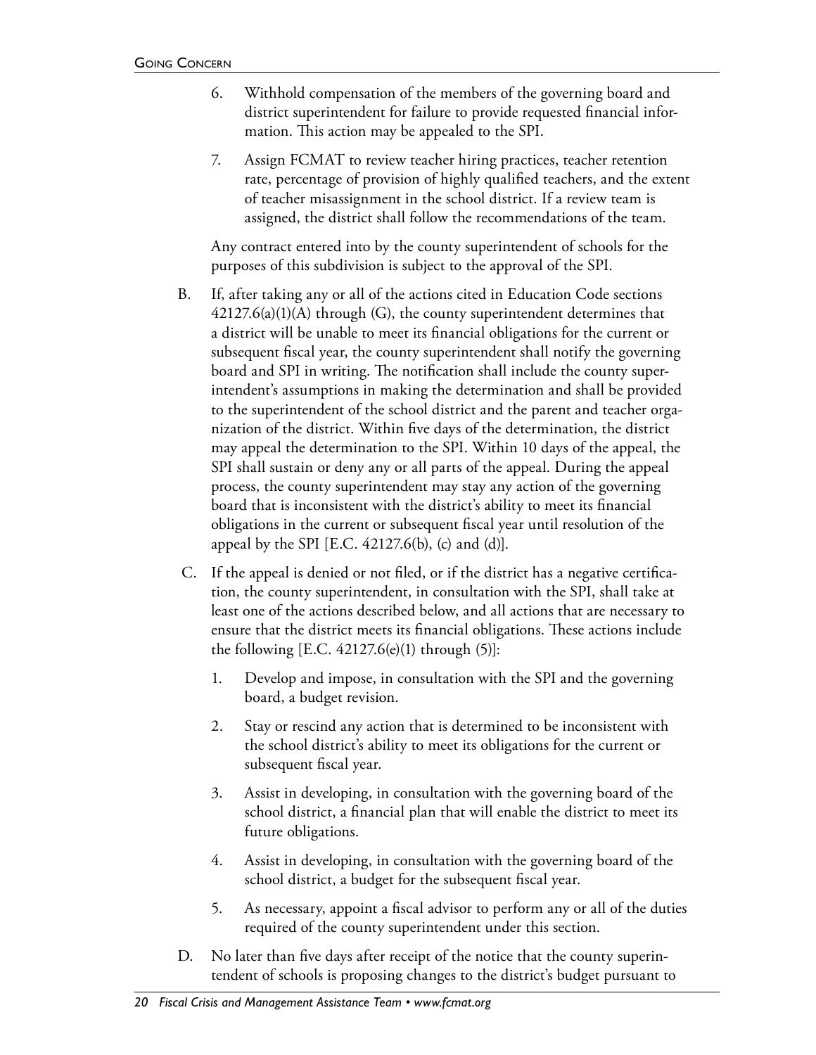6. Withhold compensation of the members of the governing board and district superintendent for failure to provide requested financial information. This action may be appealed to the SPI.

7. Assign FCMAT to review teacher hiring practices, teacher retention rate, percentage of provision of highly qualified teachers, and the extent of teacher misassignment in the school district. If a review team is assigned, the district shall follow the recommendations of the team.

Any contract entered into by the county superintendent of schools for the purposes of this subdivision is subject to the approval of the SPI.

B. If, after taking any or all of the actions cited in Education Code sections 42127.6(a)(1)(A) through (G), the county superintendent determines that a district will be unable to meet its financial obligations for the current or subsequent fiscal year, the county superintendent shall notify the governing board and SPI in writing. The notification shall include the county superintendent's assumptions in making the determination and shall be provided to the superintendent of the school district and the parent and teacher organization of the district. Within five days of the determination, the district may appeal the determination to the SPI. Within 10 days of the appeal, the SPI shall sustain or deny any or all parts of the appeal. During the appeal process, the county superintendent may stay any action of the governing board that is inconsistent with the district's ability to meet its financial obligations in the current or subsequent fiscal year until resolution of the appeal by the SPI [E.C. 42127.6(b), (c) and (d)].

C. If the appeal is denied or not filed, or if the district has a negative certification, the county superintendent, in consultation with the SPI, shall take at least one of the actions described below, and all actions that are necessary to ensure that the district meets its financial obligations. These actions include the following [E.C. 42127.6(e)(1) through (5)]:

   1. Develop and impose, in consultation with the SPI and the governing board, a budget revision.

   2. Stay or rescind any action that is determined to be inconsistent with the school district's ability to meet its obligations for the current or subsequent fiscal year.

   3. Assist in developing, in consultation with the governing board of the school district, a financial plan that will enable the district to meet its future obligations.

   4. Assist in developing, in consultation with the governing board of the school district, a budget for the subsequent fiscal year.

   5. As necessary, appoint a fiscal advisor to perform any or all of the duties required of the county superintendent under this section.

D. No later than five days after receipt of the notice that the county superintendent of schools is proposing changes to the district's budget pursuant to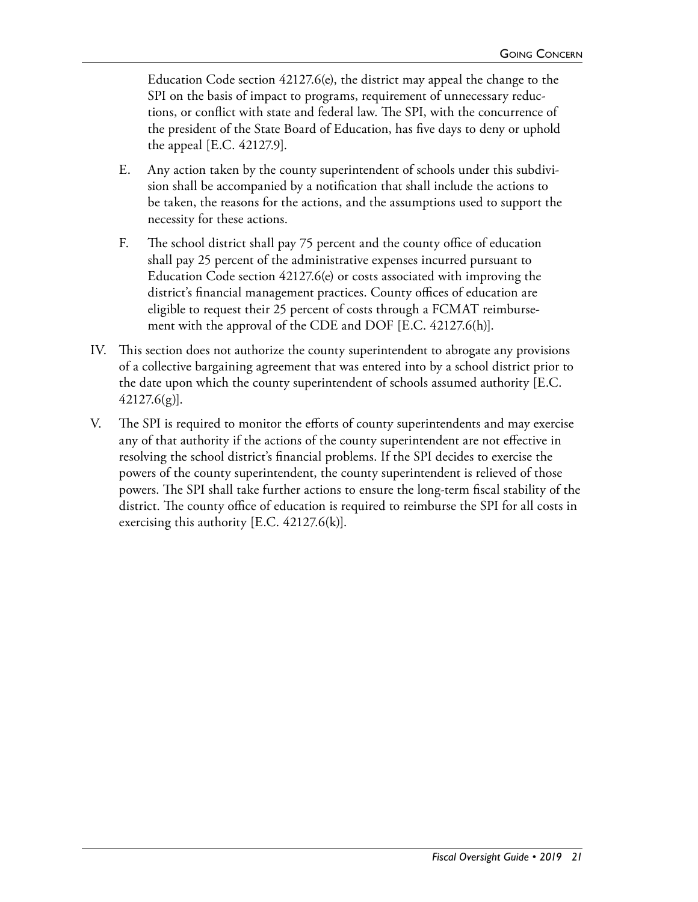Education Code section 42127.6(e), the district may appeal the change to the SPI on the basis of impact to programs, requirement of unnecessary reductions, or conflict with state and federal law. The SPI, with the concurrence of the president of the State Board of Education, has five days to deny or uphold the appeal [E.C. 42127.9].

E. Any action taken by the county superintendent of schools under this subdivision shall be accompanied by a notification that shall include the actions to be taken, the reasons for the actions, and the assumptions used to support the necessity for these actions.

F. The school district shall pay 75 percent and the county office of education shall pay 25 percent of the administrative expenses incurred pursuant to Education Code section 42127.6(e) or costs associated with improving the district's financial management practices. County offices of education are eligible to request their 25 percent of costs through a FCMAT reimbursement with the approval of the CDE and DOF [E.C. 42127.6(h)].

IV. This section does not authorize the county superintendent to abrogate any provisions of a collective bargaining agreement that was entered into by a school district prior to the date upon which the county superintendent of schools assumed authority [E.C. 42127.6(g)].

V. The SPI is required to monitor the efforts of county superintendents and may exercise any of that authority if the actions of the county superintendent are not effective in resolving the school district's financial problems. If the SPI decides to exercise the powers of the county superintendent, the county superintendent is relieved of those powers. The SPI shall take further actions to ensure the long-term fiscal stability of the district. The county office of education is required to reimburse the SPI for all costs in exercising this authority [E.C. 42127.6(k)].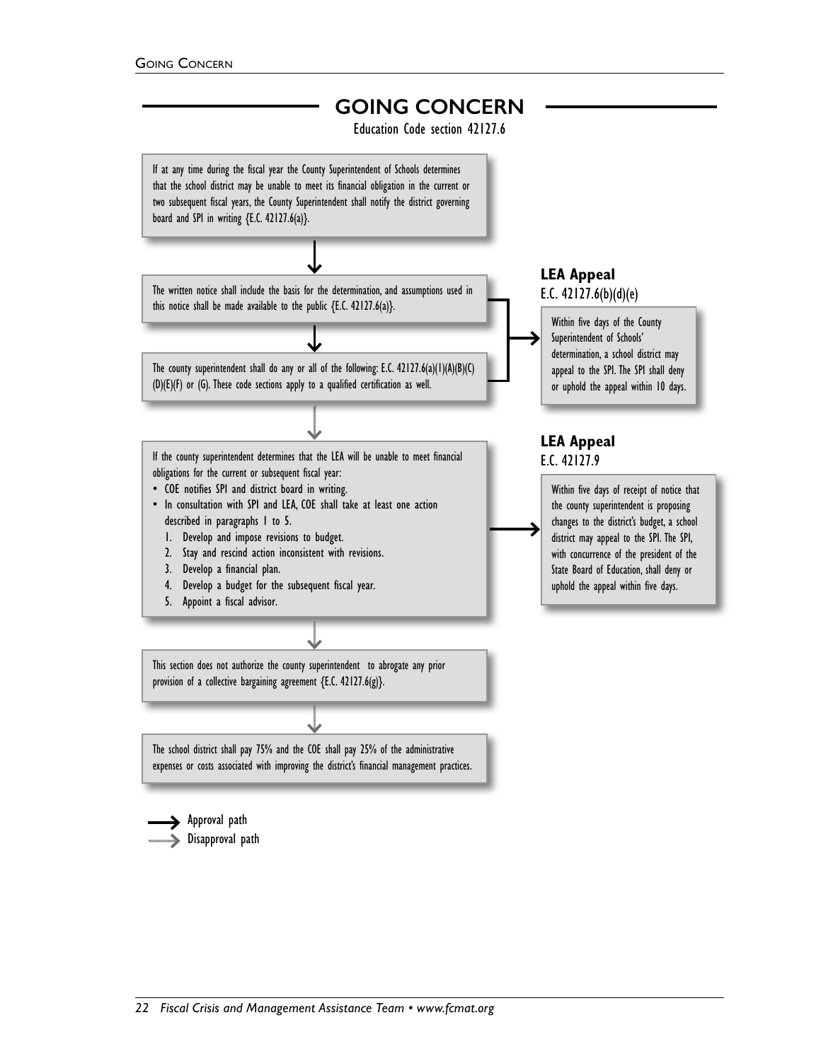# GOING CONCERN

Education Code section 42127.6

If at any time during the fiscal year the County Superintendent of Schools determines that the school district may be unable to meet its financial obligation in the current or two subsequent fiscal years, the County Superintendent shall notify the district governing board and SPI in writing {E.C. 42127.6(a)}.

↓

The written notice shall include the basis for the determination, and assumptions used in this notice shall be made available to the public {E.C. 42127.6(a)}.

↓

The county superintendent shall do any or all of the following: E.C. 42127.6(a)(1)(A)(B)(C)(D)(E)(F) or (G). These code sections apply to a qualified certification as well.

→ **LEA Appeal**
E.C. 42127.6(b)(d)(e)

Within five days of the County Superintendent of Schools' determination, a school district may appeal to the SPI. The SPI shall deny or uphold the appeal within 10 days.

↓

If the county superintendent determines that the LEA will be unable to meet financial obligations for the current or subsequent fiscal year:

- COE notifies SPI and district board in writing.
- In consultation with SPI and LEA, COE shall take at least one action described in paragraphs 1 to 5.
  1. Develop and impose revisions to budget.
  2. Stay and rescind action inconsistent with revisions.
  3. Develop a financial plan.
  4. Develop a budget for the subsequent fiscal year.
  5. Appoint a fiscal advisor.

→ **LEA Appeal**
E.C. 42127.9

Within five days of receipt of notice that the county superintendent is proposing changes to the district's budget, a school district may appeal to the SPI. The SPI, with concurrence of the president of the State Board of Education, shall deny or uphold the appeal within five days.

↓

This section does not authorize the county superintendent to abrogate any prior provision of a collective bargaining agreement {E.C. 42127.6(g)}.

↓

The school district shall pay 75% and the COE shall pay 25% of the administrative expenses or costs associated with improving the district's financial management practices.

→ Approval path
→ Disapproval path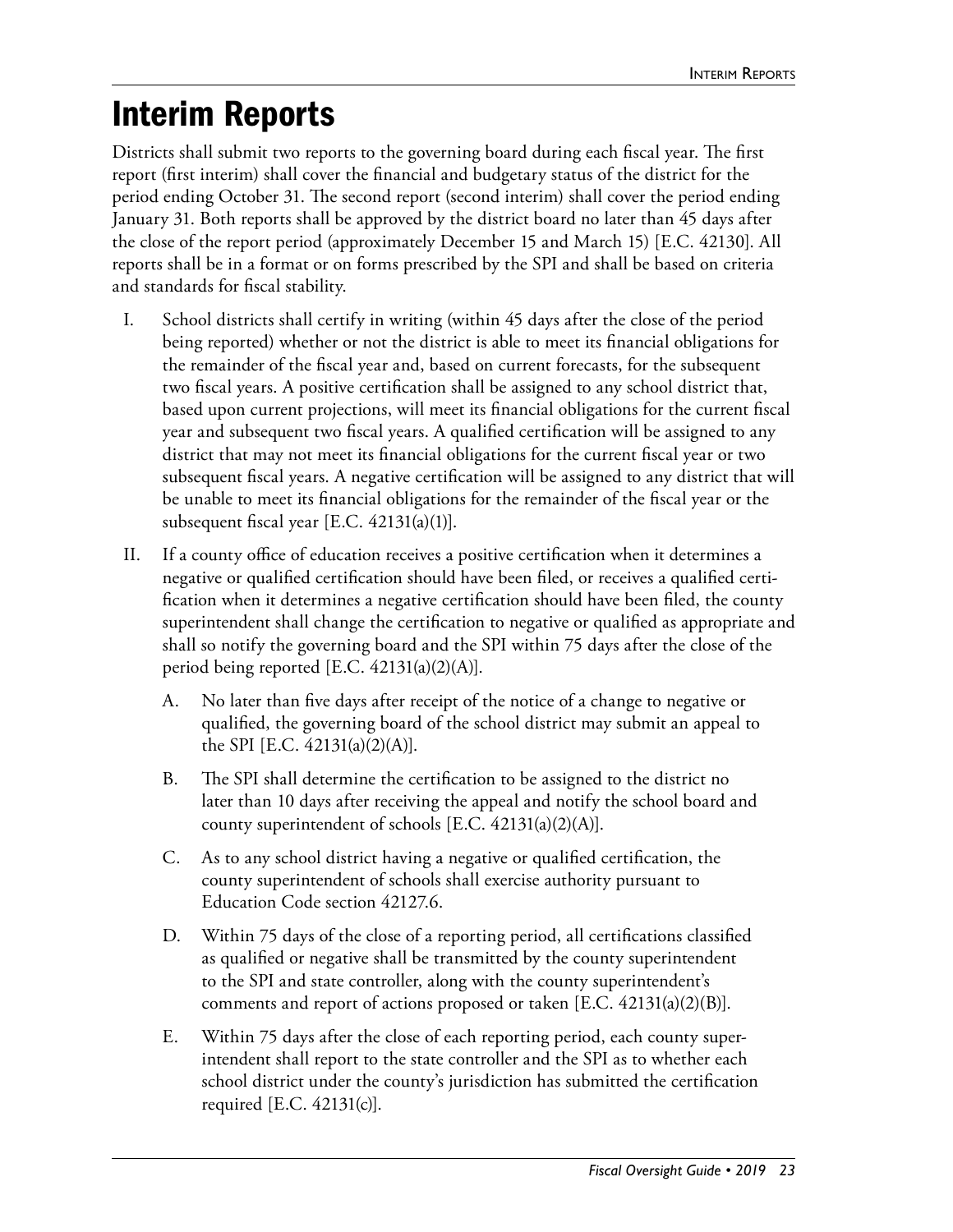# Interim Reports

Districts shall submit two reports to the governing board during each fiscal year. The first report (first interim) shall cover the financial and budgetary status of the district for the period ending October 31. The second report (second interim) shall cover the period ending January 31. Both reports shall be approved by the district board no later than 45 days after the close of the report period (approximately December 15 and March 15) [E.C. 42130]. All reports shall be in a format or on forms prescribed by the SPI and shall be based on criteria and standards for fiscal stability.

I. School districts shall certify in writing (within 45 days after the close of the period being reported) whether or not the district is able to meet its financial obligations for the remainder of the fiscal year and, based on current forecasts, for the subsequent two fiscal years. A positive certification shall be assigned to any school district that, based upon current projections, will meet its financial obligations for the current fiscal year and subsequent two fiscal years. A qualified certification will be assigned to any district that may not meet its financial obligations for the current fiscal year or two subsequent fiscal years. A negative certification will be assigned to any district that will be unable to meet its financial obligations for the remainder of the fiscal year or the subsequent fiscal year [E.C. 42131(a)(1)].

II. If a county office of education receives a positive certification when it determines a negative or qualified certification should have been filed, or receives a qualified certification when it determines a negative certification should have been filed, the county superintendent shall change the certification to negative or qualified as appropriate and shall so notify the governing board and the SPI within 75 days after the close of the period being reported [E.C. 42131(a)(2)(A)].

   A. No later than five days after receipt of the notice of a change to negative or qualified, the governing board of the school district may submit an appeal to the SPI [E.C. 42131(a)(2)(A)].

   B. The SPI shall determine the certification to be assigned to the district no later than 10 days after receiving the appeal and notify the school board and county superintendent of schools [E.C. 42131(a)(2)(A)].

   C. As to any school district having a negative or qualified certification, the county superintendent of schools shall exercise authority pursuant to Education Code section 42127.6.

   D. Within 75 days of the close of a reporting period, all certifications classified as qualified or negative shall be transmitted by the county superintendent to the SPI and state controller, along with the county superintendent's comments and report of actions proposed or taken [E.C. 42131(a)(2)(B)].

   E. Within 75 days after the close of each reporting period, each county superintendent shall report to the state controller and the SPI as to whether each school district under the county's jurisdiction has submitted the certification required [E.C. 42131(c)].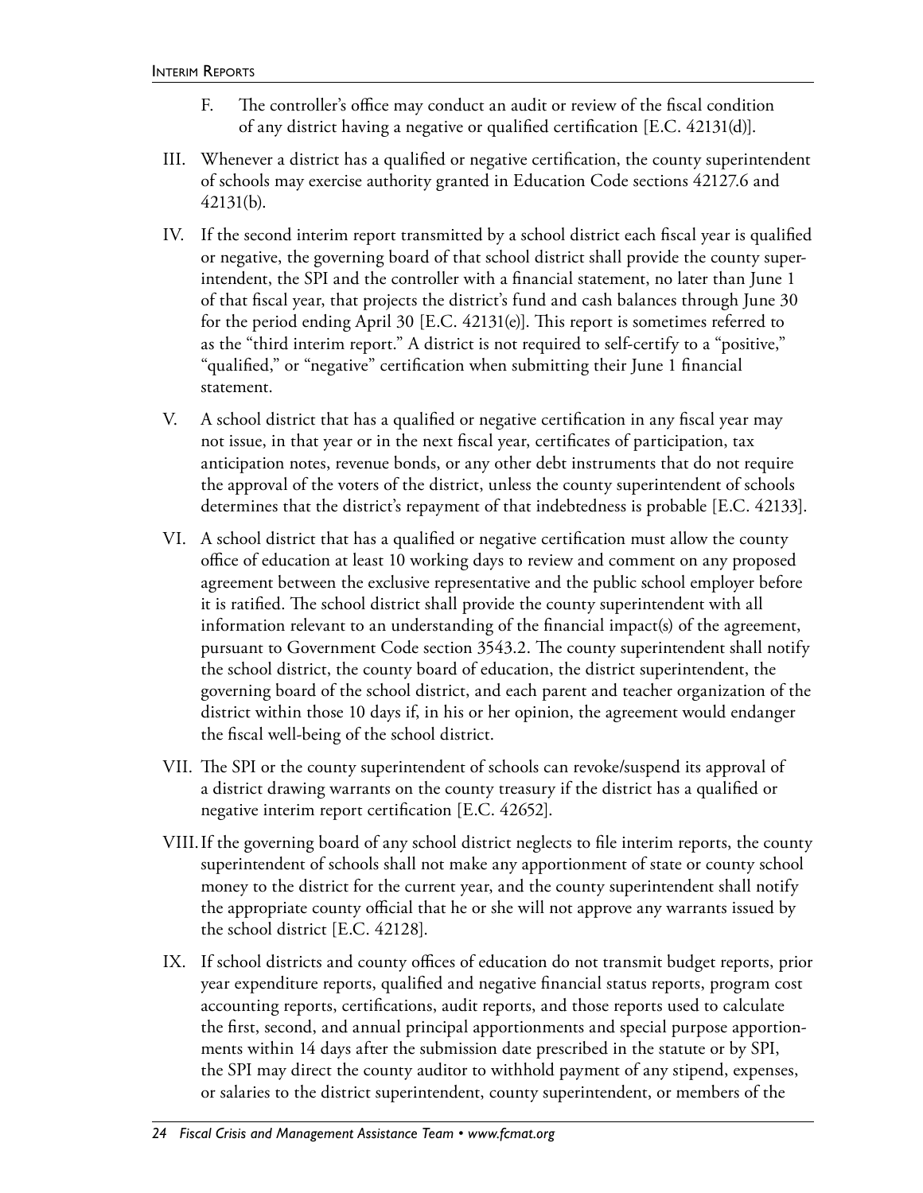F. The controller's office may conduct an audit or review of the fiscal condition of any district having a negative or qualified certification [E.C. 42131(d)].

III. Whenever a district has a qualified or negative certification, the county superintendent of schools may exercise authority granted in Education Code sections 42127.6 and 42131(b).

IV. If the second interim report transmitted by a school district each fiscal year is qualified or negative, the governing board of that school district shall provide the county superintendent, the SPI and the controller with a financial statement, no later than June 1 of that fiscal year, that projects the district's fund and cash balances through June 30 for the period ending April 30 [E.C. 42131(e)]. This report is sometimes referred to as the "third interim report." A district is not required to self-certify to a "positive," "qualified," or "negative" certification when submitting their June 1 financial statement.

V. A school district that has a qualified or negative certification in any fiscal year may not issue, in that year or in the next fiscal year, certificates of participation, tax anticipation notes, revenue bonds, or any other debt instruments that do not require the approval of the voters of the district, unless the county superintendent of schools determines that the district's repayment of that indebtedness is probable [E.C. 42133].

VI. A school district that has a qualified or negative certification must allow the county office of education at least 10 working days to review and comment on any proposed agreement between the exclusive representative and the public school employer before it is ratified. The school district shall provide the county superintendent with all information relevant to an understanding of the financial impact(s) of the agreement, pursuant to Government Code section 3543.2. The county superintendent shall notify the school district, the county board of education, the district superintendent, the governing board of the school district, and each parent and teacher organization of the district within those 10 days if, in his or her opinion, the agreement would endanger the fiscal well-being of the school district.

VII. The SPI or the county superintendent of schools can revoke/suspend its approval of a district drawing warrants on the county treasury if the district has a qualified or negative interim report certification [E.C. 42652].

VIII. If the governing board of any school district neglects to file interim reports, the county superintendent of schools shall not make any apportionment of state or county school money to the district for the current year, and the county superintendent shall notify the appropriate county official that he or she will not approve any warrants issued by the school district [E.C. 42128].

IX. If school districts and county offices of education do not transmit budget reports, prior year expenditure reports, qualified and negative financial status reports, program cost accounting reports, certifications, audit reports, and those reports used to calculate the first, second, and annual principal apportionments and special purpose apportionments within 14 days after the submission date prescribed in the statute or by SPI, the SPI may direct the county auditor to withhold payment of any stipend, expenses, or salaries to the district superintendent, county superintendent, or members of the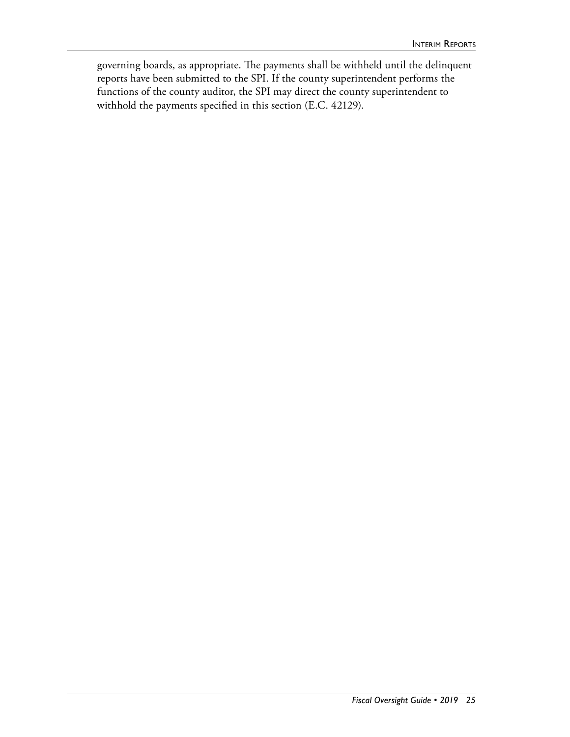governing boards, as appropriate. The payments shall be withheld until the delinquent reports have been submitted to the SPI. If the county superintendent performs the functions of the county auditor, the SPI may direct the county superintendent to withhold the payments specified in this section (E.C. 42129).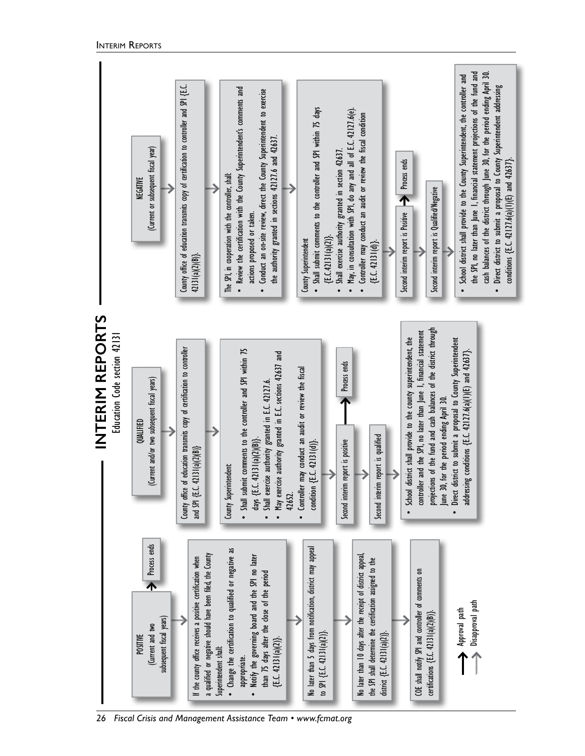# INTERIM REPORTS

Education Code section 42131

## POSITIVE
(Current and two subsequent fiscal years)

→ Process ends

If the county office receives a positive certification when a qualified or negative should have been filed, the County Superintendent shall:

- Change the certification to qualified or negative as appropriate.
- Notify the governing board and the SPI no later than 75 days after the close of the period {E.C. 42131(a)(2)}.

No later than 5 days from notification, district may appeal to SPI {E.C. 42131(a)(2)}.

No later than 10 days after the receipt of district appeal, the SPI shall determine the certification assigned to the district {E.C. 42131(a)(2)}.

COE shall notify SPI and controller of comments on certifications {E.C. 42131(a)(2)(B)}.

## QUALIFIED
(Current and/or two subsequent fiscal years)

County office of education transmits copy of certification to controller and SPI {E.C. 42131(a)(2)(B)}

County Superintendent:

- Shall submit comments to the controller and SPI within 75 days {E.C. 42131(a)(2)(B)}.
- Shall exercise authority granted in E.C. 42127.6.
- May exercise authority granted in E.C. sections 42637 and 42652.
- Controller may conduct an audit or review the fiscal condition {E.C. 42131(d)}.

Second interim report is positive → Process ends

Second interim report is qualified

- School district shall provide to the county superintendent, the controller and the SPI, no later than June 1, financial statement projections of the fund and cash balances of the district through June 30, for the period ending April 30.
- Direct district to submit a proposal to County Superintendent addressing conditions {E.C. 42127.6(a)(1)(E) and 42637}.

## NEGATIVE
(Current or subsequent fiscal year)

County office of education transmits copy of certification to controller and SPI {E.C. 42131(a)(2)(B)}.

The SPI, in cooperation with the controller, shall:

- Review the certification with the County Superintendent's comments and actions proposed or taken.
- Conduct an on-site review, direct the County Superintendent to exercise the authority granted in sections 42127.6 and 42637.

County Superintendent

- Shall submit comments to the controller and SPI within 75 days {E.C. 42131(a)(2)}.
- Shall exercise authority granted in section 42637.
- May, in consultation with SPI, do any and all of E.C. 42127.6(e).
- Controller may conduct an audit or review the fiscal condition {E.C. 42131(d)}.

Second interim report is Positive → Process ends

Second interim report is Qualified/Negative

- School district shall provide to the County Superintendent, the controller and the SPI, no later than June 1, financial statement projections of the fund and cash balances of the district through June 30, for the period ending April 30.
- Direct district to submit a proposal to County Superintendent addressing conditions {E.C. 42127.6(a)(1)(E) and 42637}.

---

Legend:
- Approval path
- Disapproval path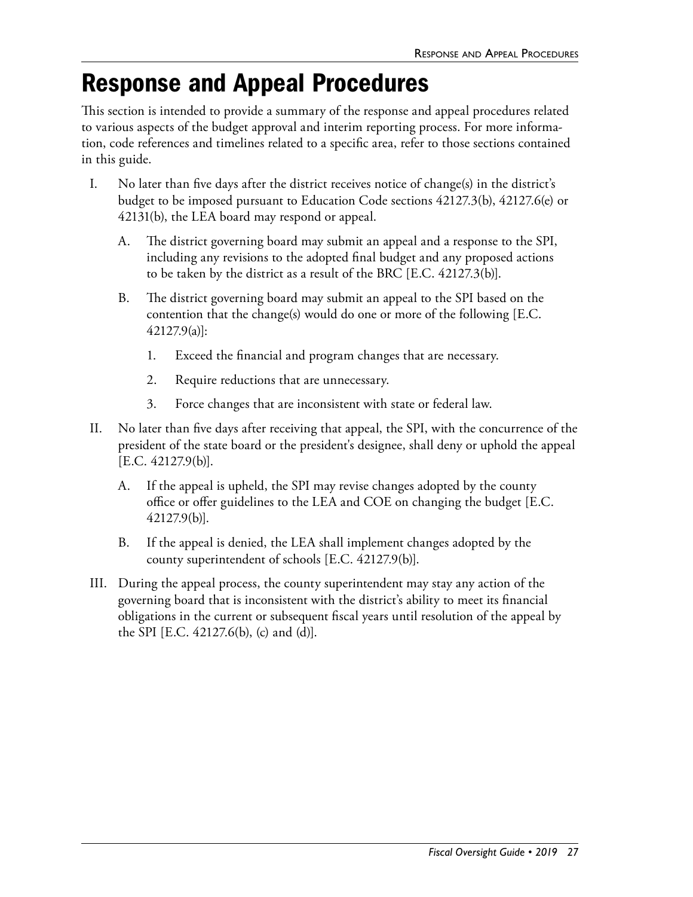# Response and Appeal Procedures

This section is intended to provide a summary of the response and appeal procedures related to various aspects of the budget approval and interim reporting process. For more information, code references and timelines related to a specific area, refer to those sections contained in this guide.

I. No later than five days after the district receives notice of change(s) in the district's budget to be imposed pursuant to Education Code sections 42127.3(b), 42127.6(e) or 42131(b), the LEA board may respond or appeal.

   A. The district governing board may submit an appeal and a response to the SPI, including any revisions to the adopted final budget and any proposed actions to be taken by the district as a result of the BRC [E.C. 42127.3(b)].

   B. The district governing board may submit an appeal to the SPI based on the contention that the change(s) would do one or more of the following [E.C. 42127.9(a)]:

      1. Exceed the financial and program changes that are necessary.

      2. Require reductions that are unnecessary.

      3. Force changes that are inconsistent with state or federal law.

II. No later than five days after receiving that appeal, the SPI, with the concurrence of the president of the state board or the president's designee, shall deny or uphold the appeal [E.C. 42127.9(b)].

   A. If the appeal is upheld, the SPI may revise changes adopted by the county office or offer guidelines to the LEA and COE on changing the budget [E.C. 42127.9(b)].

   B. If the appeal is denied, the LEA shall implement changes adopted by the county superintendent of schools [E.C. 42127.9(b)].

III. During the appeal process, the county superintendent may stay any action of the governing board that is inconsistent with the district's ability to meet its financial obligations in the current or subsequent fiscal years until resolution of the appeal by the SPI [E.C. 42127.6(b), (c) and (d)].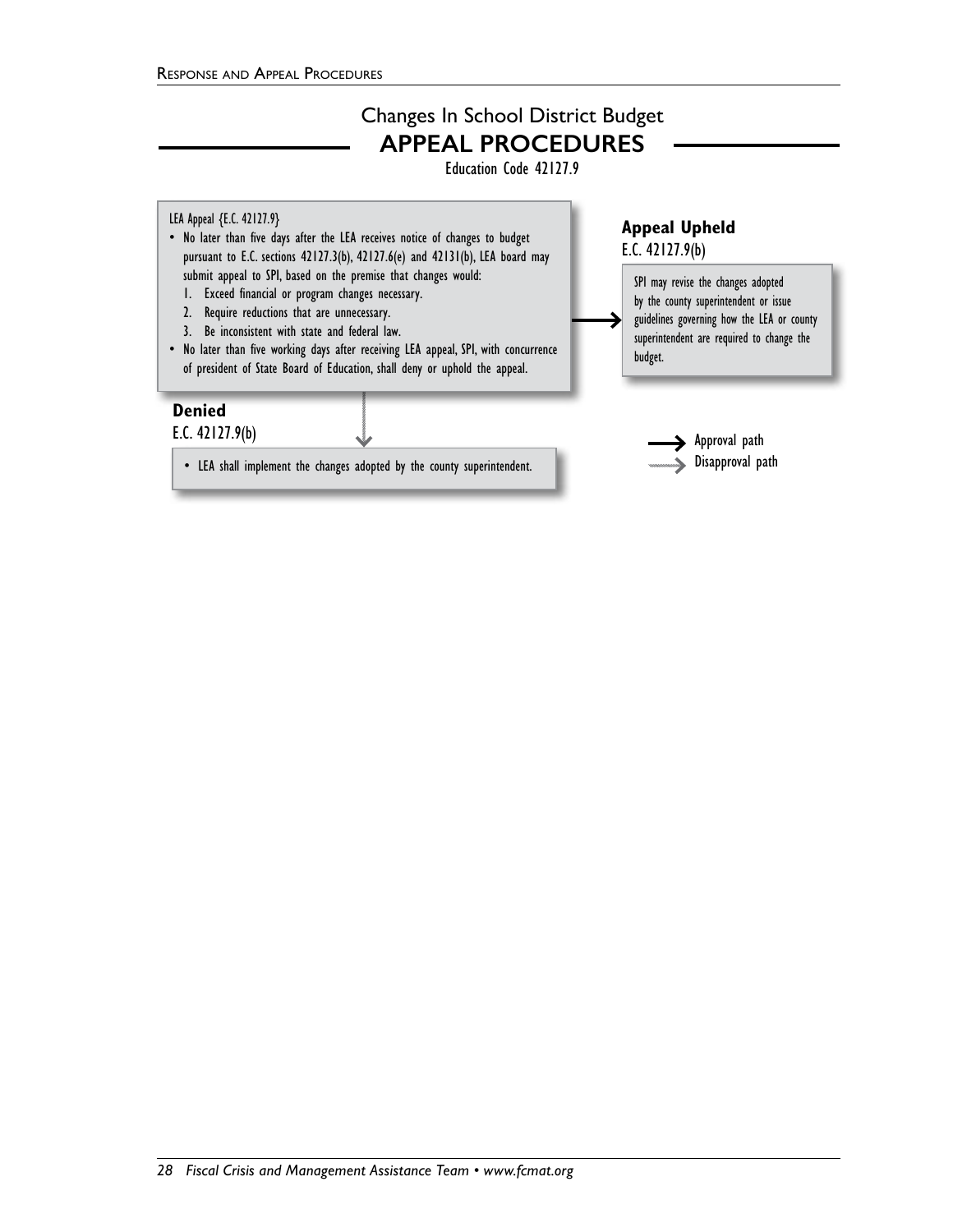# Changes In School District Budget

## APPEAL PROCEDURES

Education Code 42127.9

LEA Appeal {E.C. 42127.9}

- No later than five days after the LEA receives notice of changes to budget pursuant to E.C. sections 42127.3(b), 42127.6(e) and 42131(b), LEA board may submit appeal to SPI, based on the premise that changes would:
  1. Exceed financial or program changes necessary.
  2. Require reductions that are unnecessary.
  3. Be inconsistent with state and federal law.
- No later than five working days after receiving LEA appeal, SPI, with concurrence of president of State Board of Education, shall deny or uphold the appeal.

**Appeal Upheld**

E.C. 42127.9(b)

SPI may revise the changes adopted by the county superintendent or issue guidelines governing how the LEA or county superintendent are required to change the budget.

**Denied**

E.C. 42127.9(b)

- LEA shall implement the changes adopted by the county superintendent.

→ Approval path

→ Disapproval path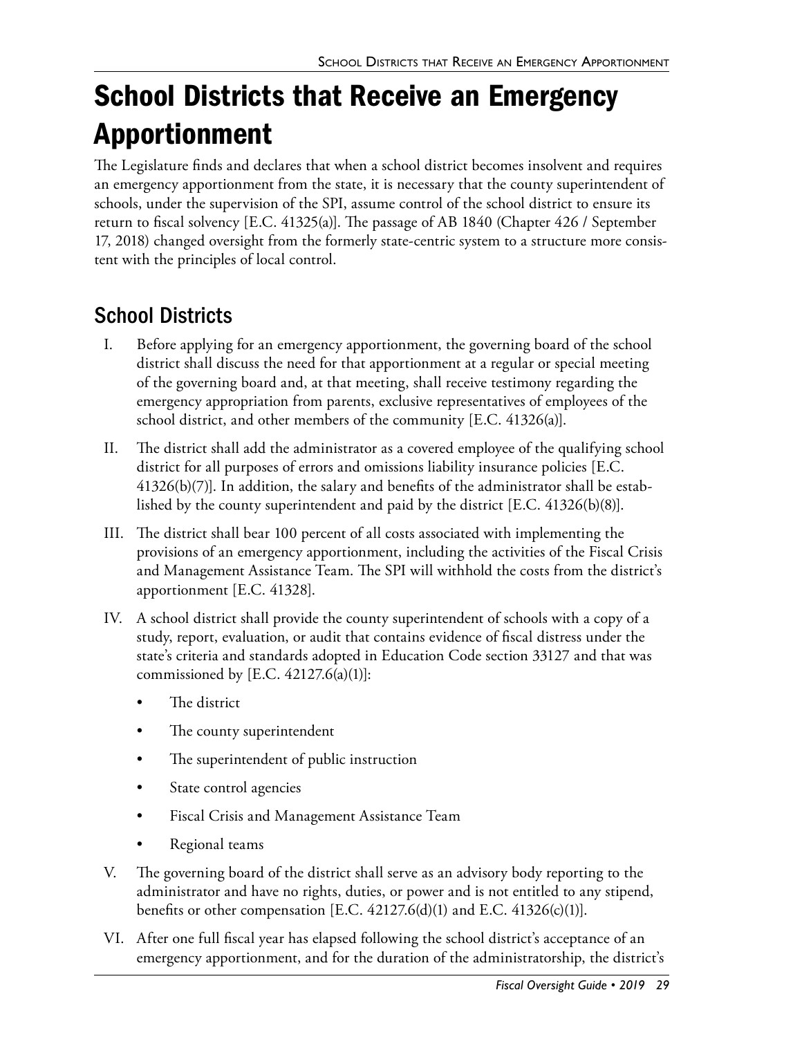# School Districts that Receive an Emergency Apportionment

The Legislature finds and declares that when a school district becomes insolvent and requires an emergency apportionment from the state, it is necessary that the county superintendent of schools, under the supervision of the SPI, assume control of the school district to ensure its return to fiscal solvency [E.C. 41325(a)]. The passage of AB 1840 (Chapter 426 / September 17, 2018) changed oversight from the formerly state-centric system to a structure more consistent with the principles of local control.

## School Districts

I. Before applying for an emergency apportionment, the governing board of the school district shall discuss the need for that apportionment at a regular or special meeting of the governing board and, at that meeting, shall receive testimony regarding the emergency appropriation from parents, exclusive representatives of employees of the school district, and other members of the community [E.C. 41326(a)].

II. The district shall add the administrator as a covered employee of the qualifying school district for all purposes of errors and omissions liability insurance policies [E.C. 41326(b)(7)]. In addition, the salary and benefits of the administrator shall be established by the county superintendent and paid by the district [E.C. 41326(b)(8)].

III. The district shall bear 100 percent of all costs associated with implementing the provisions of an emergency apportionment, including the activities of the Fiscal Crisis and Management Assistance Team. The SPI will withhold the costs from the district's apportionment [E.C. 41328].

IV. A school district shall provide the county superintendent of schools with a copy of a study, report, evaluation, or audit that contains evidence of fiscal distress under the state's criteria and standards adopted in Education Code section 33127 and that was commissioned by [E.C. 42127.6(a)(1)]:

- The district
- The county superintendent
- The superintendent of public instruction
- State control agencies
- Fiscal Crisis and Management Assistance Team
- Regional teams

V. The governing board of the district shall serve as an advisory body reporting to the administrator and have no rights, duties, or power and is not entitled to any stipend, benefits or other compensation [E.C. 42127.6(d)(1) and E.C. 41326(c)(1)].

VI. After one full fiscal year has elapsed following the school district's acceptance of an emergency apportionment, and for the duration of the administratorship, the district's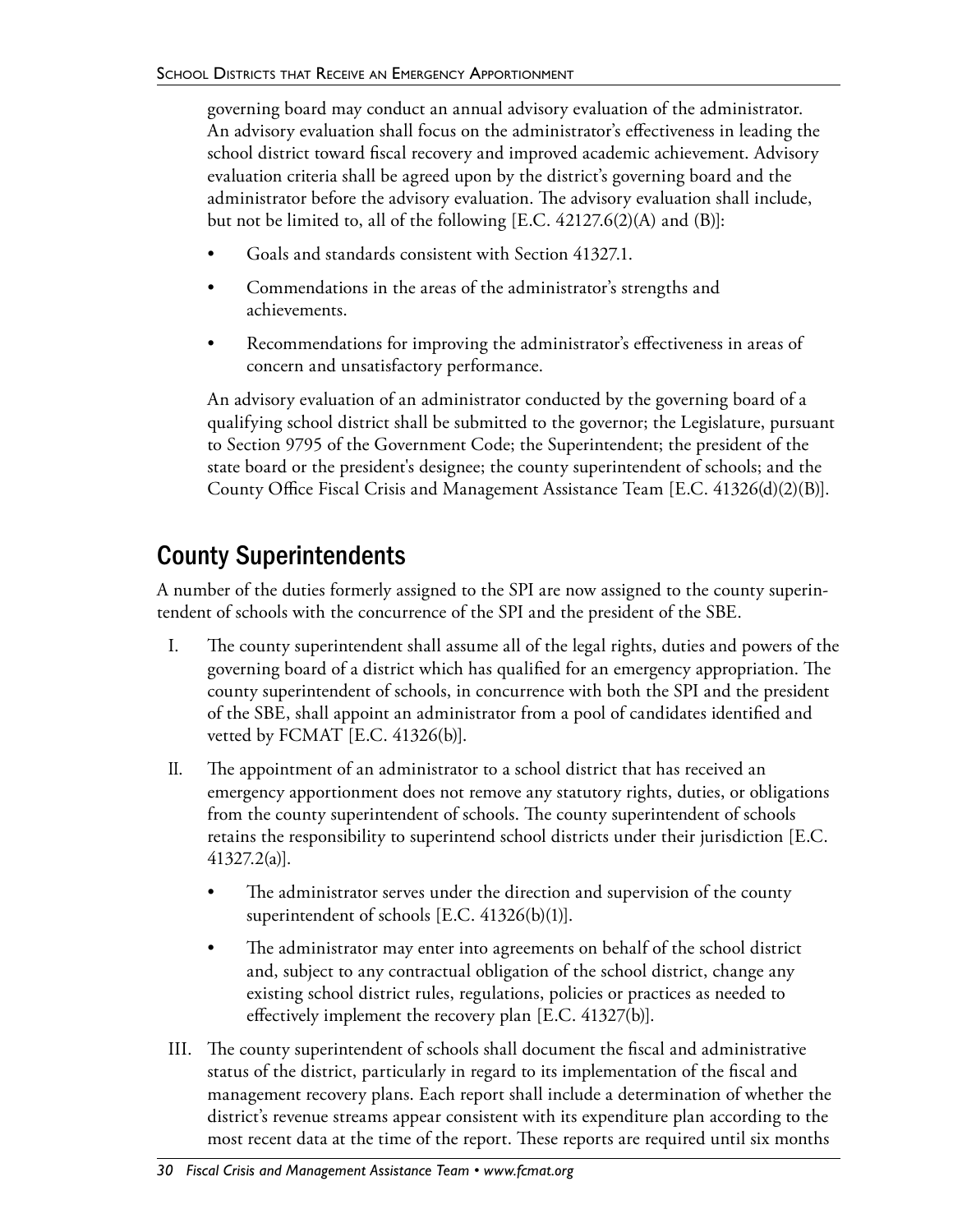governing board may conduct an annual advisory evaluation of the administrator. An advisory evaluation shall focus on the administrator's effectiveness in leading the school district toward fiscal recovery and improved academic achievement. Advisory evaluation criteria shall be agreed upon by the district's governing board and the administrator before the advisory evaluation. The advisory evaluation shall include, but not be limited to, all of the following [E.C. 42127.6(2)(A) and (B)]:

- Goals and standards consistent with Section 41327.1.
- Commendations in the areas of the administrator's strengths and achievements.
- Recommendations for improving the administrator's effectiveness in areas of concern and unsatisfactory performance.

An advisory evaluation of an administrator conducted by the governing board of a qualifying school district shall be submitted to the governor; the Legislature, pursuant to Section 9795 of the Government Code; the Superintendent; the president of the state board or the president's designee; the county superintendent of schools; and the County Office Fiscal Crisis and Management Assistance Team [E.C. 41326(d)(2)(B)].

## County Superintendents

A number of the duties formerly assigned to the SPI are now assigned to the county superintendent of schools with the concurrence of the SPI and the president of the SBE.

I. The county superintendent shall assume all of the legal rights, duties and powers of the governing board of a district which has qualified for an emergency appropriation. The county superintendent of schools, in concurrence with both the SPI and the president of the SBE, shall appoint an administrator from a pool of candidates identified and vetted by FCMAT [E.C. 41326(b)].

II. The appointment of an administrator to a school district that has received an emergency apportionment does not remove any statutory rights, duties, or obligations from the county superintendent of schools. The county superintendent of schools retains the responsibility to superintend school districts under their jurisdiction [E.C. 41327.2(a)].

   - The administrator serves under the direction and supervision of the county superintendent of schools [E.C. 41326(b)(1)].
   - The administrator may enter into agreements on behalf of the school district and, subject to any contractual obligation of the school district, change any existing school district rules, regulations, policies or practices as needed to effectively implement the recovery plan [E.C. 41327(b)].

III. The county superintendent of schools shall document the fiscal and administrative status of the district, particularly in regard to its implementation of the fiscal and management recovery plans. Each report shall include a determination of whether the district's revenue streams appear consistent with its expenditure plan according to the most recent data at the time of the report. These reports are required until six months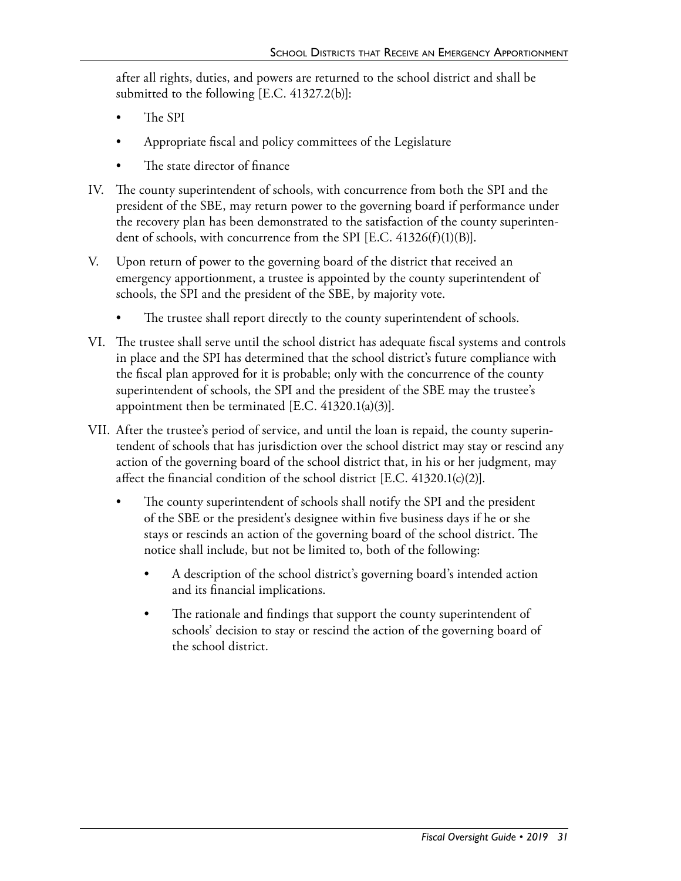after all rights, duties, and powers are returned to the school district and shall be submitted to the following [E.C. 41327.2(b)]:

- The SPI
- Appropriate fiscal and policy committees of the Legislature
- The state director of finance

IV. The county superintendent of schools, with concurrence from both the SPI and the president of the SBE, may return power to the governing board if performance under the recovery plan has been demonstrated to the satisfaction of the county superintendent of schools, with concurrence from the SPI [E.C. 41326(f)(1)(B)].

V. Upon return of power to the governing board of the district that received an emergency apportionment, a trustee is appointed by the county superintendent of schools, the SPI and the president of the SBE, by majority vote.

   - The trustee shall report directly to the county superintendent of schools.

VI. The trustee shall serve until the school district has adequate fiscal systems and controls in place and the SPI has determined that the school district's future compliance with the fiscal plan approved for it is probable; only with the concurrence of the county superintendent of schools, the SPI and the president of the SBE may the trustee's appointment then be terminated [E.C. 41320.1(a)(3)].

VII. After the trustee's period of service, and until the loan is repaid, the county superintendent of schools that has jurisdiction over the school district may stay or rescind any action of the governing board of the school district that, in his or her judgment, may affect the financial condition of the school district [E.C. 41320.1(c)(2)].

   - The county superintendent of schools shall notify the SPI and the president of the SBE or the president's designee within five business days if he or she stays or rescinds an action of the governing board of the school district. The notice shall include, but not be limited to, both of the following:
     - A description of the school district's governing board's intended action and its financial implications.
     - The rationale and findings that support the county superintendent of schools' decision to stay or rescind the action of the governing board of the school district.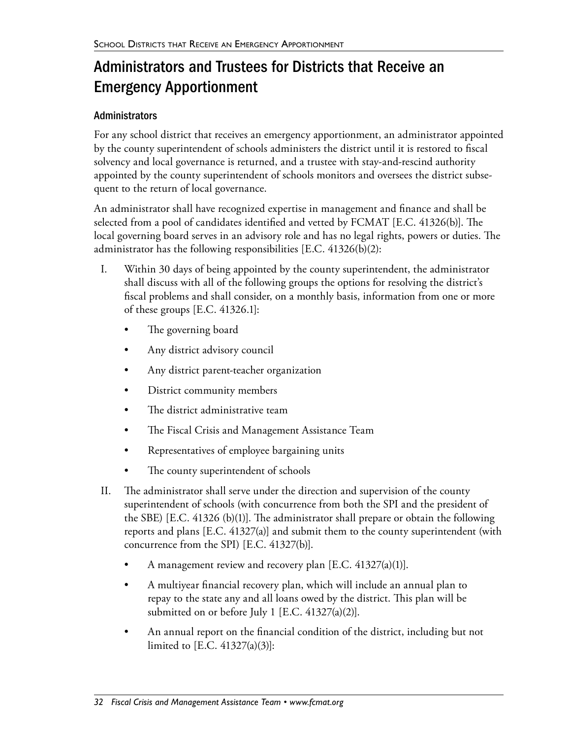# Administrators and Trustees for Districts that Receive an Emergency Apportionment

## Administrators

For any school district that receives an emergency apportionment, an administrator appointed by the county superintendent of schools administers the district until it is restored to fiscal solvency and local governance is returned, and a trustee with stay-and-rescind authority appointed by the county superintendent of schools monitors and oversees the district subsequent to the return of local governance.

An administrator shall have recognized expertise in management and finance and shall be selected from a pool of candidates identified and vetted by FCMAT [E.C. 41326(b)]. The local governing board serves in an advisory role and has no legal rights, powers or duties. The administrator has the following responsibilities [E.C. 41326(b)(2):

I. Within 30 days of being appointed by the county superintendent, the administrator shall discuss with all of the following groups the options for resolving the district's fiscal problems and shall consider, on a monthly basis, information from one or more of these groups [E.C. 41326.1]:
   - The governing board
   - Any district advisory council
   - Any district parent-teacher organization
   - District community members
   - The district administrative team
   - The Fiscal Crisis and Management Assistance Team
   - Representatives of employee bargaining units
   - The county superintendent of schools

II. The administrator shall serve under the direction and supervision of the county superintendent of schools (with concurrence from both the SPI and the president of the SBE) [E.C. 41326 (b)(1)]. The administrator shall prepare or obtain the following reports and plans [E.C. 41327(a)] and submit them to the county superintendent (with concurrence from the SPI) [E.C. 41327(b)].
   - A management review and recovery plan [E.C. 41327(a)(1)].
   - A multiyear financial recovery plan, which will include an annual plan to repay to the state any and all loans owed by the district. This plan will be submitted on or before July 1 [E.C. 41327(a)(2)].
   - An annual report on the financial condition of the district, including but not limited to [E.C. 41327(a)(3)]: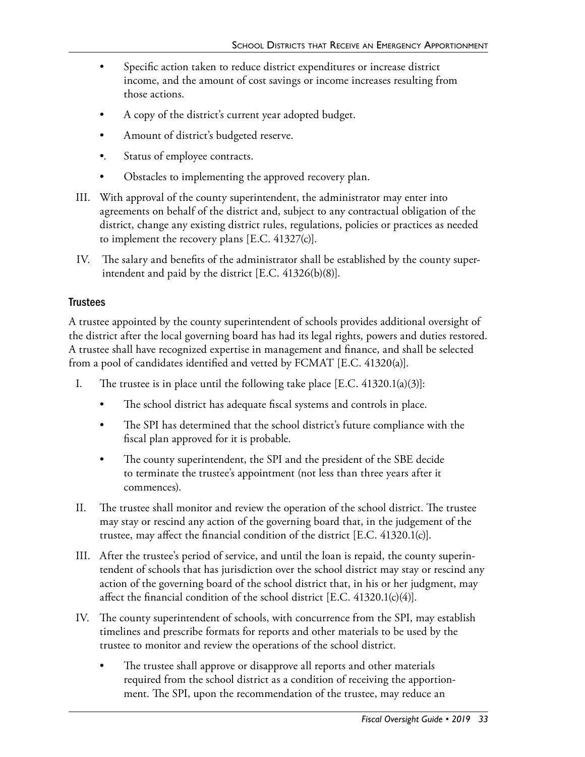- Specific action taken to reduce district expenditures or increase district income, and the amount of cost savings or income increases resulting from those actions.
- A copy of the district's current year adopted budget.
- Amount of district's budgeted reserve.
- Status of employee contracts.
- Obstacles to implementing the approved recovery plan.

III. With approval of the county superintendent, the administrator may enter into agreements on behalf of the district and, subject to any contractual obligation of the district, change any existing district rules, regulations, policies or practices as needed to implement the recovery plans [E.C. 41327(c)].

IV. The salary and benefits of the administrator shall be established by the county superintendent and paid by the district [E.C. 41326(b)(8)].

### Trustees

A trustee appointed by the county superintendent of schools provides additional oversight of the district after the local governing board has had its legal rights, powers and duties restored. A trustee shall have recognized expertise in management and finance, and shall be selected from a pool of candidates identified and vetted by FCMAT [E.C. 41320(a)].

I. The trustee is in place until the following take place [E.C. 41320.1(a)(3)]:
   - The school district has adequate fiscal systems and controls in place.
   - The SPI has determined that the school district's future compliance with the fiscal plan approved for it is probable.
   - The county superintendent, the SPI and the president of the SBE decide to terminate the trustee's appointment (not less than three years after it commences).

II. The trustee shall monitor and review the operation of the school district. The trustee may stay or rescind any action of the governing board that, in the judgement of the trustee, may affect the financial condition of the district [E.C. 41320.1(c)].

III. After the trustee's period of service, and until the loan is repaid, the county superintendent of schools that has jurisdiction over the school district may stay or rescind any action of the governing board of the school district that, in his or her judgment, may affect the financial condition of the school district [E.C. 41320.1(c)(4)].

IV. The county superintendent of schools, with concurrence from the SPI, may establish timelines and prescribe formats for reports and other materials to be used by the trustee to monitor and review the operations of the school district.
   - The trustee shall approve or disapprove all reports and other materials required from the school district as a condition of receiving the apportionment. The SPI, upon the recommendation of the trustee, may reduce an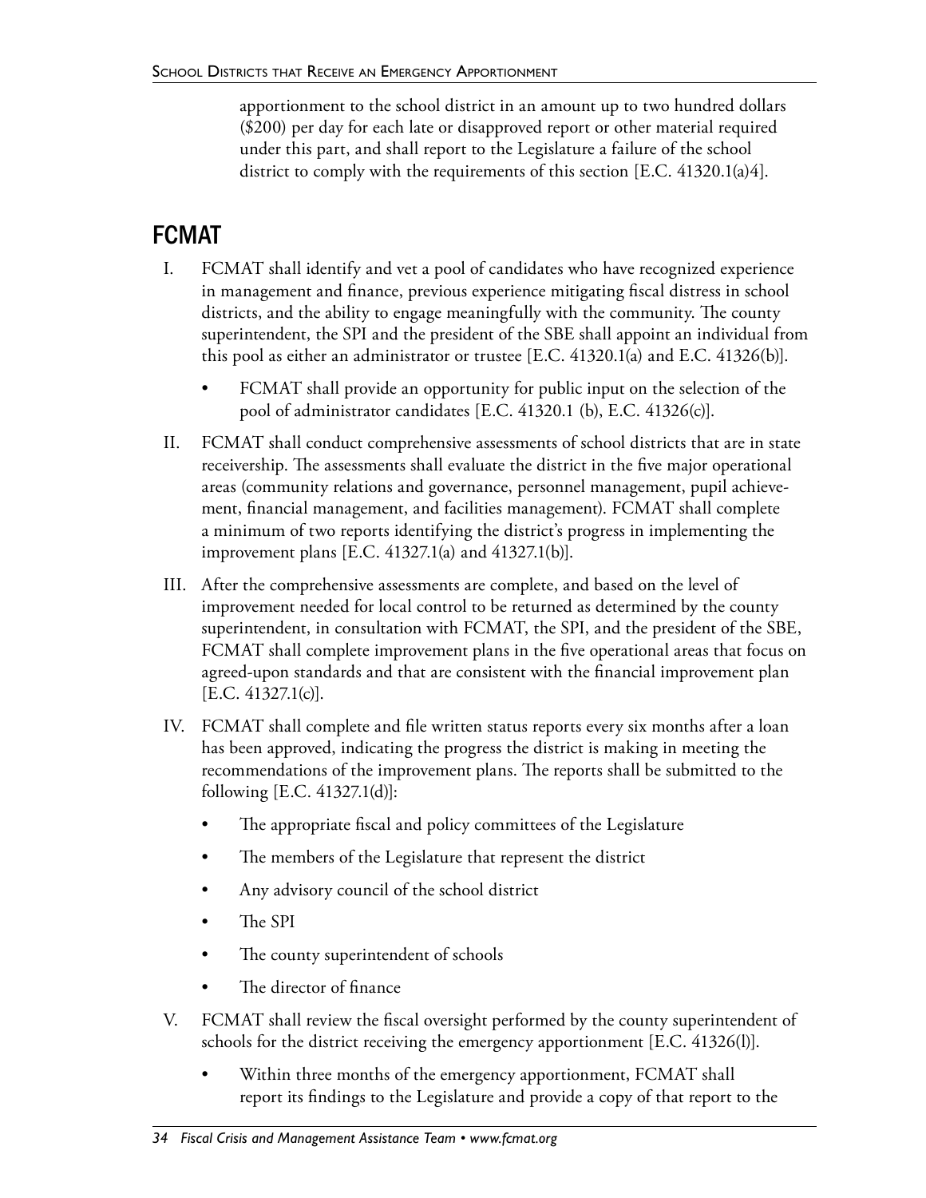apportionment to the school district in an amount up to two hundred dollars ($200) per day for each late or disapproved report or other material required under this part, and shall report to the Legislature a failure of the school district to comply with the requirements of this section [E.C. 41320.1(a)4].

## FCMAT

I. FCMAT shall identify and vet a pool of candidates who have recognized experience in management and finance, previous experience mitigating fiscal distress in school districts, and the ability to engage meaningfully with the community. The county superintendent, the SPI and the president of the SBE shall appoint an individual from this pool as either an administrator or trustee [E.C. 41320.1(a) and E.C. 41326(b)].

   - FCMAT shall provide an opportunity for public input on the selection of the pool of administrator candidates [E.C. 41320.1 (b), E.C. 41326(c)].

II. FCMAT shall conduct comprehensive assessments of school districts that are in state receivership. The assessments shall evaluate the district in the five major operational areas (community relations and governance, personnel management, pupil achievement, financial management, and facilities management). FCMAT shall complete a minimum of two reports identifying the district's progress in implementing the improvement plans [E.C. 41327.1(a) and 41327.1(b)].

III. After the comprehensive assessments are complete, and based on the level of improvement needed for local control to be returned as determined by the county superintendent, in consultation with FCMAT, the SPI, and the president of the SBE, FCMAT shall complete improvement plans in the five operational areas that focus on agreed-upon standards and that are consistent with the financial improvement plan [E.C. 41327.1(c)].

IV. FCMAT shall complete and file written status reports every six months after a loan has been approved, indicating the progress the district is making in meeting the recommendations of the improvement plans. The reports shall be submitted to the following [E.C. 41327.1(d)]:

   - The appropriate fiscal and policy committees of the Legislature
   - The members of the Legislature that represent the district
   - Any advisory council of the school district
   - The SPI
   - The county superintendent of schools
   - The director of finance

V. FCMAT shall review the fiscal oversight performed by the county superintendent of schools for the district receiving the emergency apportionment [E.C. 41326(l)].

   - Within three months of the emergency apportionment, FCMAT shall report its findings to the Legislature and provide a copy of that report to the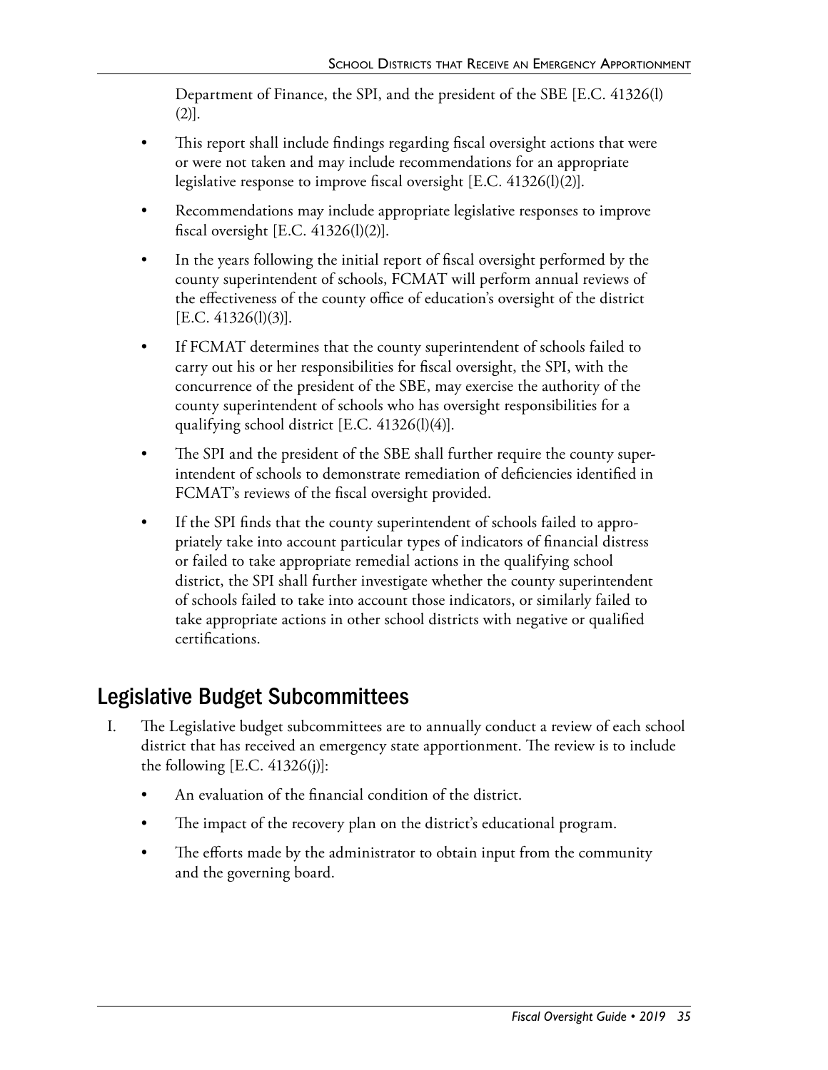Department of Finance, the SPI, and the president of the SBE [E.C. 41326(l)(2)].

- This report shall include findings regarding fiscal oversight actions that were or were not taken and may include recommendations for an appropriate legislative response to improve fiscal oversight [E.C. 41326(l)(2)].
- Recommendations may include appropriate legislative responses to improve fiscal oversight [E.C. 41326(l)(2)].
- In the years following the initial report of fiscal oversight performed by the county superintendent of schools, FCMAT will perform annual reviews of the effectiveness of the county office of education's oversight of the district [E.C. 41326(l)(3)].
- If FCMAT determines that the county superintendent of schools failed to carry out his or her responsibilities for fiscal oversight, the SPI, with the concurrence of the president of the SBE, may exercise the authority of the county superintendent of schools who has oversight responsibilities for a qualifying school district [E.C. 41326(l)(4)].
- The SPI and the president of the SBE shall further require the county superintendent of schools to demonstrate remediation of deficiencies identified in FCMAT's reviews of the fiscal oversight provided.
- If the SPI finds that the county superintendent of schools failed to appropriately take into account particular types of indicators of financial distress or failed to take appropriate remedial actions in the qualifying school district, the SPI shall further investigate whether the county superintendent of schools failed to take into account those indicators, or similarly failed to take appropriate actions in other school districts with negative or qualified certifications.

## Legislative Budget Subcommittees

I. The Legislative budget subcommittees are to annually conduct a review of each school district that has received an emergency state apportionment. The review is to include the following [E.C. 41326(j)]:

   - An evaluation of the financial condition of the district.
   - The impact of the recovery plan on the district's educational program.
   - The efforts made by the administrator to obtain input from the community and the governing board.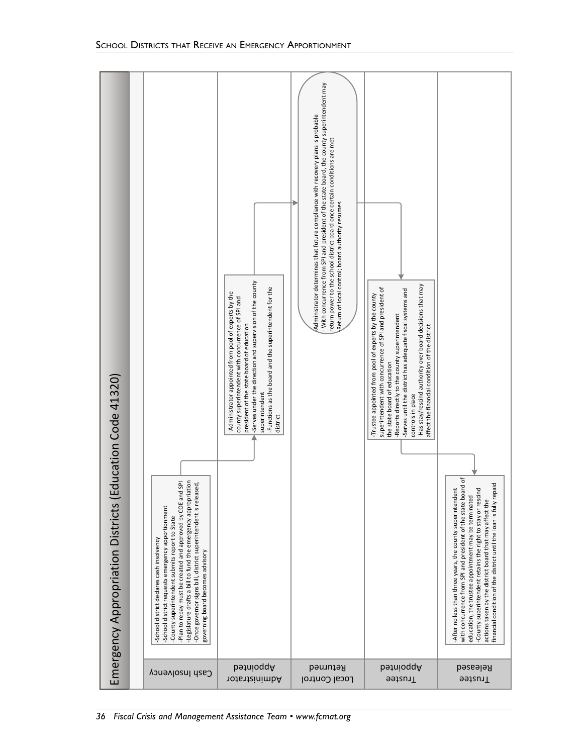## Emergency Appropriation Districts (Education Code 41320)

### Cash Insolvency

- School district declares cash insolvency
- School district requests emergency apportionment
- County superintendent submits report to State
- Plan to repay must be created and approved by COE and SPI
- Legislature drafts a bill to fund the emergency appropriation
- Once governor signs bill, district superintendent is released, governing board becomes advisory

### Administrator Appointed

- Administrator appointed from pool of experts by the county superintendent with concurrence of SPI and president of the state board of education
- Serves under the direction and supervision of the county superintendent
- Functions as the board and the superintendent for the district

### Local Control Returned

- Administrator determines that future compliance with recovery plans is probable
- With concurrence from SPI and president of the state board, the county superintendent may return power to the school district board once certain conditions are met
- Return of local control; board authority resumes

### Trustee Appointed

- Trustee appointed from pool of experts by the county superintendent with concurrence of SPI and president of the state board of education
- Reports directly to the county superintendent
- Serves until the district has adequate fiscal systems and controls in place
- Has stay/rescind authority over board decisions that may affect the financial condition of the district

### Trustee Released

- After no less than three years, the county superintendent with concurrence from SPI and president of the state board of education, the trustee appointment may be terminated
- County superintendent retains the right to stay or rescind actions taken by the district board that may affect the financial condition of the district until the loan is fully repaid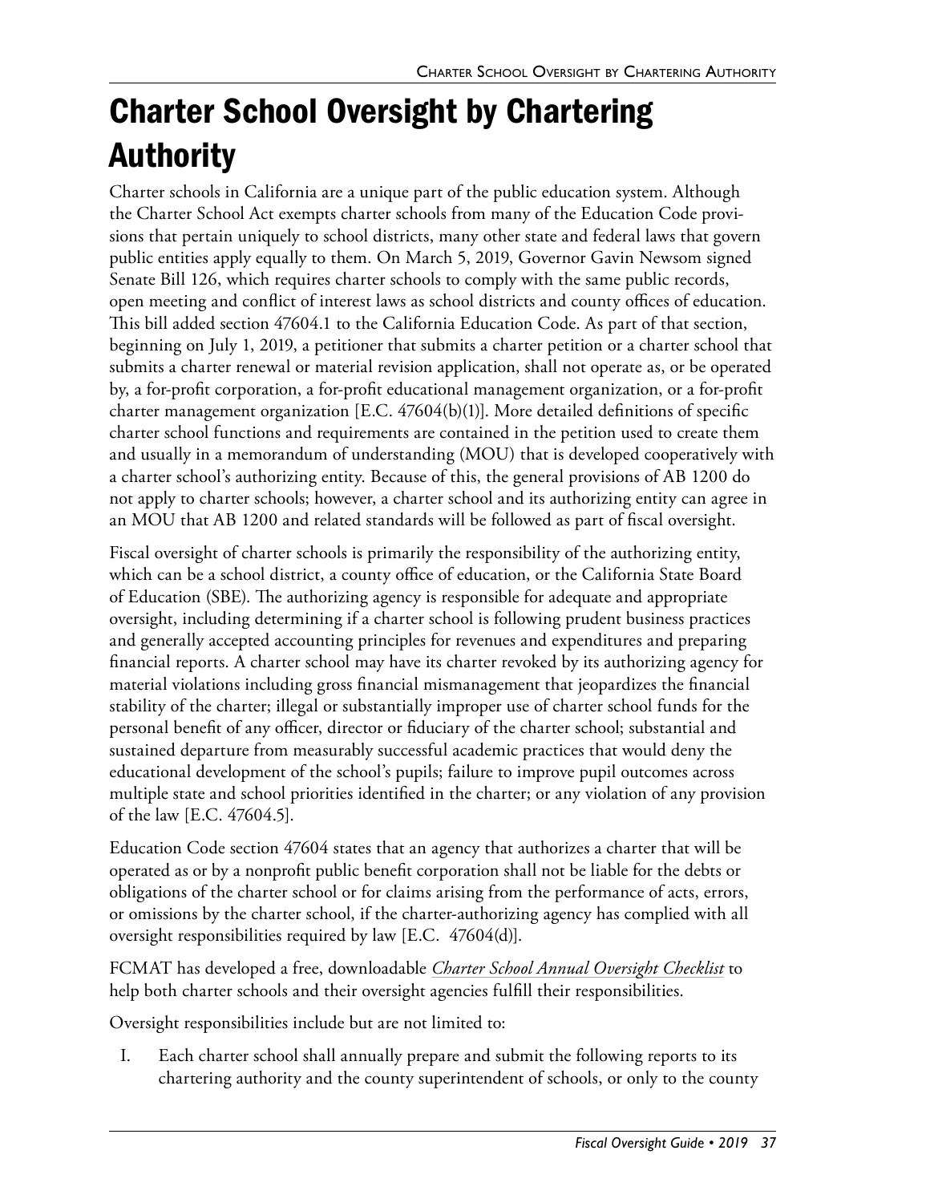# Charter School Oversight by Chartering Authority

Charter schools in California are a unique part of the public education system. Although the Charter School Act exempts charter schools from many of the Education Code provisions that pertain uniquely to school districts, many other state and federal laws that govern public entities apply equally to them. On March 5, 2019, Governor Gavin Newsom signed Senate Bill 126, which requires charter schools to comply with the same public records, open meeting and conflict of interest laws as school districts and county offices of education. This bill added section 47604.1 to the California Education Code. As part of that section, beginning on July 1, 2019, a petitioner that submits a charter petition or a charter school that submits a charter renewal or material revision application, shall not operate as, or be operated by, a for-profit corporation, a for-profit educational management organization, or a for-profit charter management organization [E.C. 47604(b)(1)]. More detailed definitions of specific charter school functions and requirements are contained in the petition used to create them and usually in a memorandum of understanding (MOU) that is developed cooperatively with a charter school's authorizing entity. Because of this, the general provisions of AB 1200 do not apply to charter schools; however, a charter school and its authorizing entity can agree in an MOU that AB 1200 and related standards will be followed as part of fiscal oversight.

Fiscal oversight of charter schools is primarily the responsibility of the authorizing entity, which can be a school district, a county office of education, or the California State Board of Education (SBE). The authorizing agency is responsible for adequate and appropriate oversight, including determining if a charter school is following prudent business practices and generally accepted accounting principles for revenues and expenditures and preparing financial reports. A charter school may have its charter revoked by its authorizing agency for material violations including gross financial mismanagement that jeopardizes the financial stability of the charter; illegal or substantially improper use of charter school funds for the personal benefit of any officer, director or fiduciary of the charter school; substantial and sustained departure from measurably successful academic practices that would deny the educational development of the school's pupils; failure to improve pupil outcomes across multiple state and school priorities identified in the charter; or any violation of any provision of the law [E.C. 47604.5].

Education Code section 47604 states that an agency that authorizes a charter that will be operated as or by a nonprofit public benefit corporation shall not be liable for the debts or obligations of the charter school or for claims arising from the performance of acts, errors, or omissions by the charter school, if the charter-authorizing agency has complied with all oversight responsibilities required by law [E.C. 47604(d)].

FCMAT has developed a free, downloadable *Charter School Annual Oversight Checklist* to help both charter schools and their oversight agencies fulfill their responsibilities.

Oversight responsibilities include but are not limited to:

I. Each charter school shall annually prepare and submit the following reports to its chartering authority and the county superintendent of schools, or only to the county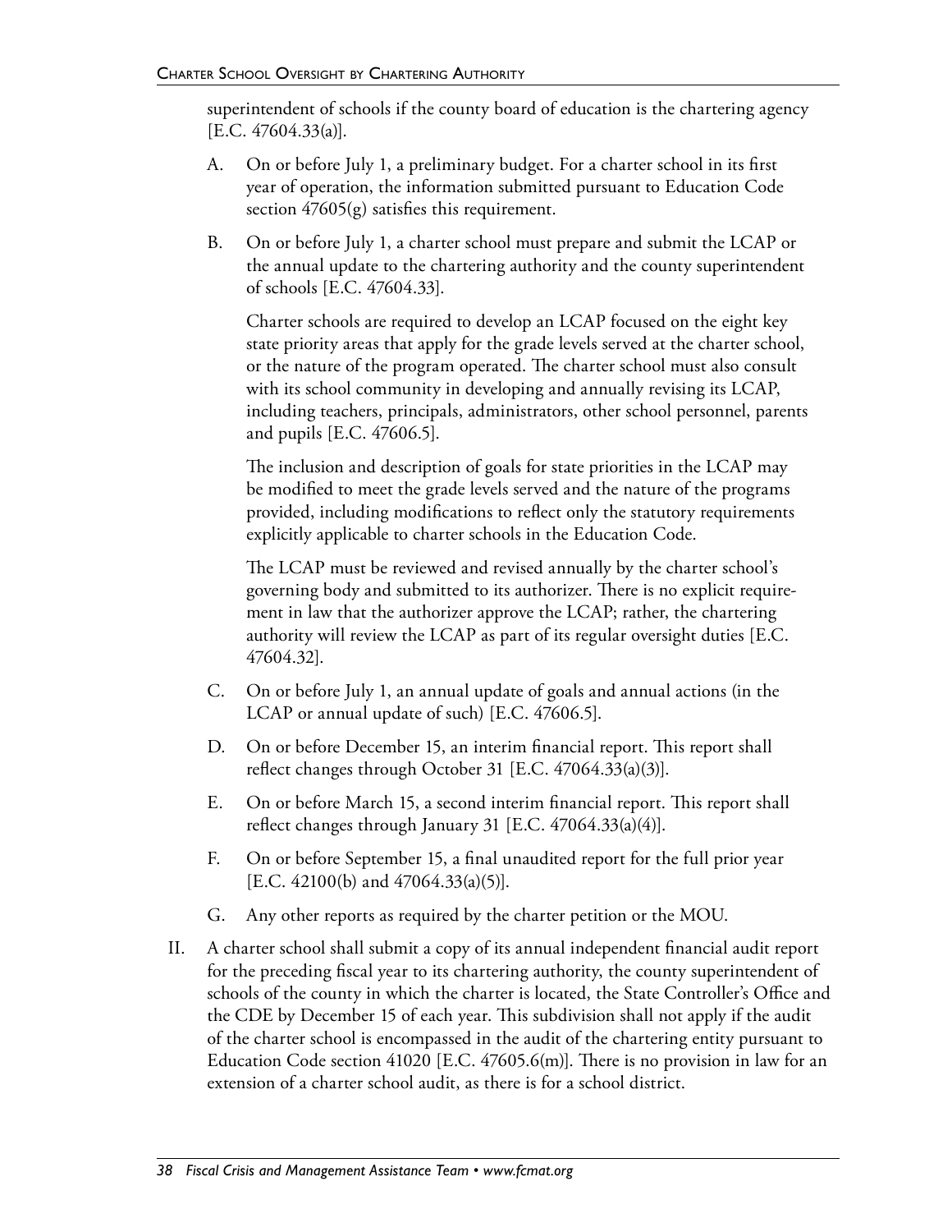superintendent of schools if the county board of education is the chartering agency [E.C. 47604.33(a)].

A. On or before July 1, a preliminary budget. For a charter school in its first year of operation, the information submitted pursuant to Education Code section 47605(g) satisfies this requirement.

B. On or before July 1, a charter school must prepare and submit the LCAP or the annual update to the chartering authority and the county superintendent of schools [E.C. 47604.33].

   Charter schools are required to develop an LCAP focused on the eight key state priority areas that apply for the grade levels served at the charter school, or the nature of the program operated. The charter school must also consult with its school community in developing and annually revising its LCAP, including teachers, principals, administrators, other school personnel, parents and pupils [E.C. 47606.5].

   The inclusion and description of goals for state priorities in the LCAP may be modified to meet the grade levels served and the nature of the programs provided, including modifications to reflect only the statutory requirements explicitly applicable to charter schools in the Education Code.

   The LCAP must be reviewed and revised annually by the charter school's governing body and submitted to its authorizer. There is no explicit requirement in law that the authorizer approve the LCAP; rather, the chartering authority will review the LCAP as part of its regular oversight duties [E.C. 47604.32].

C. On or before July 1, an annual update of goals and annual actions (in the LCAP or annual update of such) [E.C. 47606.5].

D. On or before December 15, an interim financial report. This report shall reflect changes through October 31 [E.C. 47064.33(a)(3)].

E. On or before March 15, a second interim financial report. This report shall reflect changes through January 31 [E.C. 47064.33(a)(4)].

F. On or before September 15, a final unaudited report for the full prior year [E.C. 42100(b) and 47064.33(a)(5)].

G. Any other reports as required by the charter petition or the MOU.

II. A charter school shall submit a copy of its annual independent financial audit report for the preceding fiscal year to its chartering authority, the county superintendent of schools of the county in which the charter is located, the State Controller's Office and the CDE by December 15 of each year. This subdivision shall not apply if the audit of the charter school is encompassed in the audit of the chartering entity pursuant to Education Code section 41020 [E.C. 47605.6(m)]. There is no provision in law for an extension of a charter school audit, as there is for a school district.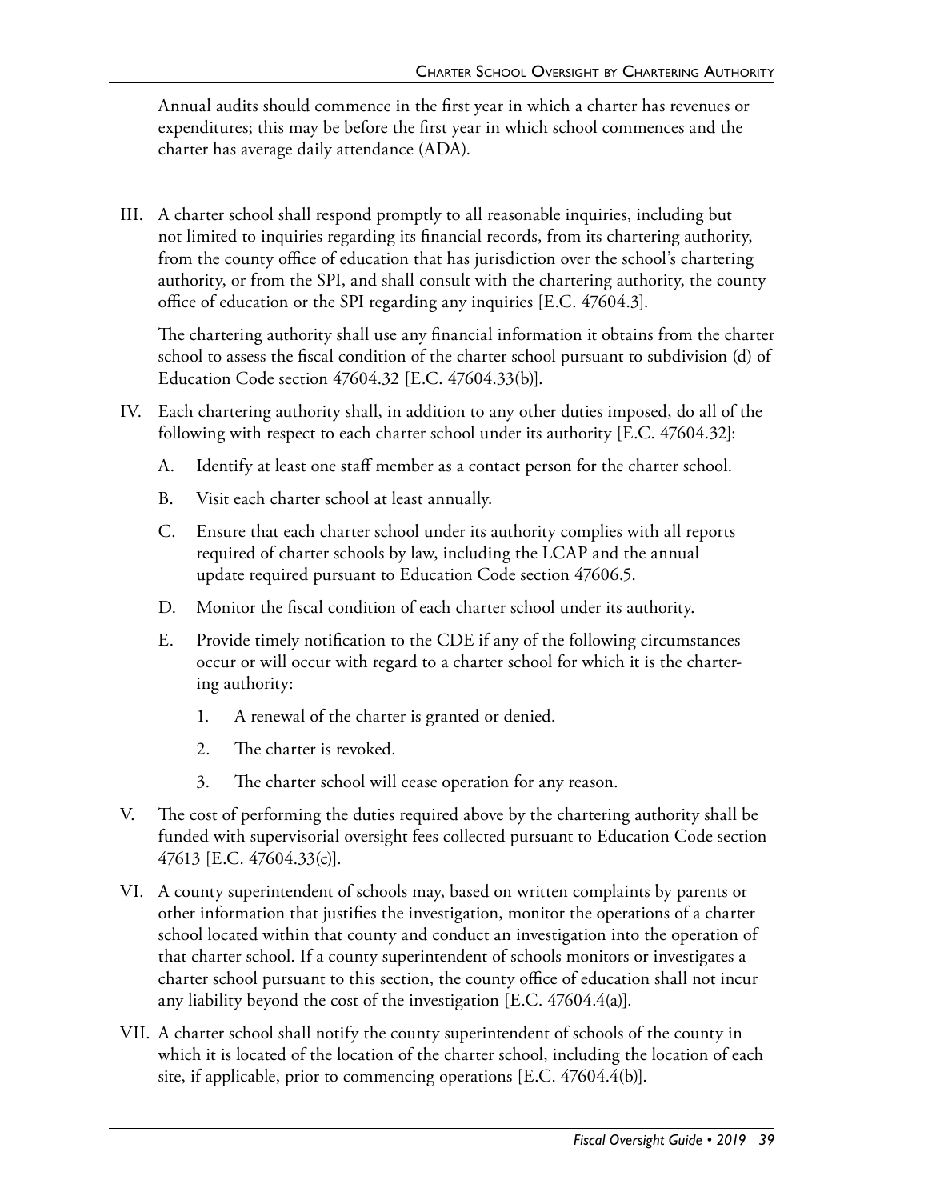Annual audits should commence in the first year in which a charter has revenues or expenditures; this may be before the first year in which school commences and the charter has average daily attendance (ADA).

III. A charter school shall respond promptly to all reasonable inquiries, including but not limited to inquiries regarding its financial records, from its chartering authority, from the county office of education that has jurisdiction over the school's chartering authority, or from the SPI, and shall consult with the chartering authority, the county office of education or the SPI regarding any inquiries [E.C. 47604.3].

    The chartering authority shall use any financial information it obtains from the charter school to assess the fiscal condition of the charter school pursuant to subdivision (d) of Education Code section 47604.32 [E.C. 47604.33(b)].

IV. Each chartering authority shall, in addition to any other duties imposed, do all of the following with respect to each charter school under its authority [E.C. 47604.32]:

    A. Identify at least one staff member as a contact person for the charter school.

    B. Visit each charter school at least annually.

    C. Ensure that each charter school under its authority complies with all reports required of charter schools by law, including the LCAP and the annual update required pursuant to Education Code section 47606.5.

    D. Monitor the fiscal condition of each charter school under its authority.

    E. Provide timely notification to the CDE if any of the following circumstances occur or will occur with regard to a charter school for which it is the chartering authority:

        1. A renewal of the charter is granted or denied.

        2. The charter is revoked.

        3. The charter school will cease operation for any reason.

V. The cost of performing the duties required above by the chartering authority shall be funded with supervisorial oversight fees collected pursuant to Education Code section 47613 [E.C. 47604.33(c)].

VI. A county superintendent of schools may, based on written complaints by parents or other information that justifies the investigation, monitor the operations of a charter school located within that county and conduct an investigation into the operation of that charter school. If a county superintendent of schools monitors or investigates a charter school pursuant to this section, the county office of education shall not incur any liability beyond the cost of the investigation [E.C. 47604.4(a)].

VII. A charter school shall notify the county superintendent of schools of the county in which it is located of the location of the charter school, including the location of each site, if applicable, prior to commencing operations [E.C. 47604.4(b)].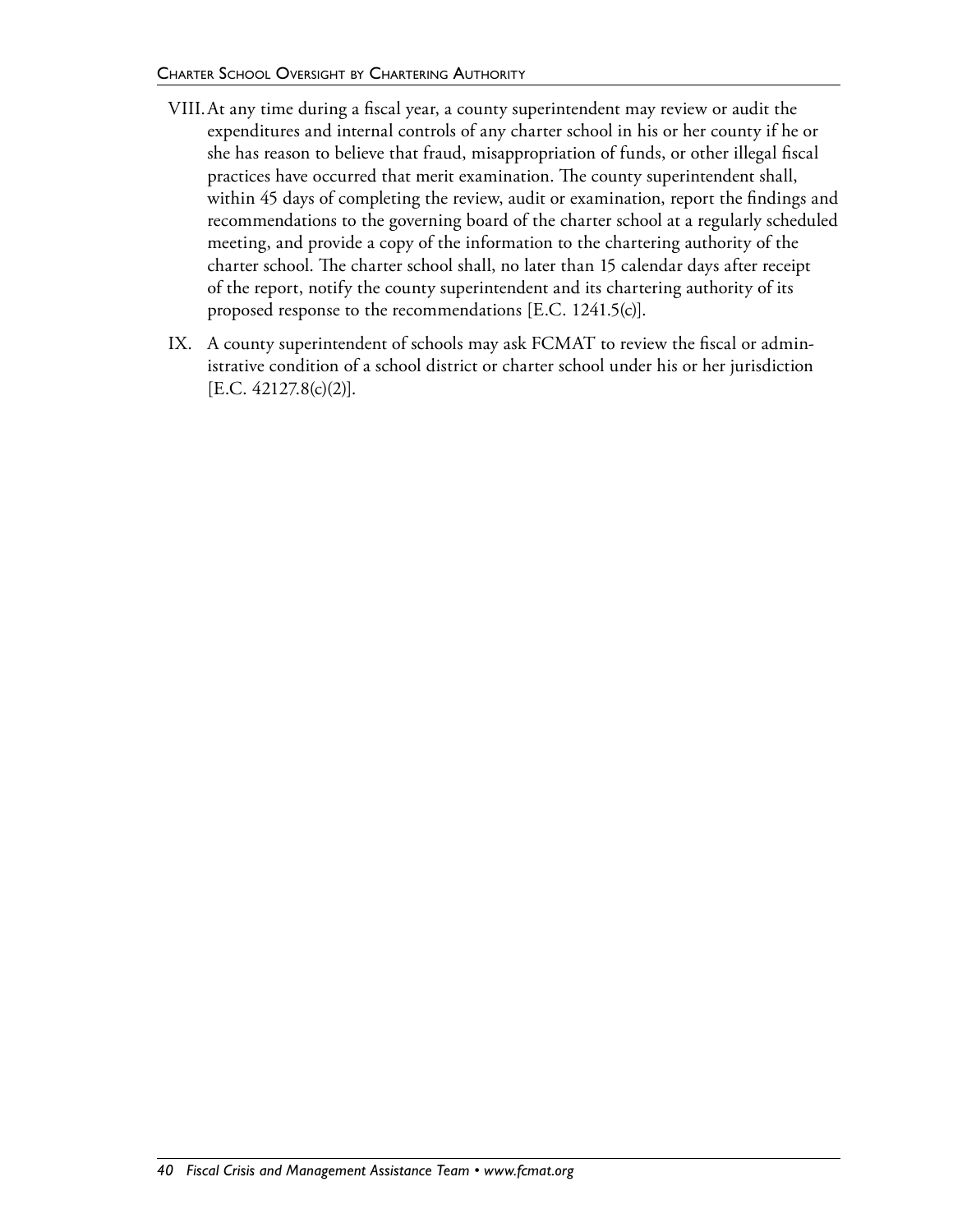VIII. At any time during a fiscal year, a county superintendent may review or audit the expenditures and internal controls of any charter school in his or her county if he or she has reason to believe that fraud, misappropriation of funds, or other illegal fiscal practices have occurred that merit examination. The county superintendent shall, within 45 days of completing the review, audit or examination, report the findings and recommendations to the governing board of the charter school at a regularly scheduled meeting, and provide a copy of the information to the chartering authority of the charter school. The charter school shall, no later than 15 calendar days after receipt of the report, notify the county superintendent and its chartering authority of its proposed response to the recommendations [E.C. 1241.5(c)].

IX. A county superintendent of schools may ask FCMAT to review the fiscal or administrative condition of a school district or charter school under his or her jurisdiction [E.C. 42127.8(c)(2)].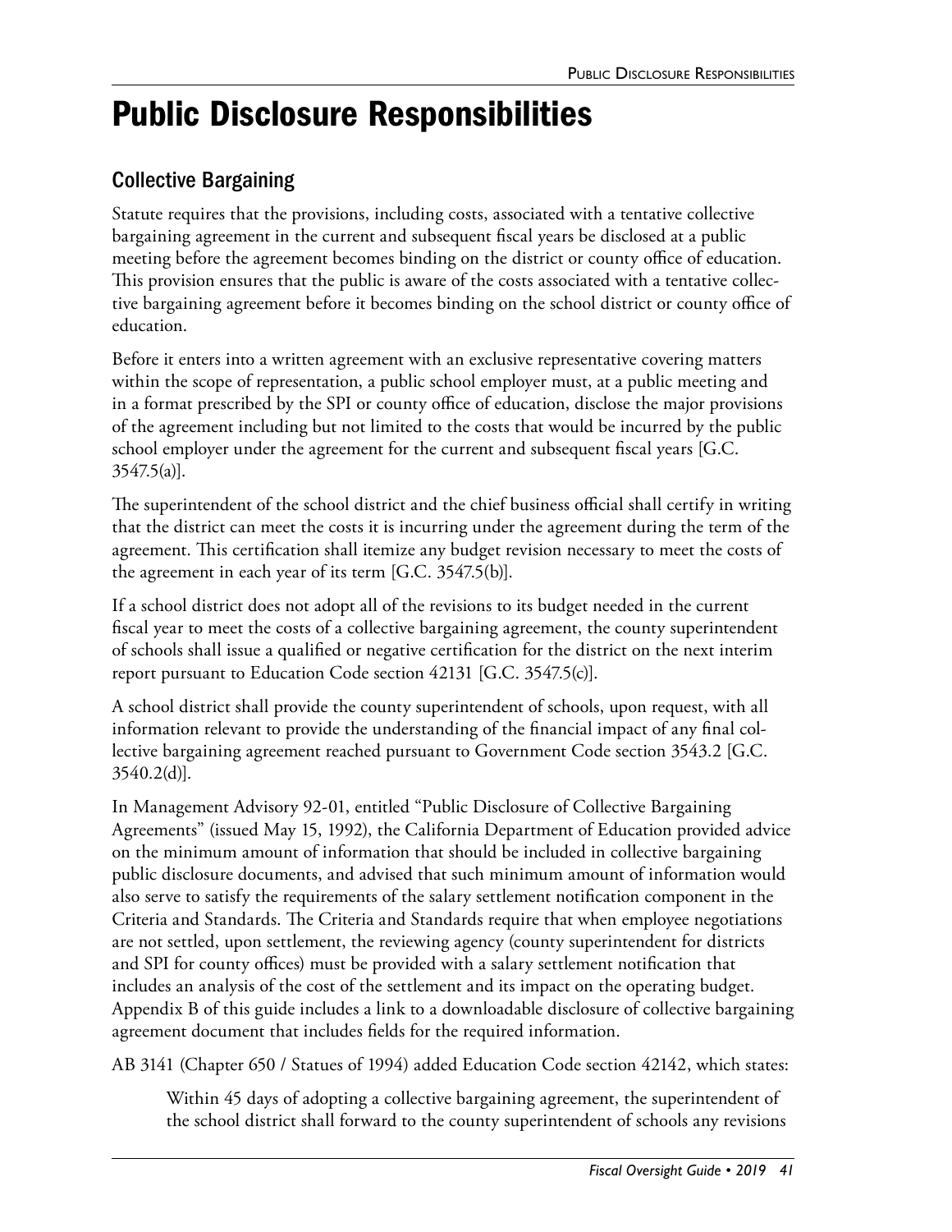# Public Disclosure Responsibilities

## Collective Bargaining

Statute requires that the provisions, including costs, associated with a tentative collective bargaining agreement in the current and subsequent fiscal years be disclosed at a public meeting before the agreement becomes binding on the district or county office of education. This provision ensures that the public is aware of the costs associated with a tentative collective bargaining agreement before it becomes binding on the school district or county office of education.

Before it enters into a written agreement with an exclusive representative covering matters within the scope of representation, a public school employer must, at a public meeting and in a format prescribed by the SPI or county office of education, disclose the major provisions of the agreement including but not limited to the costs that would be incurred by the public school employer under the agreement for the current and subsequent fiscal years [G.C. 3547.5(a)].

The superintendent of the school district and the chief business official shall certify in writing that the district can meet the costs it is incurring under the agreement during the term of the agreement. This certification shall itemize any budget revision necessary to meet the costs of the agreement in each year of its term [G.C. 3547.5(b)].

If a school district does not adopt all of the revisions to its budget needed in the current fiscal year to meet the costs of a collective bargaining agreement, the county superintendent of schools shall issue a qualified or negative certification for the district on the next interim report pursuant to Education Code section 42131 [G.C. 3547.5(c)].

A school district shall provide the county superintendent of schools, upon request, with all information relevant to provide the understanding of the financial impact of any final collective bargaining agreement reached pursuant to Government Code section 3543.2 [G.C. 3540.2(d)].

In Management Advisory 92-01, entitled "Public Disclosure of Collective Bargaining Agreements" (issued May 15, 1992), the California Department of Education provided advice on the minimum amount of information that should be included in collective bargaining public disclosure documents, and advised that such minimum amount of information would also serve to satisfy the requirements of the salary settlement notification component in the Criteria and Standards. The Criteria and Standards require that when employee negotiations are not settled, upon settlement, the reviewing agency (county superintendent for districts and SPI for county offices) must be provided with a salary settlement notification that includes an analysis of the cost of the settlement and its impact on the operating budget. Appendix B of this guide includes a link to a downloadable disclosure of collective bargaining agreement document that includes fields for the required information.

AB 3141 (Chapter 650 / Statues of 1994) added Education Code section 42142, which states:

> Within 45 days of adopting a collective bargaining agreement, the superintendent of the school district shall forward to the county superintendent of schools any revisions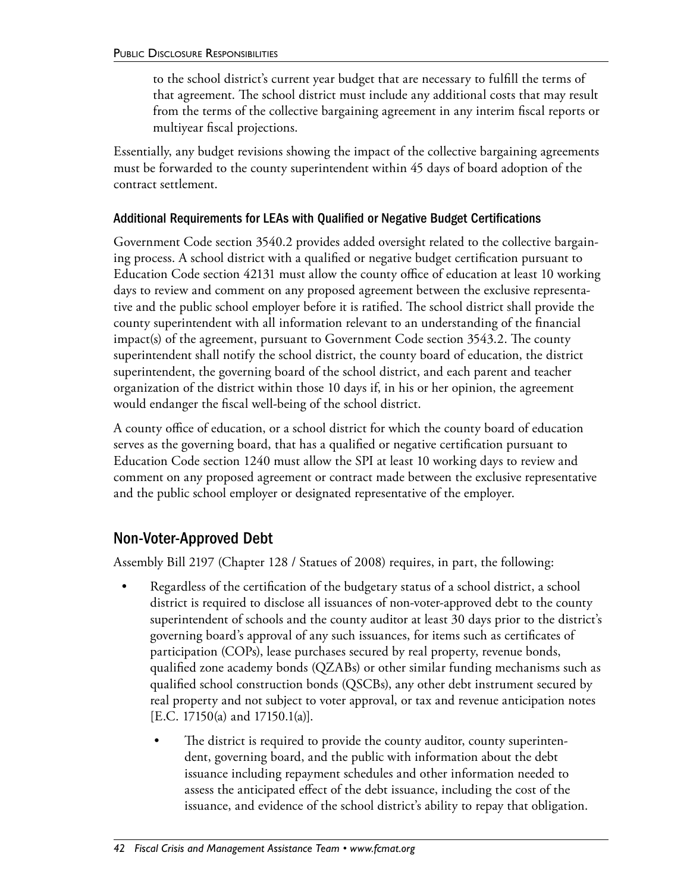to the school district's current year budget that are necessary to fulfill the terms of that agreement. The school district must include any additional costs that may result from the terms of the collective bargaining agreement in any interim fiscal reports or multiyear fiscal projections.

Essentially, any budget revisions showing the impact of the collective bargaining agreements must be forwarded to the county superintendent within 45 days of board adoption of the contract settlement.

### Additional Requirements for LEAs with Qualified or Negative Budget Certifications

Government Code section 3540.2 provides added oversight related to the collective bargaining process. A school district with a qualified or negative budget certification pursuant to Education Code section 42131 must allow the county office of education at least 10 working days to review and comment on any proposed agreement between the exclusive representative and the public school employer before it is ratified. The school district shall provide the county superintendent with all information relevant to an understanding of the financial impact(s) of the agreement, pursuant to Government Code section 3543.2. The county superintendent shall notify the school district, the county board of education, the district superintendent, the governing board of the school district, and each parent and teacher organization of the district within those 10 days if, in his or her opinion, the agreement would endanger the fiscal well-being of the school district.

A county office of education, or a school district for which the county board of education serves as the governing board, that has a qualified or negative certification pursuant to Education Code section 1240 must allow the SPI at least 10 working days to review and comment on any proposed agreement or contract made between the exclusive representative and the public school employer or designated representative of the employer.

## Non-Voter-Approved Debt

Assembly Bill 2197 (Chapter 128 / Statues of 2008) requires, in part, the following:

- Regardless of the certification of the budgetary status of a school district, a school district is required to disclose all issuances of non-voter-approved debt to the county superintendent of schools and the county auditor at least 30 days prior to the district's governing board's approval of any such issuances, for items such as certificates of participation (COPs), lease purchases secured by real property, revenue bonds, qualified zone academy bonds (QZABs) or other similar funding mechanisms such as qualified school construction bonds (QSCBs), any other debt instrument secured by real property and not subject to voter approval, or tax and revenue anticipation notes [E.C. 17150(a) and 17150.1(a)].
  - The district is required to provide the county auditor, county superintendent, governing board, and the public with information about the debt issuance including repayment schedules and other information needed to assess the anticipated effect of the debt issuance, including the cost of the issuance, and evidence of the school district's ability to repay that obligation.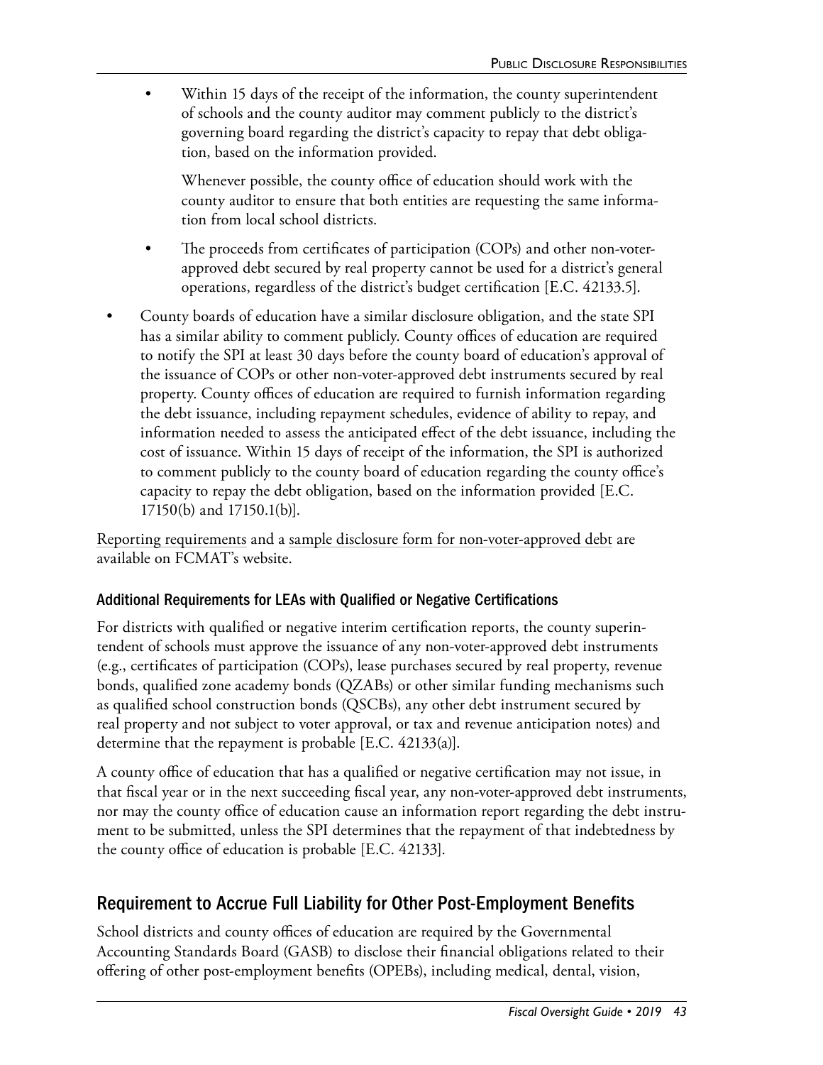- Within 15 days of the receipt of the information, the county superintendent of schools and the county auditor may comment publicly to the district's governing board regarding the district's capacity to repay that debt obligation, based on the information provided.

  Whenever possible, the county office of education should work with the county auditor to ensure that both entities are requesting the same information from local school districts.

- The proceeds from certificates of participation (COPs) and other non-voter-approved debt secured by real property cannot be used for a district's general operations, regardless of the district's budget certification [E.C. 42133.5].

- County boards of education have a similar disclosure obligation, and the state SPI has a similar ability to comment publicly. County offices of education are required to notify the SPI at least 30 days before the county board of education's approval of the issuance of COPs or other non-voter-approved debt instruments secured by real property. County offices of education are required to furnish information regarding the debt issuance, including repayment schedules, evidence of ability to repay, and information needed to assess the anticipated effect of the debt issuance, including the cost of issuance. Within 15 days of receipt of the information, the SPI is authorized to comment publicly to the county board of education regarding the county office's capacity to repay the debt obligation, based on the information provided [E.C. 17150(b) and 17150.1(b)].

Reporting requirements and a sample disclosure form for non-voter-approved debt are available on FCMAT's website.

### Additional Requirements for LEAs with Qualified or Negative Certifications

For districts with qualified or negative interim certification reports, the county superintendent of schools must approve the issuance of any non-voter-approved debt instruments (e.g., certificates of participation (COPs), lease purchases secured by real property, revenue bonds, qualified zone academy bonds (QZABs) or other similar funding mechanisms such as qualified school construction bonds (QSCBs), any other debt instrument secured by real property and not subject to voter approval, or tax and revenue anticipation notes) and determine that the repayment is probable [E.C. 42133(a)].

A county office of education that has a qualified or negative certification may not issue, in that fiscal year or in the next succeeding fiscal year, any non-voter-approved debt instruments, nor may the county office of education cause an information report regarding the debt instrument to be submitted, unless the SPI determines that the repayment of that indebtedness by the county office of education is probable [E.C. 42133].

## Requirement to Accrue Full Liability for Other Post-Employment Benefits

School districts and county offices of education are required by the Governmental Accounting Standards Board (GASB) to disclose their financial obligations related to their offering of other post-employment benefits (OPEBs), including medical, dental, vision,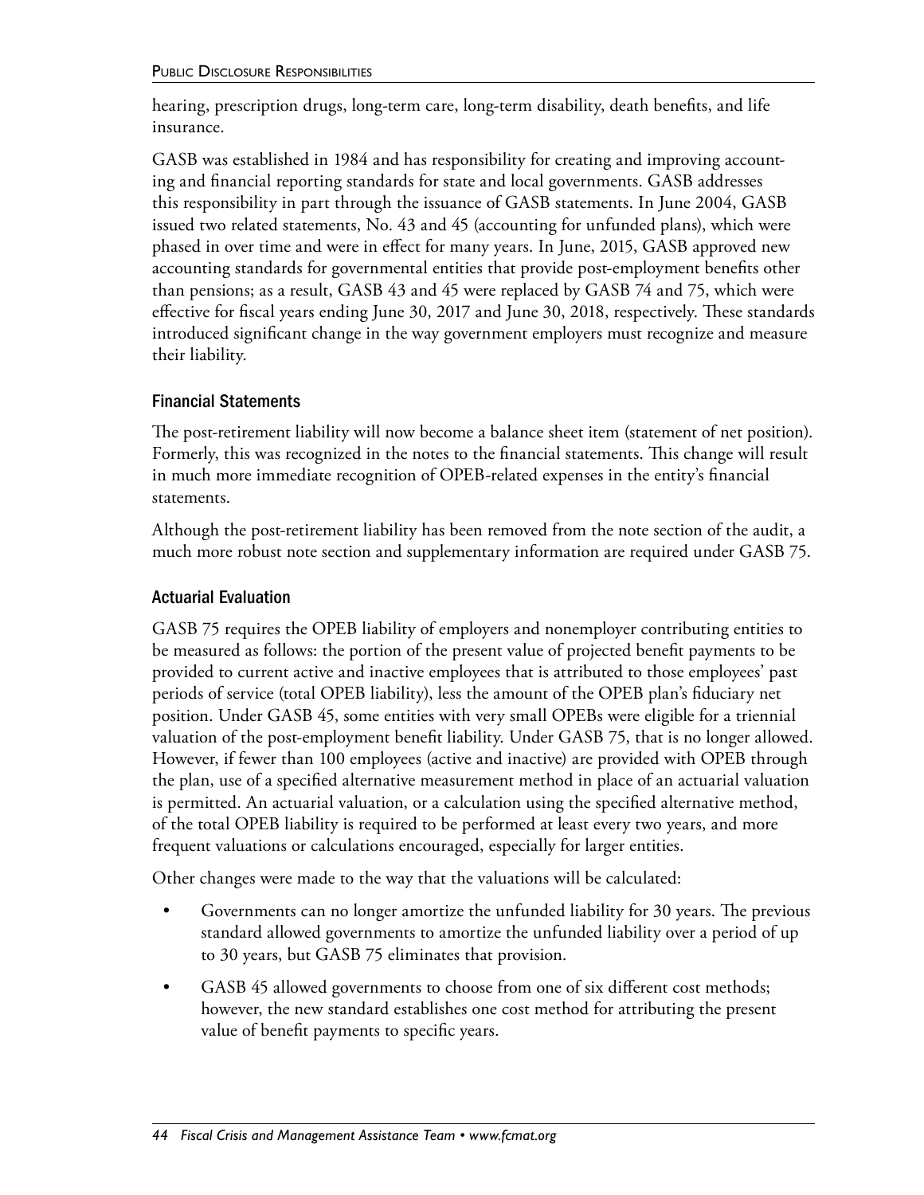hearing, prescription drugs, long-term care, long-term disability, death benefits, and life insurance.

GASB was established in 1984 and has responsibility for creating and improving accounting and financial reporting standards for state and local governments. GASB addresses this responsibility in part through the issuance of GASB statements. In June 2004, GASB issued two related statements, No. 43 and 45 (accounting for unfunded plans), which were phased in over time and were in effect for many years. In June, 2015, GASB approved new accounting standards for governmental entities that provide post-employment benefits other than pensions; as a result, GASB 43 and 45 were replaced by GASB 74 and 75, which were effective for fiscal years ending June 30, 2017 and June 30, 2018, respectively. These standards introduced significant change in the way government employers must recognize and measure their liability.

### Financial Statements

The post-retirement liability will now become a balance sheet item (statement of net position). Formerly, this was recognized in the notes to the financial statements. This change will result in much more immediate recognition of OPEB-related expenses in the entity's financial statements.

Although the post-retirement liability has been removed from the note section of the audit, a much more robust note section and supplementary information are required under GASB 75.

### Actuarial Evaluation

GASB 75 requires the OPEB liability of employers and nonemployer contributing entities to be measured as follows: the portion of the present value of projected benefit payments to be provided to current active and inactive employees that is attributed to those employees' past periods of service (total OPEB liability), less the amount of the OPEB plan's fiduciary net position. Under GASB 45, some entities with very small OPEBs were eligible for a triennial valuation of the post-employment benefit liability. Under GASB 75, that is no longer allowed. However, if fewer than 100 employees (active and inactive) are provided with OPEB through the plan, use of a specified alternative measurement method in place of an actuarial valuation is permitted. An actuarial valuation, or a calculation using the specified alternative method, of the total OPEB liability is required to be performed at least every two years, and more frequent valuations or calculations encouraged, especially for larger entities.

Other changes were made to the way that the valuations will be calculated:

- Governments can no longer amortize the unfunded liability for 30 years. The previous standard allowed governments to amortize the unfunded liability over a period of up to 30 years, but GASB 75 eliminates that provision.
- GASB 45 allowed governments to choose from one of six different cost methods; however, the new standard establishes one cost method for attributing the present value of benefit payments to specific years.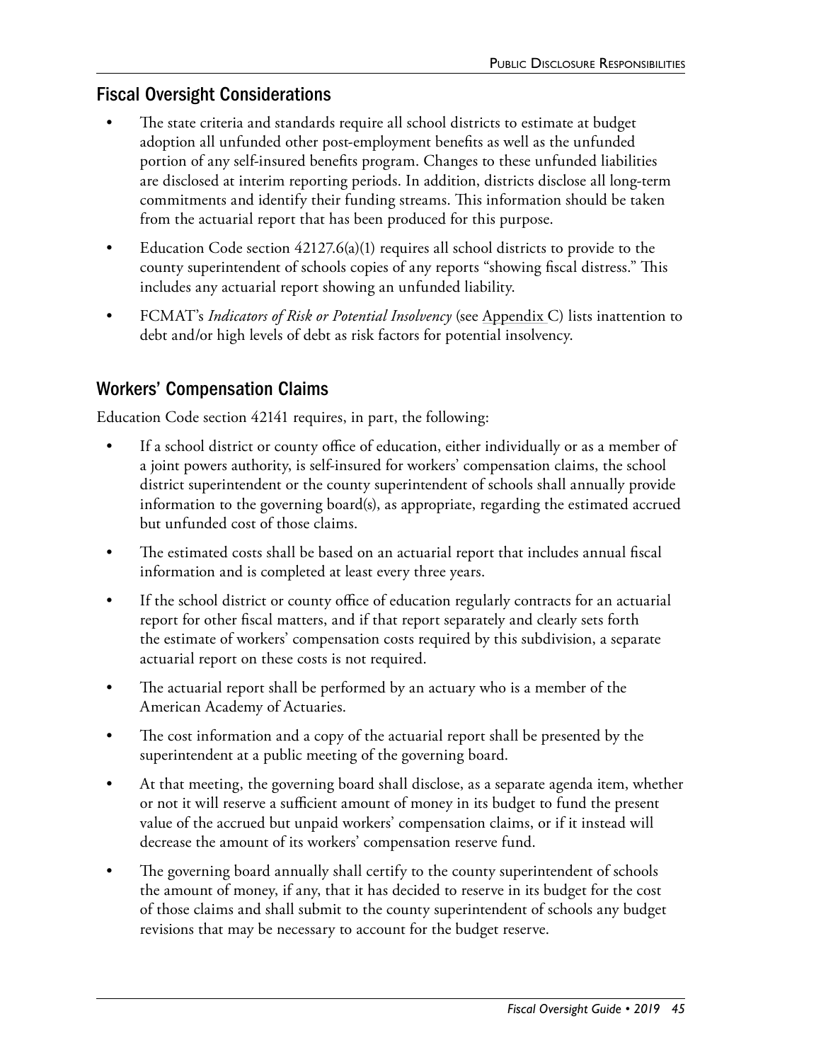## Fiscal Oversight Considerations

- The state criteria and standards require all school districts to estimate at budget adoption all unfunded other post-employment benefits as well as the unfunded portion of any self-insured benefits program. Changes to these unfunded liabilities are disclosed at interim reporting periods. In addition, districts disclose all long-term commitments and identify their funding streams. This information should be taken from the actuarial report that has been produced for this purpose.
- Education Code section 42127.6(a)(1) requires all school districts to provide to the county superintendent of schools copies of any reports "showing fiscal distress." This includes any actuarial report showing an unfunded liability.
- FCMAT's *Indicators of Risk or Potential Insolvency* (see Appendix C) lists inattention to debt and/or high levels of debt as risk factors for potential insolvency.

## Workers' Compensation Claims

Education Code section 42141 requires, in part, the following:

- If a school district or county office of education, either individually or as a member of a joint powers authority, is self-insured for workers' compensation claims, the school district superintendent or the county superintendent of schools shall annually provide information to the governing board(s), as appropriate, regarding the estimated accrued but unfunded cost of those claims.
- The estimated costs shall be based on an actuarial report that includes annual fiscal information and is completed at least every three years.
- If the school district or county office of education regularly contracts for an actuarial report for other fiscal matters, and if that report separately and clearly sets forth the estimate of workers' compensation costs required by this subdivision, a separate actuarial report on these costs is not required.
- The actuarial report shall be performed by an actuary who is a member of the American Academy of Actuaries.
- The cost information and a copy of the actuarial report shall be presented by the superintendent at a public meeting of the governing board.
- At that meeting, the governing board shall disclose, as a separate agenda item, whether or not it will reserve a sufficient amount of money in its budget to fund the present value of the accrued but unpaid workers' compensation claims, or if it instead will decrease the amount of its workers' compensation reserve fund.
- The governing board annually shall certify to the county superintendent of schools the amount of money, if any, that it has decided to reserve in its budget for the cost of those claims and shall submit to the county superintendent of schools any budget revisions that may be necessary to account for the budget reserve.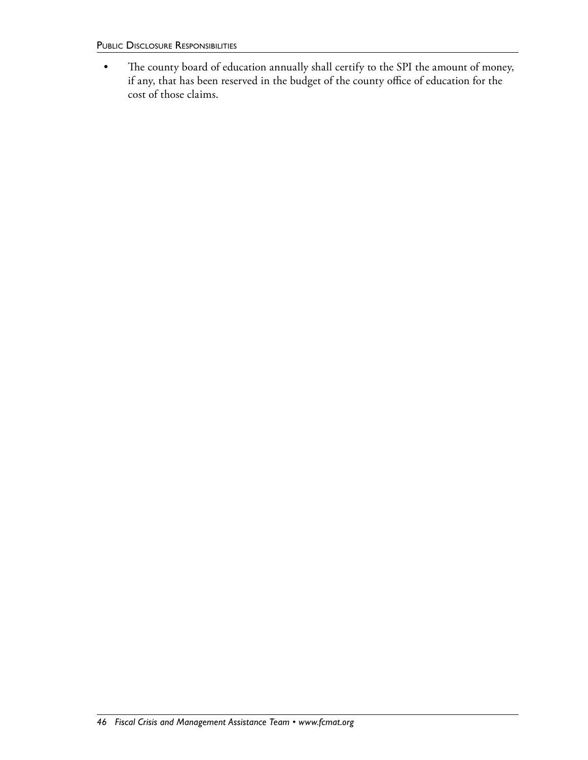- The county board of education annually shall certify to the SPI the amount of money, if any, that has been reserved in the budget of the county office of education for the cost of those claims.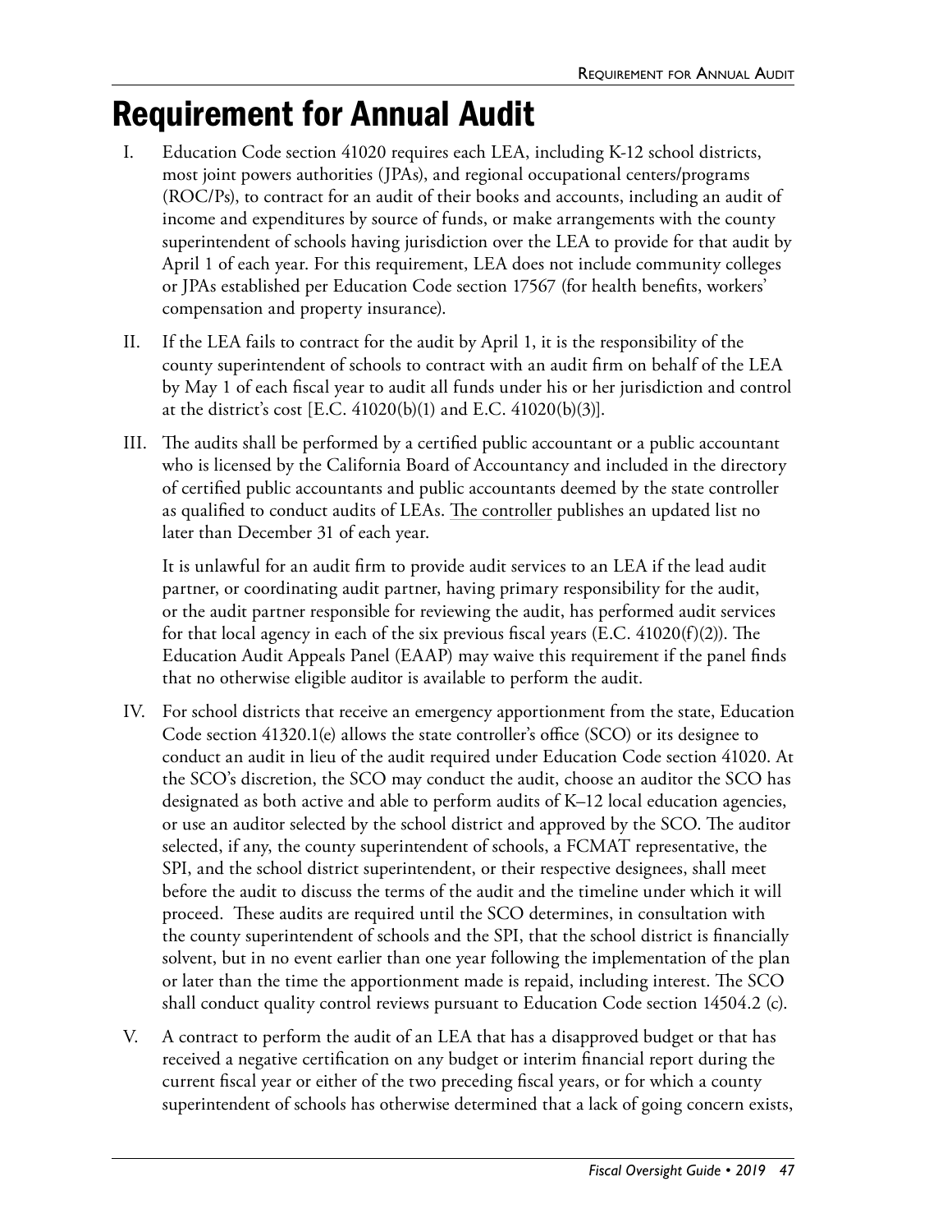# Requirement for Annual Audit

I. Education Code section 41020 requires each LEA, including K-12 school districts, most joint powers authorities (JPAs), and regional occupational centers/programs (ROC/Ps), to contract for an audit of their books and accounts, including an audit of income and expenditures by source of funds, or make arrangements with the county superintendent of schools having jurisdiction over the LEA to provide for that audit by April 1 of each year. For this requirement, LEA does not include community colleges or JPAs established per Education Code section 17567 (for health benefits, workers' compensation and property insurance).

II. If the LEA fails to contract for the audit by April 1, it is the responsibility of the county superintendent of schools to contract with an audit firm on behalf of the LEA by May 1 of each fiscal year to audit all funds under his or her jurisdiction and control at the district's cost [E.C. 41020(b)(1) and E.C. 41020(b)(3)].

III. The audits shall be performed by a certified public accountant or a public accountant who is licensed by the California Board of Accountancy and included in the directory of certified public accountants and public accountants deemed by the state controller as qualified to conduct audits of LEAs. The controller publishes an updated list no later than December 31 of each year.

    It is unlawful for an audit firm to provide audit services to an LEA if the lead audit partner, or coordinating audit partner, having primary responsibility for the audit, or the audit partner responsible for reviewing the audit, has performed audit services for that local agency in each of the six previous fiscal years (E.C. 41020(f)(2)). The Education Audit Appeals Panel (EAAP) may waive this requirement if the panel finds that no otherwise eligible auditor is available to perform the audit.

IV. For school districts that receive an emergency apportionment from the state, Education Code section 41320.1(e) allows the state controller's office (SCO) or its designee to conduct an audit in lieu of the audit required under Education Code section 41020. At the SCO's discretion, the SCO may conduct the audit, choose an auditor the SCO has designated as both active and able to perform audits of K–12 local education agencies, or use an auditor selected by the school district and approved by the SCO. The auditor selected, if any, the county superintendent of schools, a FCMAT representative, the SPI, and the school district superintendent, or their respective designees, shall meet before the audit to discuss the terms of the audit and the timeline under which it will proceed. These audits are required until the SCO determines, in consultation with the county superintendent of schools and the SPI, that the school district is financially solvent, but in no event earlier than one year following the implementation of the plan or later than the time the apportionment made is repaid, including interest. The SCO shall conduct quality control reviews pursuant to Education Code section 14504.2 (c).

V. A contract to perform the audit of an LEA that has a disapproved budget or that has received a negative certification on any budget or interim financial report during the current fiscal year or either of the two preceding fiscal years, or for which a county superintendent of schools has otherwise determined that a lack of going concern exists,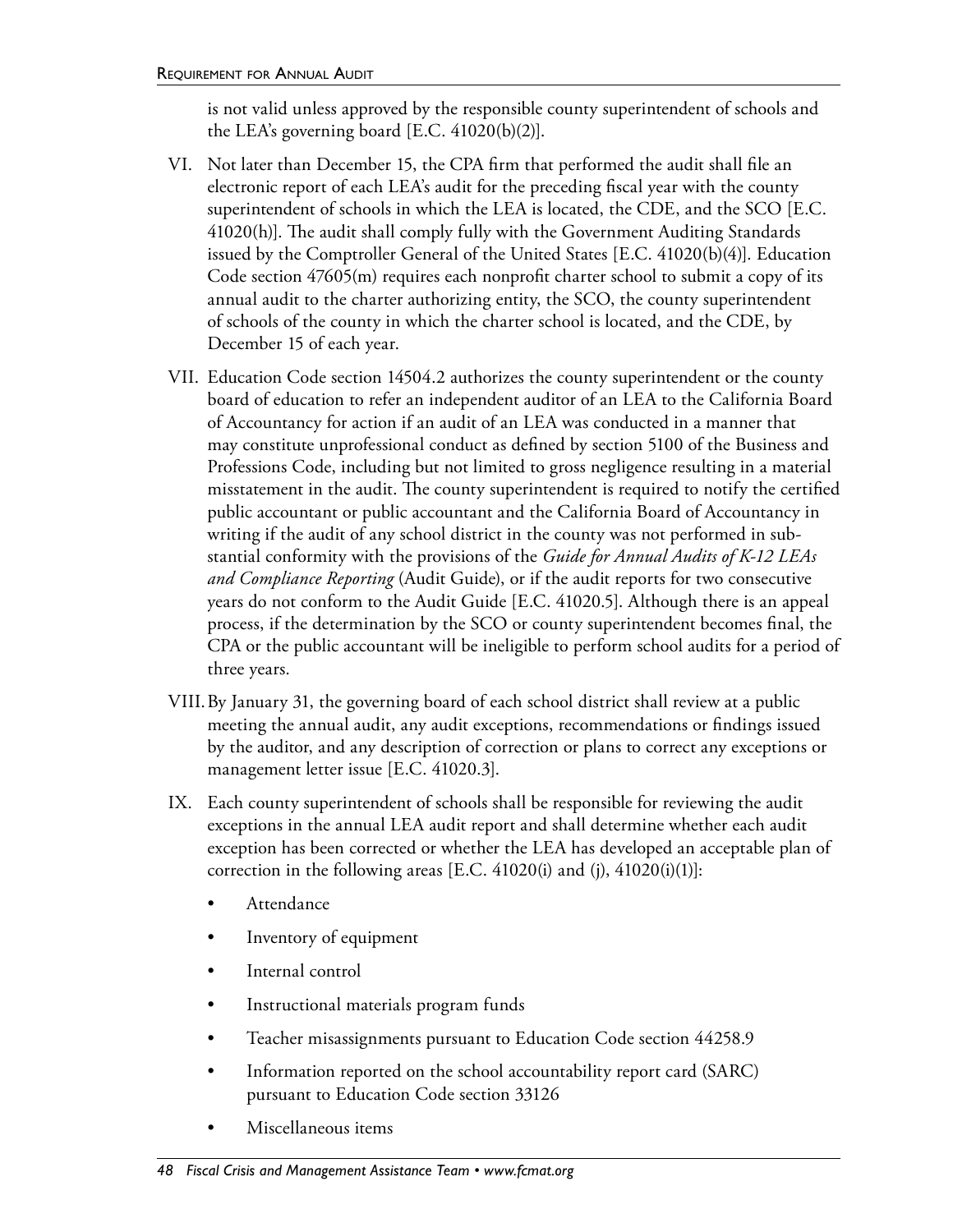is not valid unless approved by the responsible county superintendent of schools and the LEA's governing board [E.C. 41020(b)(2)].

VI. Not later than December 15, the CPA firm that performed the audit shall file an electronic report of each LEA's audit for the preceding fiscal year with the county superintendent of schools in which the LEA is located, the CDE, and the SCO [E.C. 41020(h)]. The audit shall comply fully with the Government Auditing Standards issued by the Comptroller General of the United States [E.C. 41020(b)(4)]. Education Code section 47605(m) requires each nonprofit charter school to submit a copy of its annual audit to the charter authorizing entity, the SCO, the county superintendent of schools of the county in which the charter school is located, and the CDE, by December 15 of each year.

VII. Education Code section 14504.2 authorizes the county superintendent or the county board of education to refer an independent auditor of an LEA to the California Board of Accountancy for action if an audit of an LEA was conducted in a manner that may constitute unprofessional conduct as defined by section 5100 of the Business and Professions Code, including but not limited to gross negligence resulting in a material misstatement in the audit. The county superintendent is required to notify the certified public accountant or public accountant and the California Board of Accountancy in writing if the audit of any school district in the county was not performed in substantial conformity with the provisions of the *Guide for Annual Audits of K-12 LEAs and Compliance Reporting* (Audit Guide), or if the audit reports for two consecutive years do not conform to the Audit Guide [E.C. 41020.5]. Although there is an appeal process, if the determination by the SCO or county superintendent becomes final, the CPA or the public accountant will be ineligible to perform school audits for a period of three years.

VIII. By January 31, the governing board of each school district shall review at a public meeting the annual audit, any audit exceptions, recommendations or findings issued by the auditor, and any description of correction or plans to correct any exceptions or management letter issue [E.C. 41020.3].

IX. Each county superintendent of schools shall be responsible for reviewing the audit exceptions in the annual LEA audit report and shall determine whether each audit exception has been corrected or whether the LEA has developed an acceptable plan of correction in the following areas [E.C. 41020(i) and (j), 41020(i)(1)]:

- Attendance
- Inventory of equipment
- Internal control
- Instructional materials program funds
- Teacher misassignments pursuant to Education Code section 44258.9
- Information reported on the school accountability report card (SARC) pursuant to Education Code section 33126
- Miscellaneous items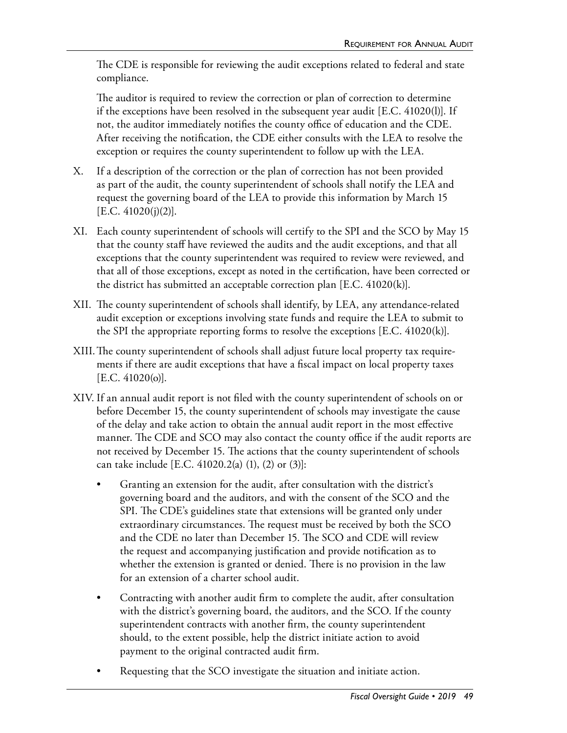The CDE is responsible for reviewing the audit exceptions related to federal and state compliance.

The auditor is required to review the correction or plan of correction to determine if the exceptions have been resolved in the subsequent year audit [E.C. 41020(l)]. If not, the auditor immediately notifies the county office of education and the CDE. After receiving the notification, the CDE either consults with the LEA to resolve the exception or requires the county superintendent to follow up with the LEA.

X. If a description of the correction or the plan of correction has not been provided as part of the audit, the county superintendent of schools shall notify the LEA and request the governing board of the LEA to provide this information by March 15 [E.C. 41020(j)(2)].

XI. Each county superintendent of schools will certify to the SPI and the SCO by May 15 that the county staff have reviewed the audits and the audit exceptions, and that all exceptions that the county superintendent was required to review were reviewed, and that all of those exceptions, except as noted in the certification, have been corrected or the district has submitted an acceptable correction plan [E.C. 41020(k)].

XII. The county superintendent of schools shall identify, by LEA, any attendance-related audit exception or exceptions involving state funds and require the LEA to submit to the SPI the appropriate reporting forms to resolve the exceptions [E.C. 41020(k)].

XIII. The county superintendent of schools shall adjust future local property tax requirements if there are audit exceptions that have a fiscal impact on local property taxes [E.C. 41020(o)].

XIV. If an annual audit report is not filed with the county superintendent of schools on or before December 15, the county superintendent of schools may investigate the cause of the delay and take action to obtain the annual audit report in the most effective manner. The CDE and SCO may also contact the county office if the audit reports are not received by December 15. The actions that the county superintendent of schools can take include [E.C. 41020.2(a) (1), (2) or (3)]:

- Granting an extension for the audit, after consultation with the district's governing board and the auditors, and with the consent of the SCO and the SPI. The CDE's guidelines state that extensions will be granted only under extraordinary circumstances. The request must be received by both the SCO and the CDE no later than December 15. The SCO and CDE will review the request and accompanying justification and provide notification as to whether the extension is granted or denied. There is no provision in the law for an extension of a charter school audit.
- Contracting with another audit firm to complete the audit, after consultation with the district's governing board, the auditors, and the SCO. If the county superintendent contracts with another firm, the county superintendent should, to the extent possible, help the district initiate action to avoid payment to the original contracted audit firm.
- Requesting that the SCO investigate the situation and initiate action.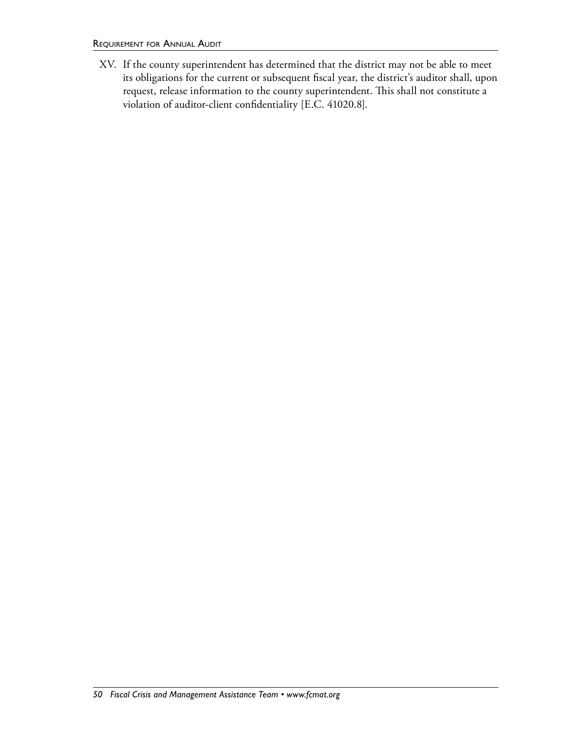XV. If the county superintendent has determined that the district may not be able to meet its obligations for the current or subsequent fiscal year, the district's auditor shall, upon request, release information to the county superintendent. This shall not constitute a violation of auditor-client confidentiality [E.C. 41020.8].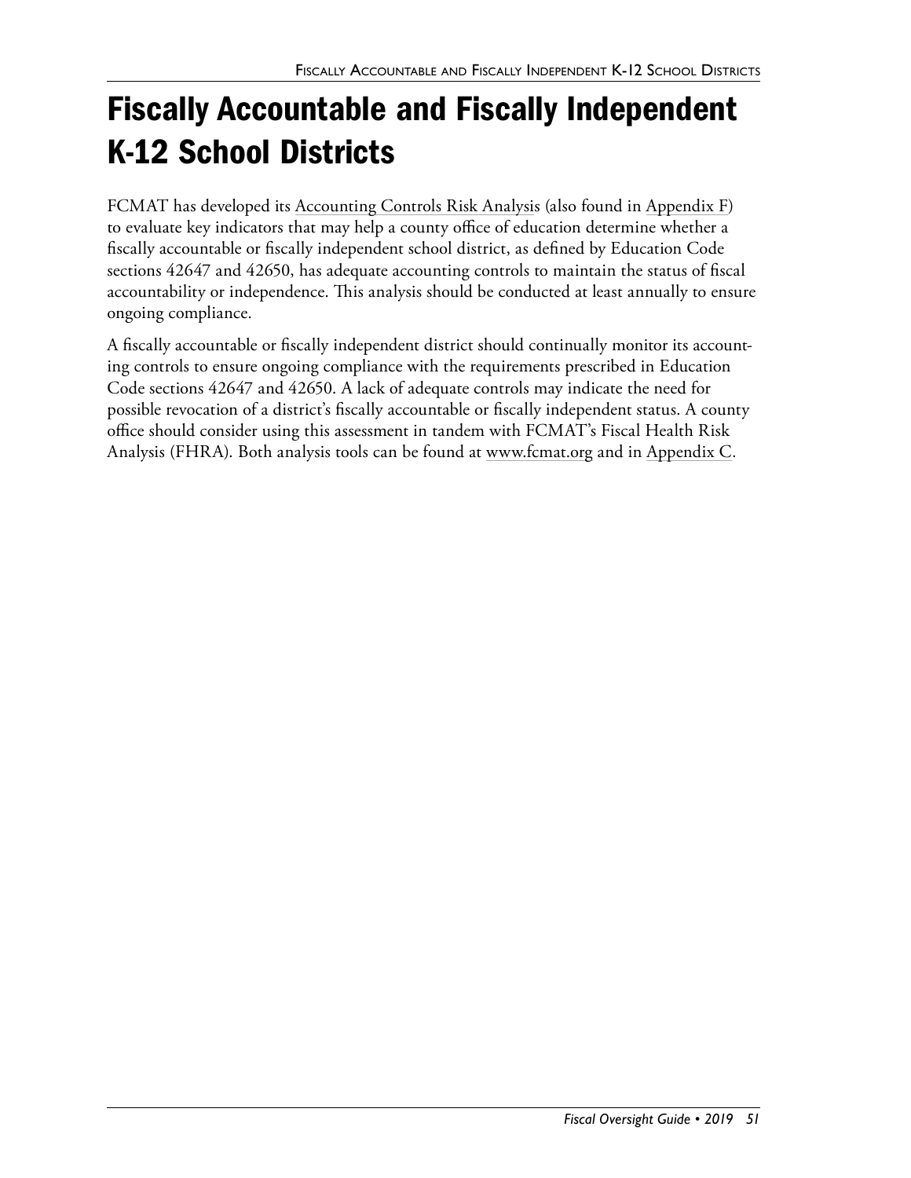# Fiscally Accountable and Fiscally Independent K-12 School Districts

FCMAT has developed its Accounting Controls Risk Analysis (also found in Appendix F) to evaluate key indicators that may help a county office of education determine whether a fiscally accountable or fiscally independent school district, as defined by Education Code sections 42647 and 42650, has adequate accounting controls to maintain the status of fiscal accountability or independence. This analysis should be conducted at least annually to ensure ongoing compliance.

A fiscally accountable or fiscally independent district should continually monitor its accounting controls to ensure ongoing compliance with the requirements prescribed in Education Code sections 42647 and 42650. A lack of adequate controls may indicate the need for possible revocation of a district's fiscally accountable or fiscally independent status. A county office should consider using this assessment in tandem with FCMAT's Fiscal Health Risk Analysis (FHRA). Both analysis tools can be found at www.fcmat.org and in Appendix C.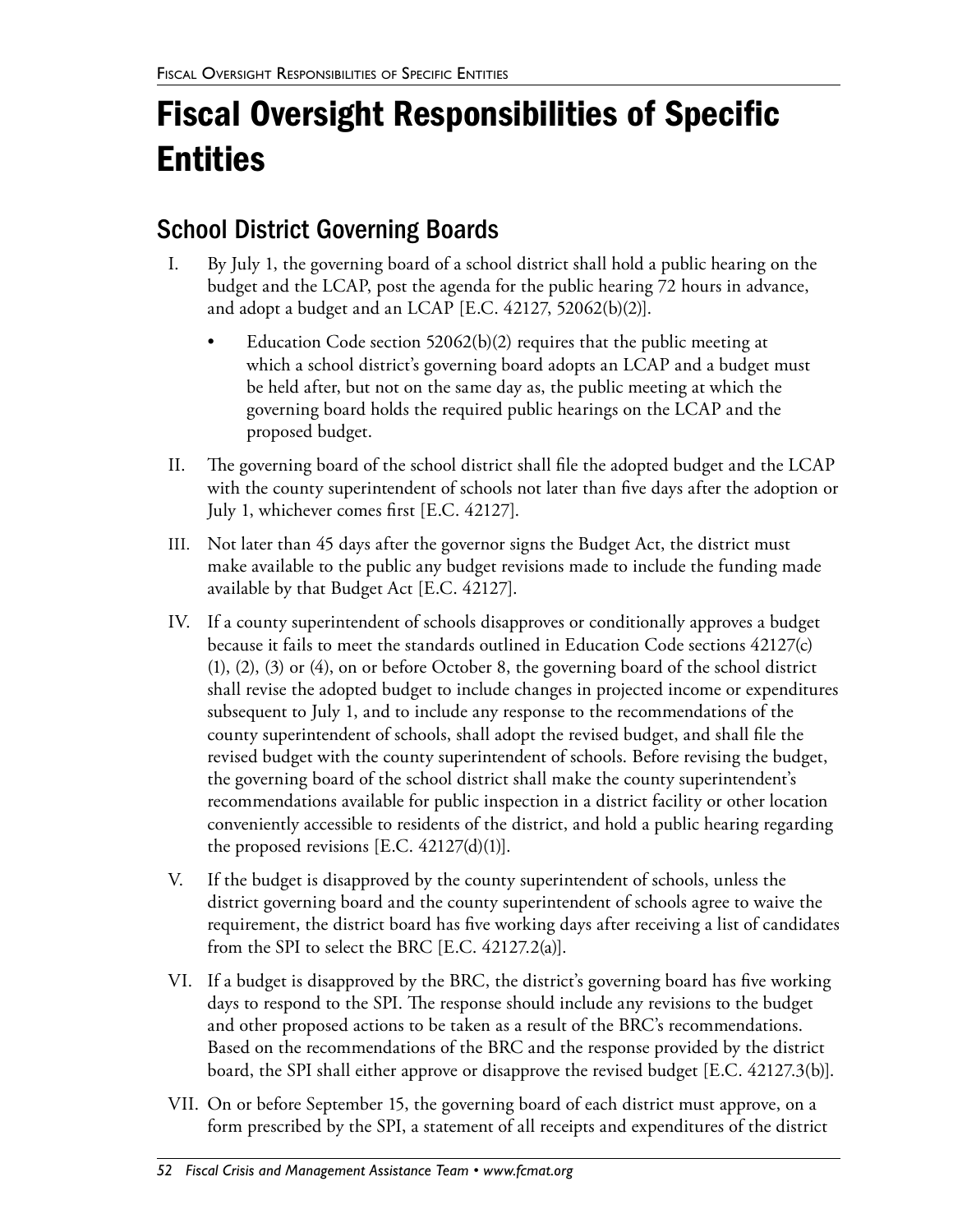# Fiscal Oversight Responsibilities of Specific Entities

## School District Governing Boards

I. By July 1, the governing board of a school district shall hold a public hearing on the budget and the LCAP, post the agenda for the public hearing 72 hours in advance, and adopt a budget and an LCAP [E.C. 42127, 52062(b)(2)].

- Education Code section 52062(b)(2) requires that the public meeting at which a school district's governing board adopts an LCAP and a budget must be held after, but not on the same day as, the public meeting at which the governing board holds the required public hearings on the LCAP and the proposed budget.

II. The governing board of the school district shall file the adopted budget and the LCAP with the county superintendent of schools not later than five days after the adoption or July 1, whichever comes first [E.C. 42127].

III. Not later than 45 days after the governor signs the Budget Act, the district must make available to the public any budget revisions made to include the funding made available by that Budget Act [E.C. 42127].

IV. If a county superintendent of schools disapproves or conditionally approves a budget because it fails to meet the standards outlined in Education Code sections 42127(c)(1), (2), (3) or (4), on or before October 8, the governing board of the school district shall revise the adopted budget to include changes in projected income or expenditures subsequent to July 1, and to include any response to the recommendations of the county superintendent of schools, shall adopt the revised budget, and shall file the revised budget with the county superintendent of schools. Before revising the budget, the governing board of the school district shall make the county superintendent's recommendations available for public inspection in a district facility or other location conveniently accessible to residents of the district, and hold a public hearing regarding the proposed revisions [E.C. 42127(d)(1)].

V. If the budget is disapproved by the county superintendent of schools, unless the district governing board and the county superintendent of schools agree to waive the requirement, the district board has five working days after receiving a list of candidates from the SPI to select the BRC [E.C. 42127.2(a)].

VI. If a budget is disapproved by the BRC, the district's governing board has five working days to respond to the SPI. The response should include any revisions to the budget and other proposed actions to be taken as a result of the BRC's recommendations. Based on the recommendations of the BRC and the response provided by the district board, the SPI shall either approve or disapprove the revised budget [E.C. 42127.3(b)].

VII. On or before September 15, the governing board of each district must approve, on a form prescribed by the SPI, a statement of all receipts and expenditures of the district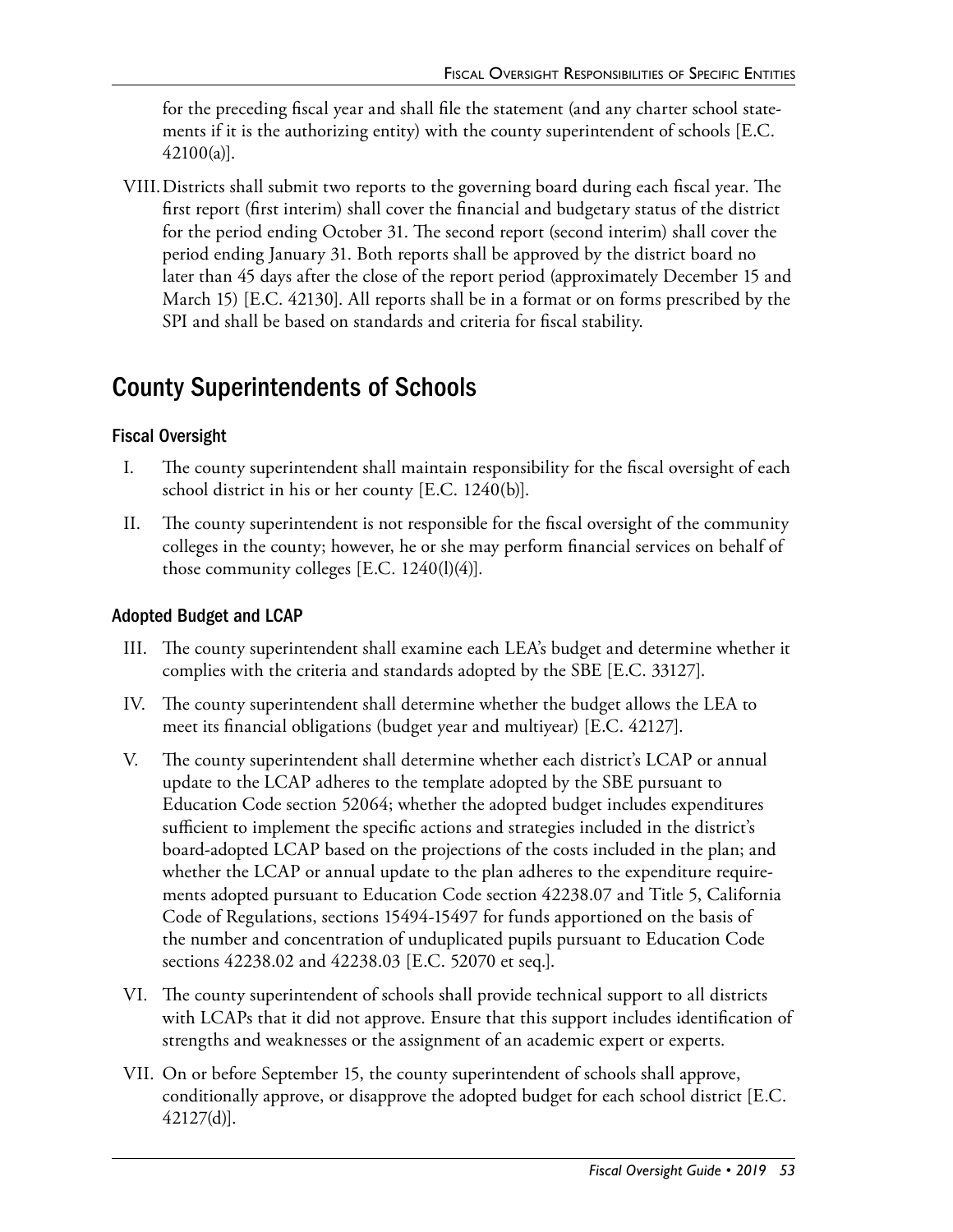for the preceding fiscal year and shall file the statement (and any charter school statements if it is the authorizing entity) with the county superintendent of schools [E.C. 42100(a)].

VIII. Districts shall submit two reports to the governing board during each fiscal year. The first report (first interim) shall cover the financial and budgetary status of the district for the period ending October 31. The second report (second interim) shall cover the period ending January 31. Both reports shall be approved by the district board no later than 45 days after the close of the report period (approximately December 15 and March 15) [E.C. 42130]. All reports shall be in a format or on forms prescribed by the SPI and shall be based on standards and criteria for fiscal stability.

## County Superintendents of Schools

### Fiscal Oversight

I. The county superintendent shall maintain responsibility for the fiscal oversight of each school district in his or her county [E.C. 1240(b)].

II. The county superintendent is not responsible for the fiscal oversight of the community colleges in the county; however, he or she may perform financial services on behalf of those community colleges [E.C. 1240(l)(4)].

### Adopted Budget and LCAP

III. The county superintendent shall examine each LEA's budget and determine whether it complies with the criteria and standards adopted by the SBE [E.C. 33127].

IV. The county superintendent shall determine whether the budget allows the LEA to meet its financial obligations (budget year and multiyear) [E.C. 42127].

V. The county superintendent shall determine whether each district's LCAP or annual update to the LCAP adheres to the template adopted by the SBE pursuant to Education Code section 52064; whether the adopted budget includes expenditures sufficient to implement the specific actions and strategies included in the district's board-adopted LCAP based on the projections of the costs included in the plan; and whether the LCAP or annual update to the plan adheres to the expenditure requirements adopted pursuant to Education Code section 42238.07 and Title 5, California Code of Regulations, sections 15494-15497 for funds apportioned on the basis of the number and concentration of unduplicated pupils pursuant to Education Code sections 42238.02 and 42238.03 [E.C. 52070 et seq.].

VI. The county superintendent of schools shall provide technical support to all districts with LCAPs that it did not approve. Ensure that this support includes identification of strengths and weaknesses or the assignment of an academic expert or experts.

VII. On or before September 15, the county superintendent of schools shall approve, conditionally approve, or disapprove the adopted budget for each school district [E.C. 42127(d)].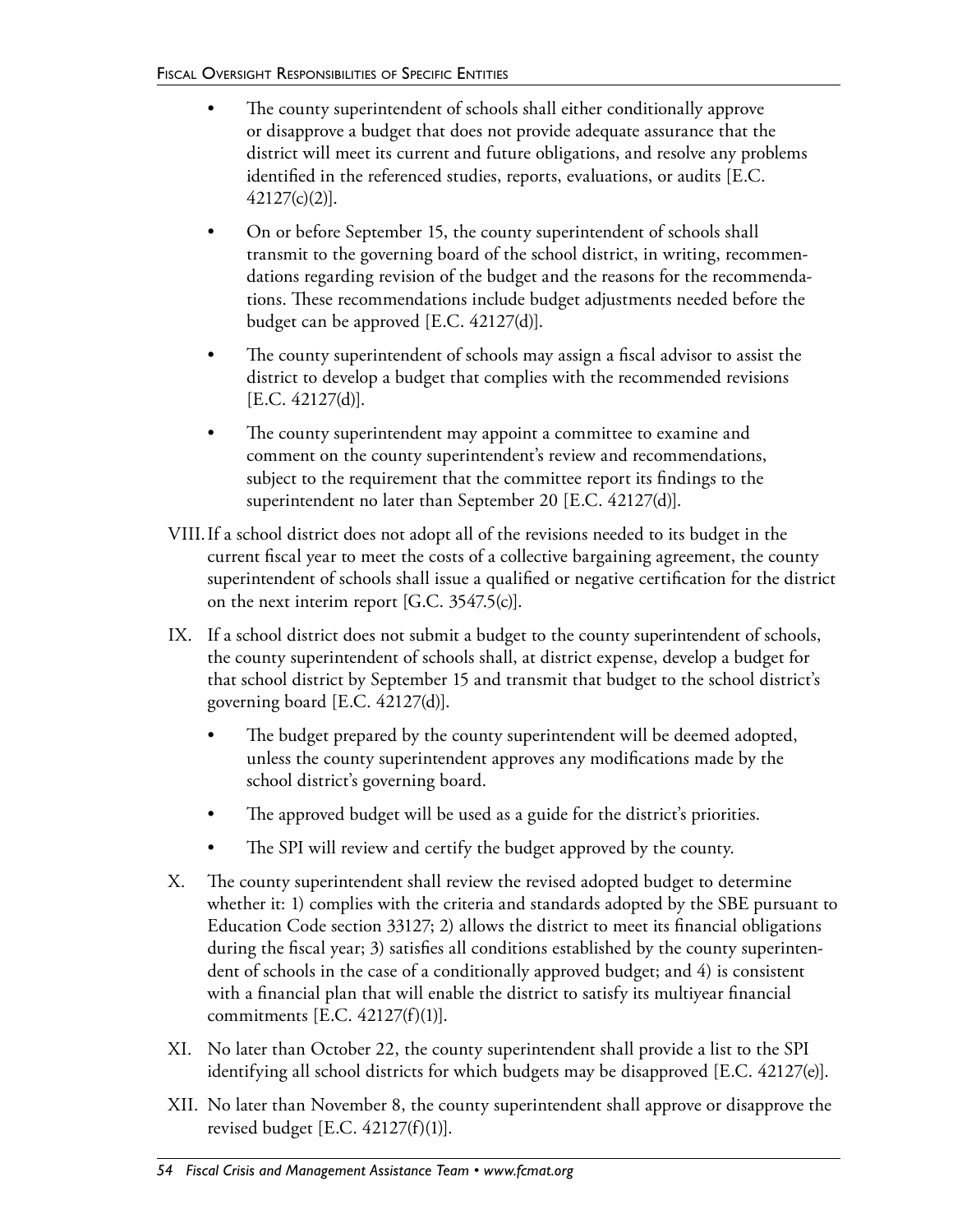- The county superintendent of schools shall either conditionally approve or disapprove a budget that does not provide adequate assurance that the district will meet its current and future obligations, and resolve any problems identified in the referenced studies, reports, evaluations, or audits [E.C. 42127(c)(2)].
- On or before September 15, the county superintendent of schools shall transmit to the governing board of the school district, in writing, recommendations regarding revision of the budget and the reasons for the recommendations. These recommendations include budget adjustments needed before the budget can be approved [E.C. 42127(d)].
- The county superintendent of schools may assign a fiscal advisor to assist the district to develop a budget that complies with the recommended revisions [E.C. 42127(d)].
- The county superintendent may appoint a committee to examine and comment on the county superintendent's review and recommendations, subject to the requirement that the committee report its findings to the superintendent no later than September 20 [E.C. 42127(d)].

VIII. If a school district does not adopt all of the revisions needed to its budget in the current fiscal year to meet the costs of a collective bargaining agreement, the county superintendent of schools shall issue a qualified or negative certification for the district on the next interim report [G.C. 3547.5(c)].

IX. If a school district does not submit a budget to the county superintendent of schools, the county superintendent of schools shall, at district expense, develop a budget for that school district by September 15 and transmit that budget to the school district's governing board [E.C. 42127(d)].

- The budget prepared by the county superintendent will be deemed adopted, unless the county superintendent approves any modifications made by the school district's governing board.
- The approved budget will be used as a guide for the district's priorities.
- The SPI will review and certify the budget approved by the county.

X. The county superintendent shall review the revised adopted budget to determine whether it: 1) complies with the criteria and standards adopted by the SBE pursuant to Education Code section 33127; 2) allows the district to meet its financial obligations during the fiscal year; 3) satisfies all conditions established by the county superintendent of schools in the case of a conditionally approved budget; and 4) is consistent with a financial plan that will enable the district to satisfy its multiyear financial commitments [E.C. 42127(f)(1)].

XI. No later than October 22, the county superintendent shall provide a list to the SPI identifying all school districts for which budgets may be disapproved [E.C. 42127(e)].

XII. No later than November 8, the county superintendent shall approve or disapprove the revised budget [E.C. 42127(f)(1)].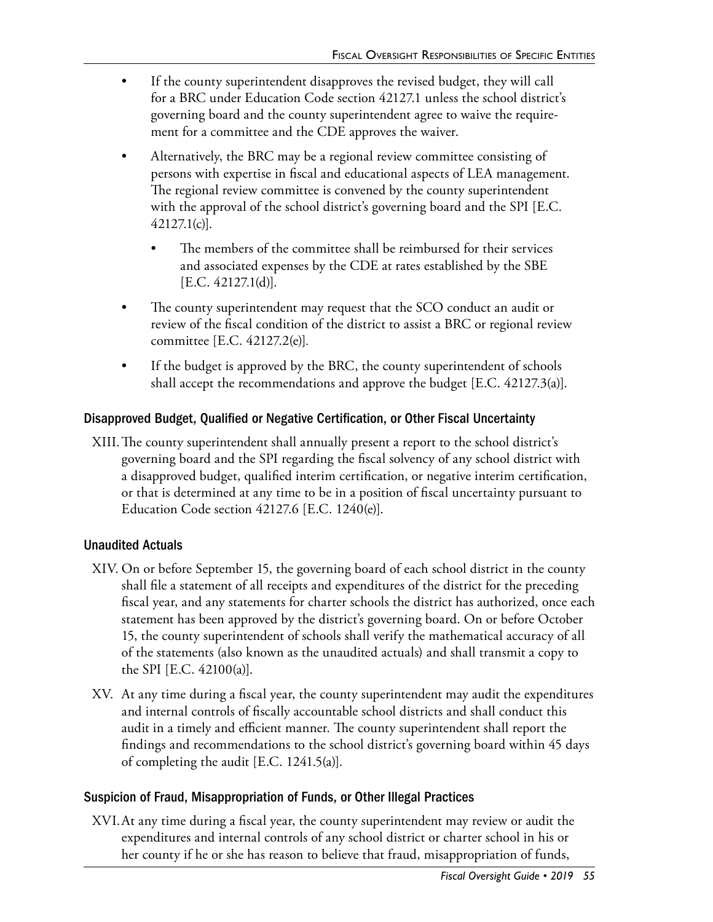- If the county superintendent disapproves the revised budget, they will call for a BRC under Education Code section 42127.1 unless the school district's governing board and the county superintendent agree to waive the requirement for a committee and the CDE approves the waiver.
- Alternatively, the BRC may be a regional review committee consisting of persons with expertise in fiscal and educational aspects of LEA management. The regional review committee is convened by the county superintendent with the approval of the school district's governing board and the SPI [E.C. 42127.1(c)].
  - The members of the committee shall be reimbursed for their services and associated expenses by the CDE at rates established by the SBE [E.C. 42127.1(d)].
- The county superintendent may request that the SCO conduct an audit or review of the fiscal condition of the district to assist a BRC or regional review committee [E.C. 42127.2(e)].
- If the budget is approved by the BRC, the county superintendent of schools shall accept the recommendations and approve the budget [E.C. 42127.3(a)].

### Disapproved Budget, Qualified or Negative Certification, or Other Fiscal Uncertainty

XIII. The county superintendent shall annually present a report to the school district's governing board and the SPI regarding the fiscal solvency of any school district with a disapproved budget, qualified interim certification, or negative interim certification, or that is determined at any time to be in a position of fiscal uncertainty pursuant to Education Code section 42127.6 [E.C. 1240(e)].

### Unaudited Actuals

XIV. On or before September 15, the governing board of each school district in the county shall file a statement of all receipts and expenditures of the district for the preceding fiscal year, and any statements for charter schools the district has authorized, once each statement has been approved by the district's governing board. On or before October 15, the county superintendent of schools shall verify the mathematical accuracy of all of the statements (also known as the unaudited actuals) and shall transmit a copy to the SPI [E.C. 42100(a)].

XV. At any time during a fiscal year, the county superintendent may audit the expenditures and internal controls of fiscally accountable school districts and shall conduct this audit in a timely and efficient manner. The county superintendent shall report the findings and recommendations to the school district's governing board within 45 days of completing the audit [E.C. 1241.5(a)].

### Suspicion of Fraud, Misappropriation of Funds, or Other Illegal Practices

XVI. At any time during a fiscal year, the county superintendent may review or audit the expenditures and internal controls of any school district or charter school in his or her county if he or she has reason to believe that fraud, misappropriation of funds,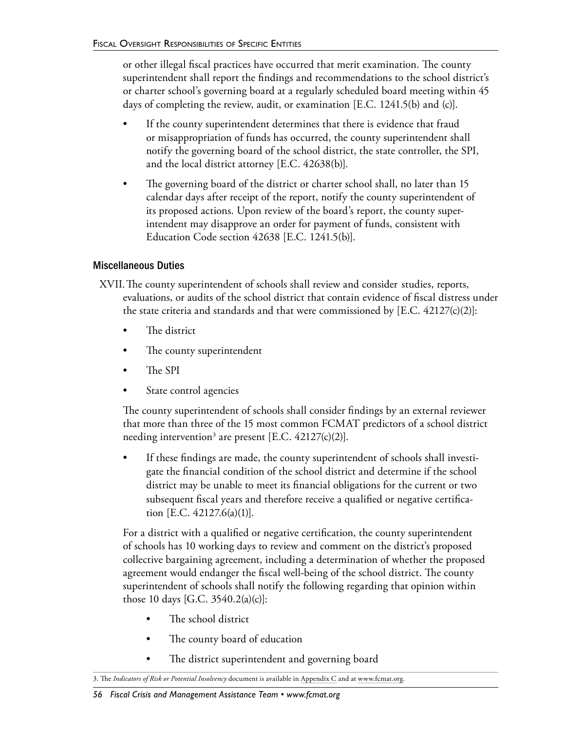or other illegal fiscal practices have occurred that merit examination. The county superintendent shall report the findings and recommendations to the school district's or charter school's governing board at a regularly scheduled board meeting within 45 days of completing the review, audit, or examination [E.C. 1241.5(b) and (c)].

- If the county superintendent determines that there is evidence that fraud or misappropriation of funds has occurred, the county superintendent shall notify the governing board of the school district, the state controller, the SPI, and the local district attorney [E.C. 42638(b)].
- The governing board of the district or charter school shall, no later than 15 calendar days after receipt of the report, notify the county superintendent of its proposed actions. Upon review of the board's report, the county superintendent may disapprove an order for payment of funds, consistent with Education Code section 42638 [E.C. 1241.5(b)].

### Miscellaneous Duties

XVII. The county superintendent of schools shall review and consider studies, reports, evaluations, or audits of the school district that contain evidence of fiscal distress under the state criteria and standards and that were commissioned by [E.C. 42127(c)(2)]:

- The district
- The county superintendent
- The SPI
- State control agencies

The county superintendent of schools shall consider findings by an external reviewer that more than three of the 15 most common FCMAT predictors of a school district needing intervention[3] are present [E.C. 42127(c)(2)].

- If these findings are made, the county superintendent of schools shall investigate the financial condition of the school district and determine if the school district may be unable to meet its financial obligations for the current or two subsequent fiscal years and therefore receive a qualified or negative certification [E.C. 42127.6(a)(1)].

For a district with a qualified or negative certification, the county superintendent of schools has 10 working days to review and comment on the district's proposed collective bargaining agreement, including a determination of whether the proposed agreement would endanger the fiscal well-being of the school district. The county superintendent of schools shall notify the following regarding that opinion within those 10 days [G.C. 3540.2(a)(c)]:

- The school district
- The county board of education
- The district superintendent and governing board

3. The *Indicators of Risk or Potential Insolvency* document is available in Appendix C and at www.fcmat.org.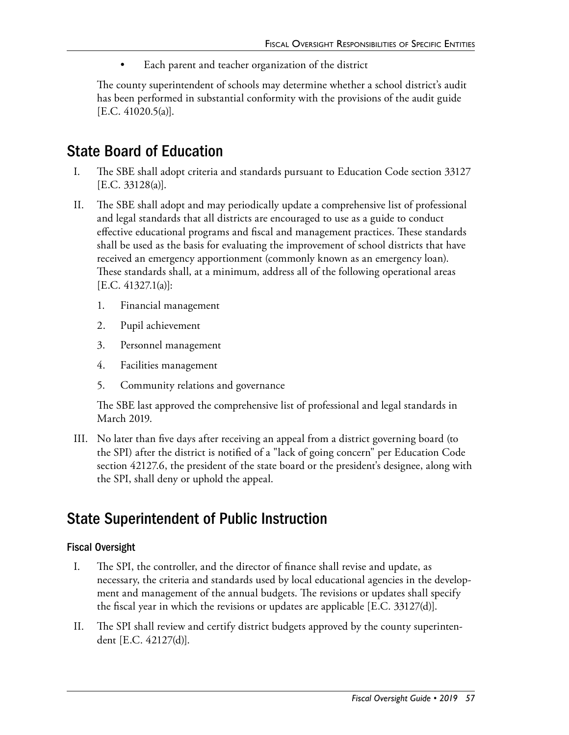- Each parent and teacher organization of the district

The county superintendent of schools may determine whether a school district's audit has been performed in substantial conformity with the provisions of the audit guide [E.C. 41020.5(a)].

## State Board of Education

I. The SBE shall adopt criteria and standards pursuant to Education Code section 33127 [E.C. 33128(a)].

II. The SBE shall adopt and may periodically update a comprehensive list of professional and legal standards that all districts are encouraged to use as a guide to conduct effective educational programs and fiscal and management practices. These standards shall be used as the basis for evaluating the improvement of school districts that have received an emergency apportionment (commonly known as an emergency loan). These standards shall, at a minimum, address all of the following operational areas [E.C. 41327.1(a)]:

   1. Financial management
   2. Pupil achievement
   3. Personnel management
   4. Facilities management
   5. Community relations and governance

   The SBE last approved the comprehensive list of professional and legal standards in March 2019.

III. No later than five days after receiving an appeal from a district governing board (to the SPI) after the district is notified of a "lack of going concern" per Education Code section 42127.6, the president of the state board or the president's designee, along with the SPI, shall deny or uphold the appeal.

## State Superintendent of Public Instruction

### Fiscal Oversight

I. The SPI, the controller, and the director of finance shall revise and update, as necessary, the criteria and standards used by local educational agencies in the development and management of the annual budgets. The revisions or updates shall specify the fiscal year in which the revisions or updates are applicable [E.C. 33127(d)].

II. The SPI shall review and certify district budgets approved by the county superintendent [E.C. 42127(d)].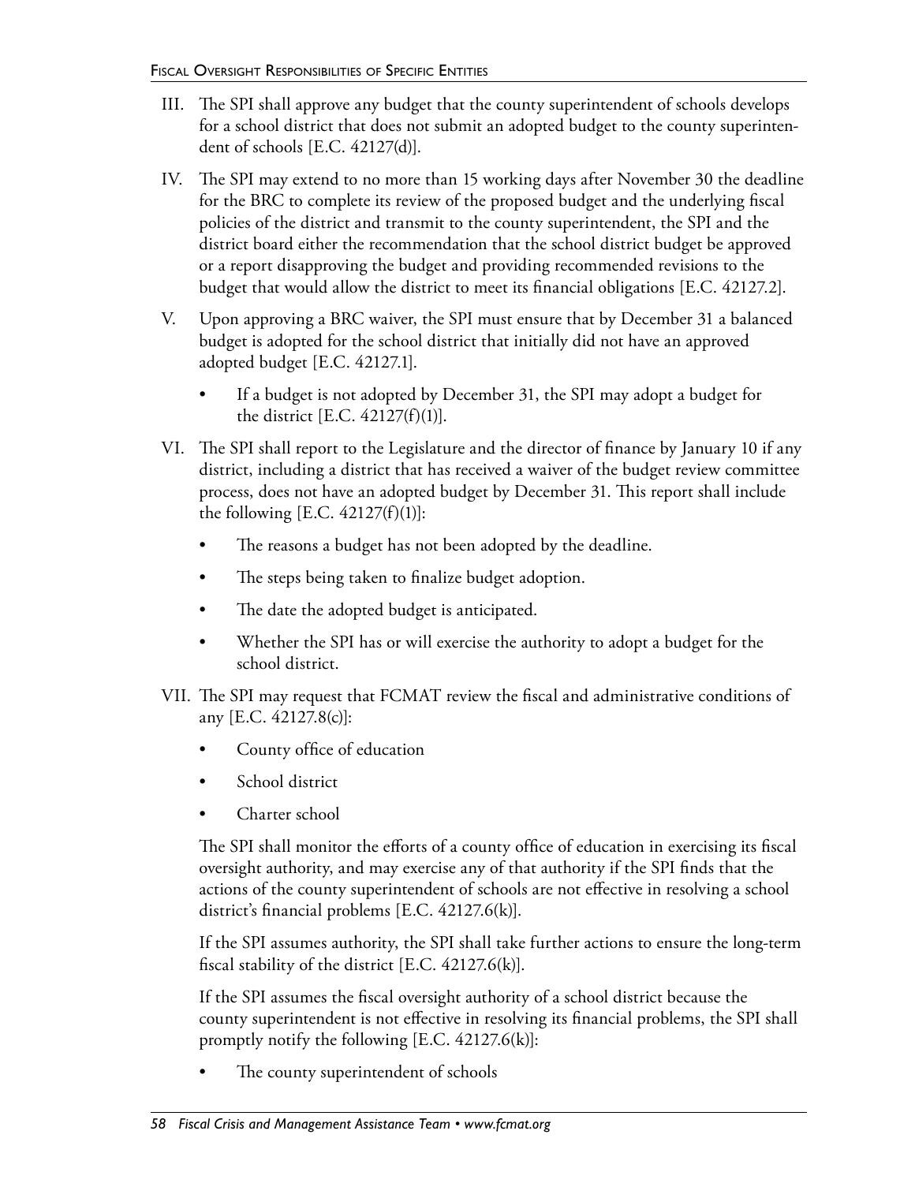III. The SPI shall approve any budget that the county superintendent of schools develops for a school district that does not submit an adopted budget to the county superintendent of schools [E.C. 42127(d)].

IV. The SPI may extend to no more than 15 working days after November 30 the deadline for the BRC to complete its review of the proposed budget and the underlying fiscal policies of the district and transmit to the county superintendent, the SPI and the district board either the recommendation that the school district budget be approved or a report disapproving the budget and providing recommended revisions to the budget that would allow the district to meet its financial obligations [E.C. 42127.2].

V. Upon approving a BRC waiver, the SPI must ensure that by December 31 a balanced budget is adopted for the school district that initially did not have an approved adopted budget [E.C. 42127.1].

- If a budget is not adopted by December 31, the SPI may adopt a budget for the district [E.C. 42127(f)(1)].

VI. The SPI shall report to the Legislature and the director of finance by January 10 if any district, including a district that has received a waiver of the budget review committee process, does not have an adopted budget by December 31. This report shall include the following [E.C. 42127(f)(1)]:

- The reasons a budget has not been adopted by the deadline.
- The steps being taken to finalize budget adoption.
- The date the adopted budget is anticipated.
- Whether the SPI has or will exercise the authority to adopt a budget for the school district.

VII. The SPI may request that FCMAT review the fiscal and administrative conditions of any [E.C. 42127.8(c)]:

- County office of education
- School district
- Charter school

The SPI shall monitor the efforts of a county office of education in exercising its fiscal oversight authority, and may exercise any of that authority if the SPI finds that the actions of the county superintendent of schools are not effective in resolving a school district's financial problems [E.C. 42127.6(k)].

If the SPI assumes authority, the SPI shall take further actions to ensure the long-term fiscal stability of the district [E.C. 42127.6(k)].

If the SPI assumes the fiscal oversight authority of a school district because the county superintendent is not effective in resolving its financial problems, the SPI shall promptly notify the following [E.C. 42127.6(k)]:

- The county superintendent of schools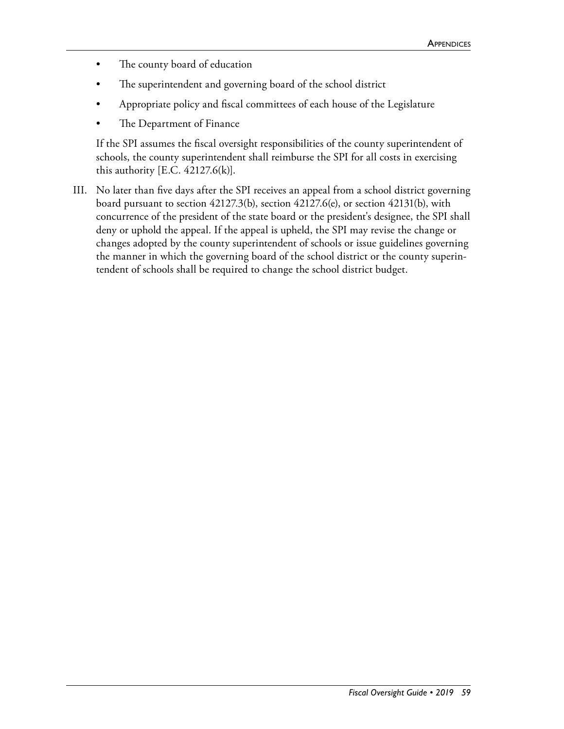- The county board of education
- The superintendent and governing board of the school district
- Appropriate policy and fiscal committees of each house of the Legislature
- The Department of Finance

If the SPI assumes the fiscal oversight responsibilities of the county superintendent of schools, the county superintendent shall reimburse the SPI for all costs in exercising this authority [E.C. 42127.6(k)].

III. No later than five days after the SPI receives an appeal from a school district governing board pursuant to section 42127.3(b), section 42127.6(e), or section 42131(b), with concurrence of the president of the state board or the president's designee, the SPI shall deny or uphold the appeal. If the appeal is upheld, the SPI may revise the change or changes adopted by the county superintendent of schools or issue guidelines governing the manner in which the governing board of the school district or the county superintendent of schools shall be required to change the school district budget.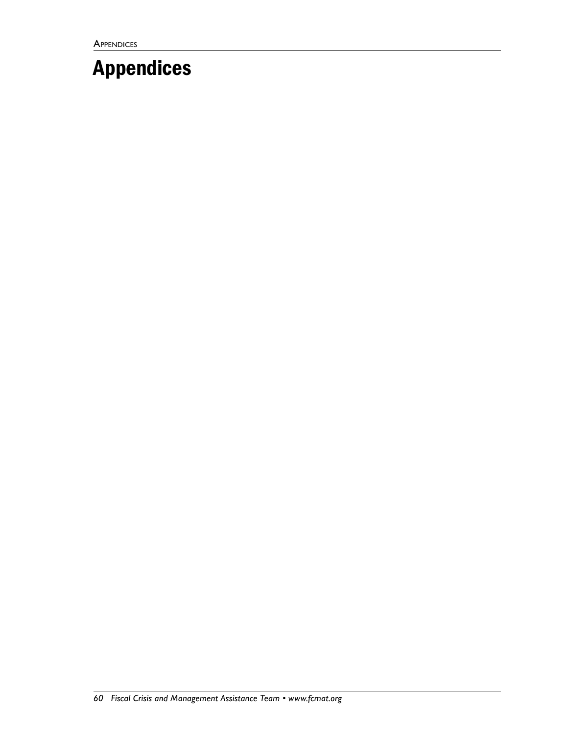# Appendices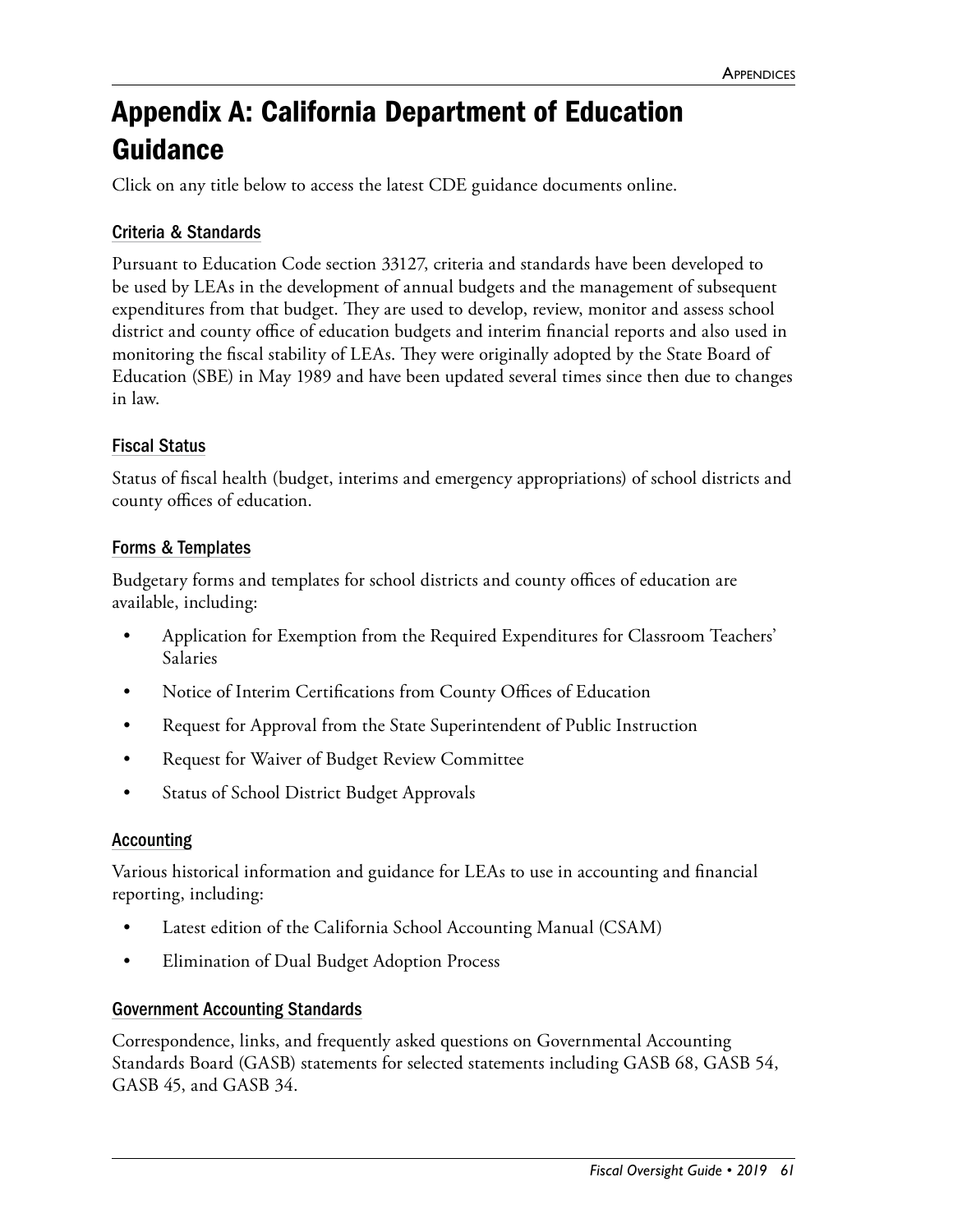# Appendix A: California Department of Education Guidance

Click on any title below to access the latest CDE guidance documents online.

### Criteria & Standards

Pursuant to Education Code section 33127, criteria and standards have been developed to be used by LEAs in the development of annual budgets and the management of subsequent expenditures from that budget. They are used to develop, review, monitor and assess school district and county office of education budgets and interim financial reports and also used in monitoring the fiscal stability of LEAs. They were originally adopted by the State Board of Education (SBE) in May 1989 and have been updated several times since then due to changes in law.

### Fiscal Status

Status of fiscal health (budget, interims and emergency appropriations) of school districts and county offices of education.

### Forms & Templates

Budgetary forms and templates for school districts and county offices of education are available, including:

- Application for Exemption from the Required Expenditures for Classroom Teachers' Salaries
- Notice of Interim Certifications from County Offices of Education
- Request for Approval from the State Superintendent of Public Instruction
- Request for Waiver of Budget Review Committee
- Status of School District Budget Approvals

### Accounting

Various historical information and guidance for LEAs to use in accounting and financial reporting, including:

- Latest edition of the California School Accounting Manual (CSAM)
- Elimination of Dual Budget Adoption Process

### Government Accounting Standards

Correspondence, links, and frequently asked questions on Governmental Accounting Standards Board (GASB) statements for selected statements including GASB 68, GASB 54, GASB 45, and GASB 34.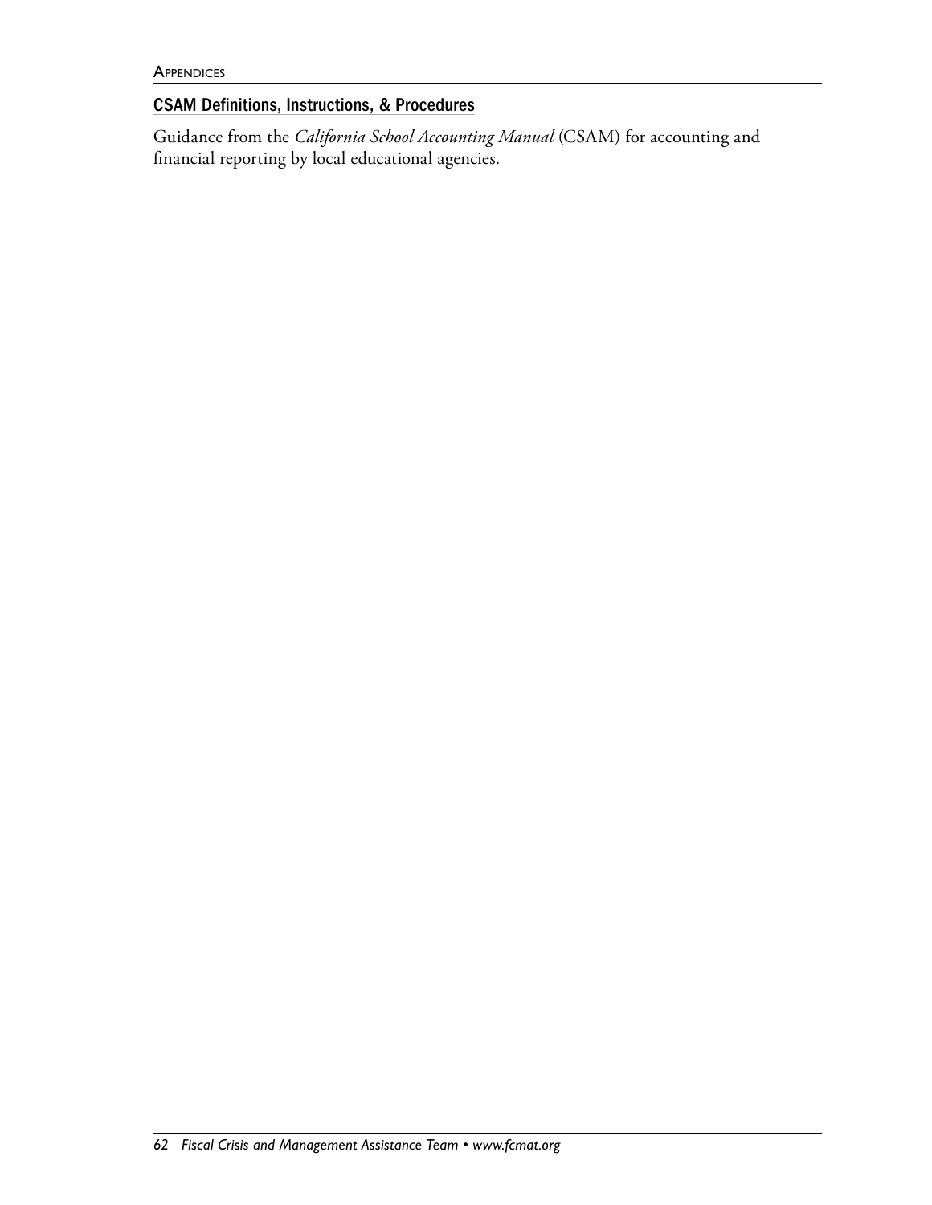## CSAM Definitions, Instructions, & Procedures

Guidance from the *California School Accounting Manual* (CSAM) for accounting and financial reporting by local educational agencies.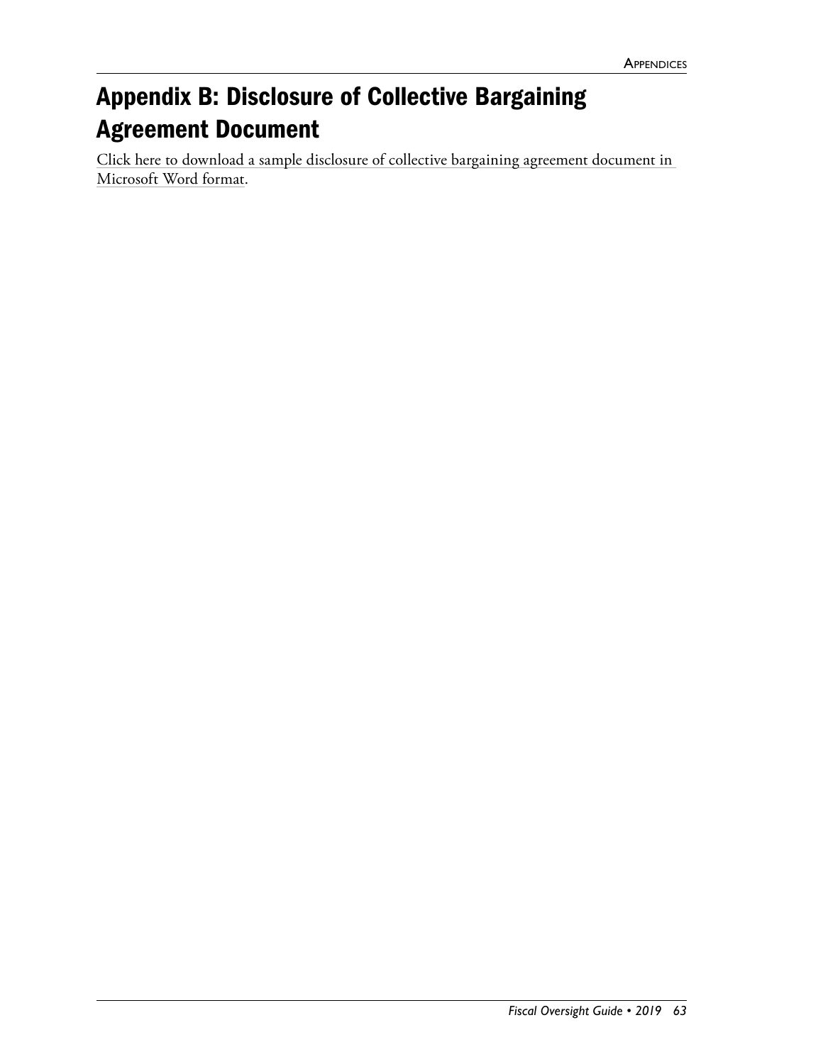# Appendix B: Disclosure of Collective Bargaining Agreement Document

Click here to download a sample disclosure of collective bargaining agreement document in Microsoft Word format.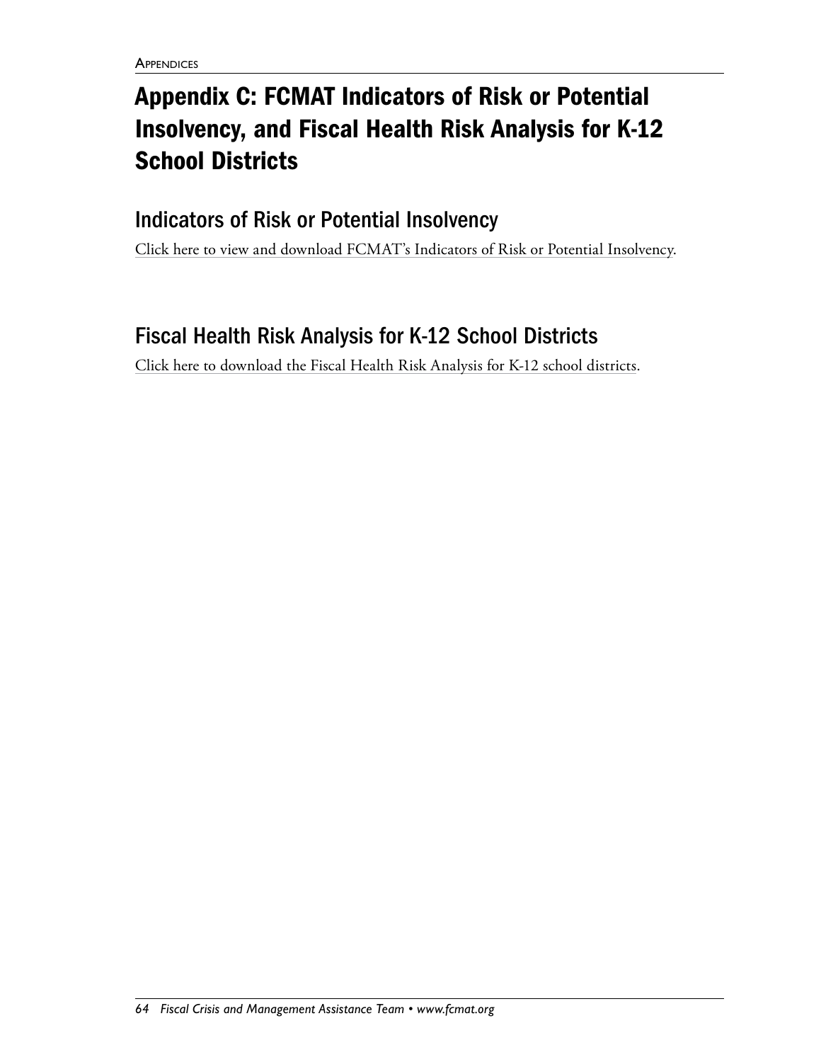# Appendix C: FCMAT Indicators of Risk or Potential Insolvency, and Fiscal Health Risk Analysis for K-12 School Districts

## Indicators of Risk or Potential Insolvency

Click here to view and download FCMAT's Indicators of Risk or Potential Insolvency.

## Fiscal Health Risk Analysis for K-12 School Districts

Click here to download the Fiscal Health Risk Analysis for K-12 school districts.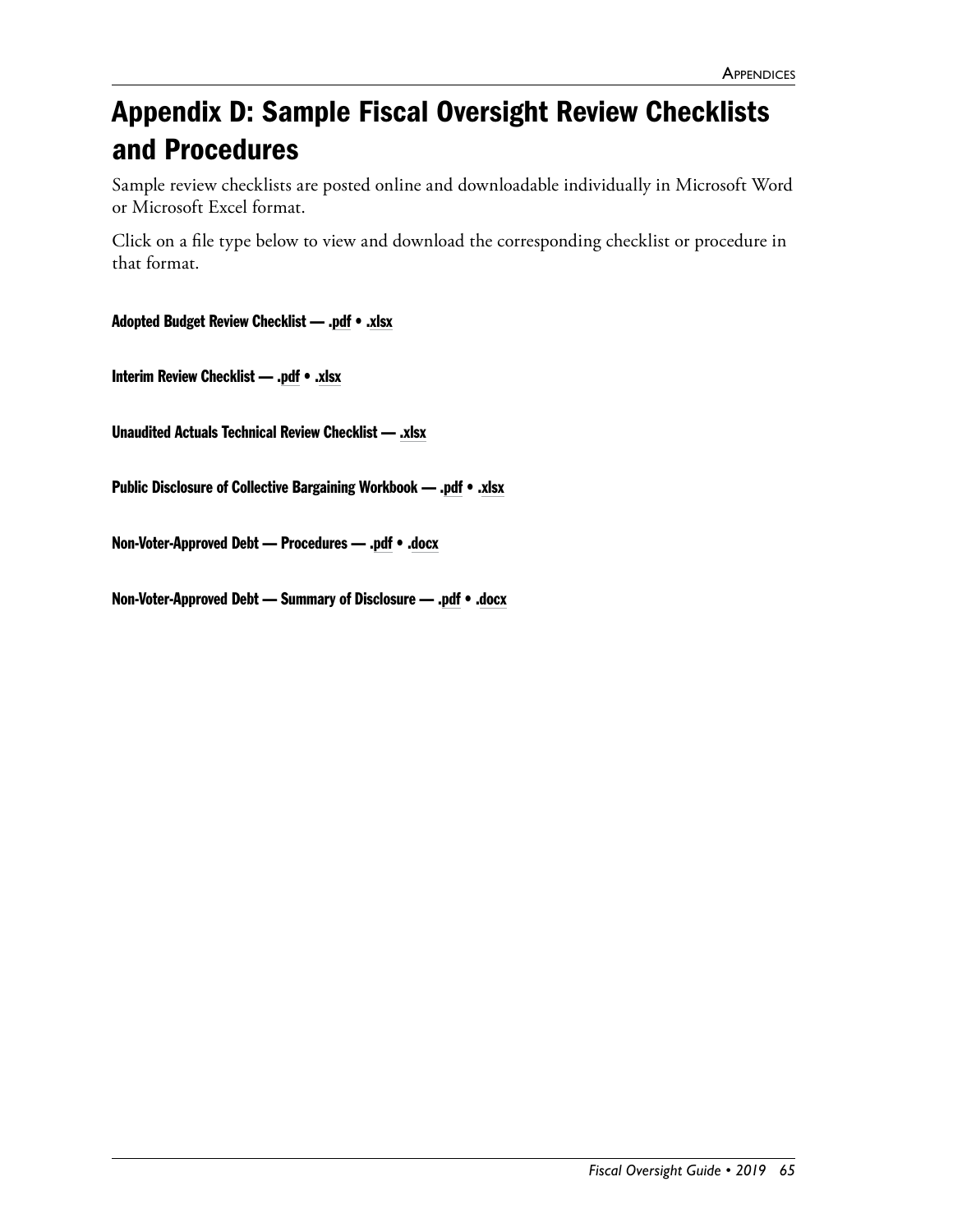# Appendix D: Sample Fiscal Oversight Review Checklists and Procedures

Sample review checklists are posted online and downloadable individually in Microsoft Word or Microsoft Excel format.

Click on a file type below to view and download the corresponding checklist or procedure in that format.

**Adopted Budget Review Checklist — .pdf • .xlsx**

**Interim Review Checklist — .pdf • .xlsx**

**Unaudited Actuals Technical Review Checklist — .xlsx**

**Public Disclosure of Collective Bargaining Workbook — .pdf • .xlsx**

**Non-Voter-Approved Debt — Procedures — .pdf • .docx**

**Non-Voter-Approved Debt — Summary of Disclosure — .pdf • .docx**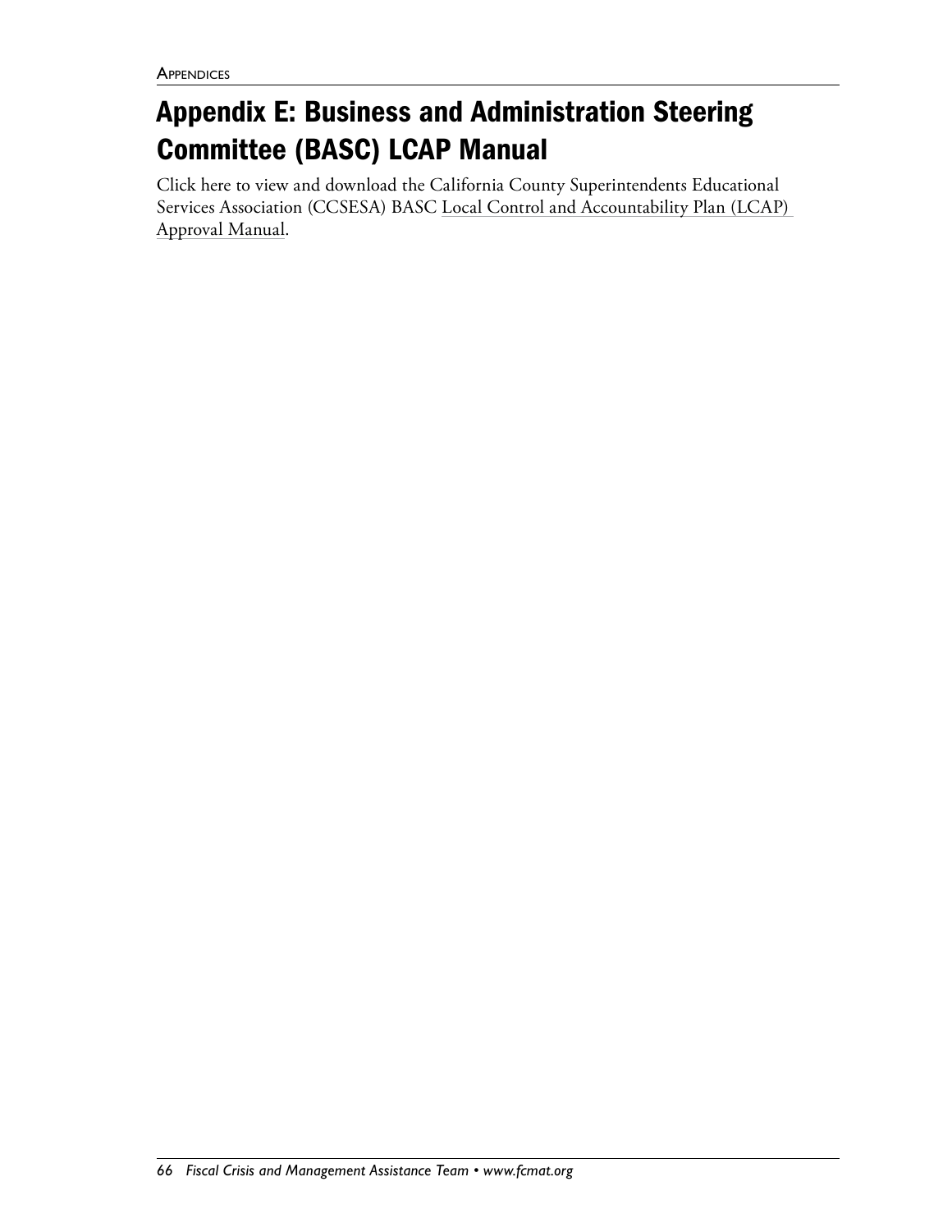# Appendix E: Business and Administration Steering Committee (BASC) LCAP Manual

Click here to view and download the California County Superintendents Educational Services Association (CCSESA) BASC Local Control and Accountability Plan (LCAP) Approval Manual.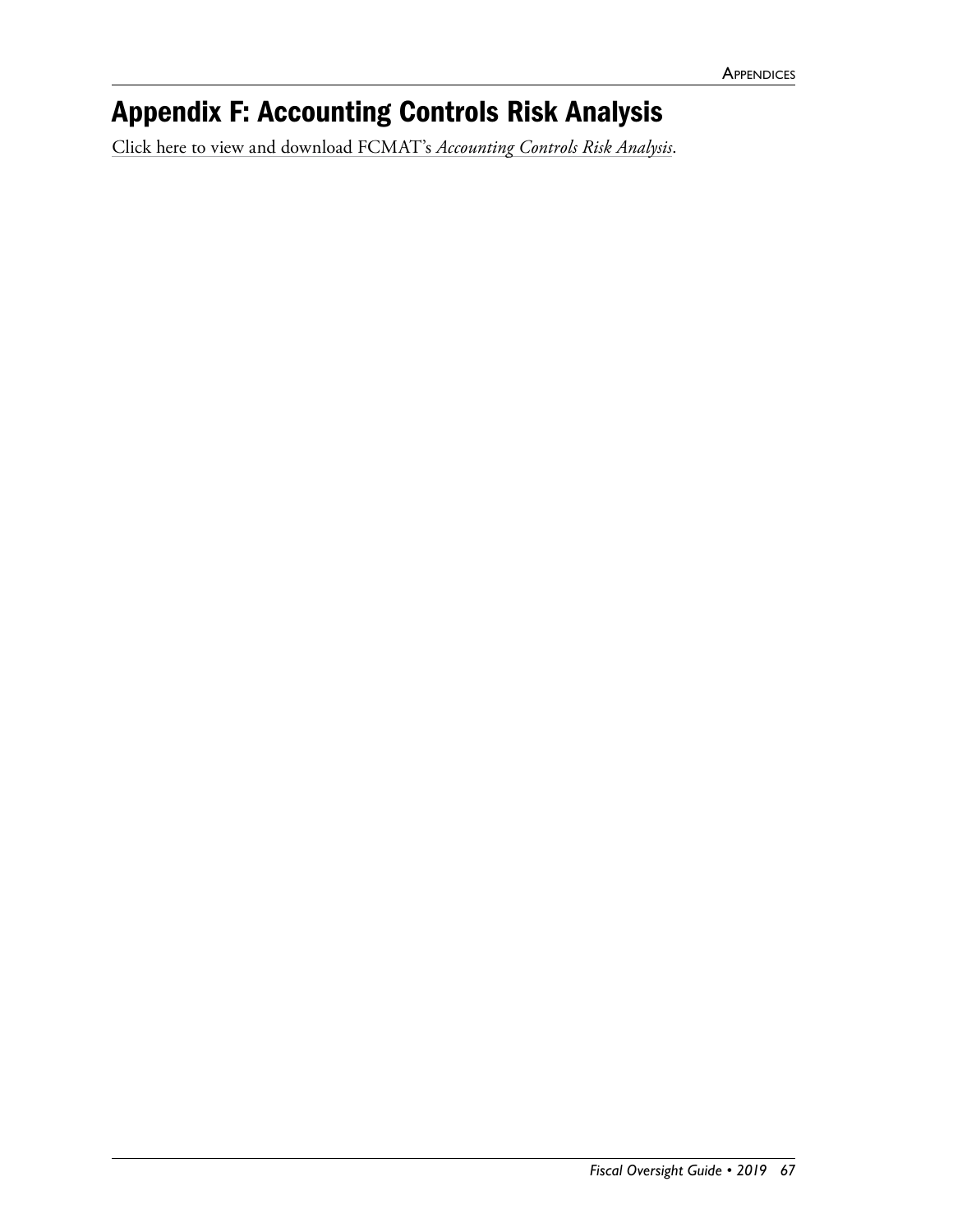# Appendix F: Accounting Controls Risk Analysis

Click here to view and download FCMAT's *Accounting Controls Risk Analysis*.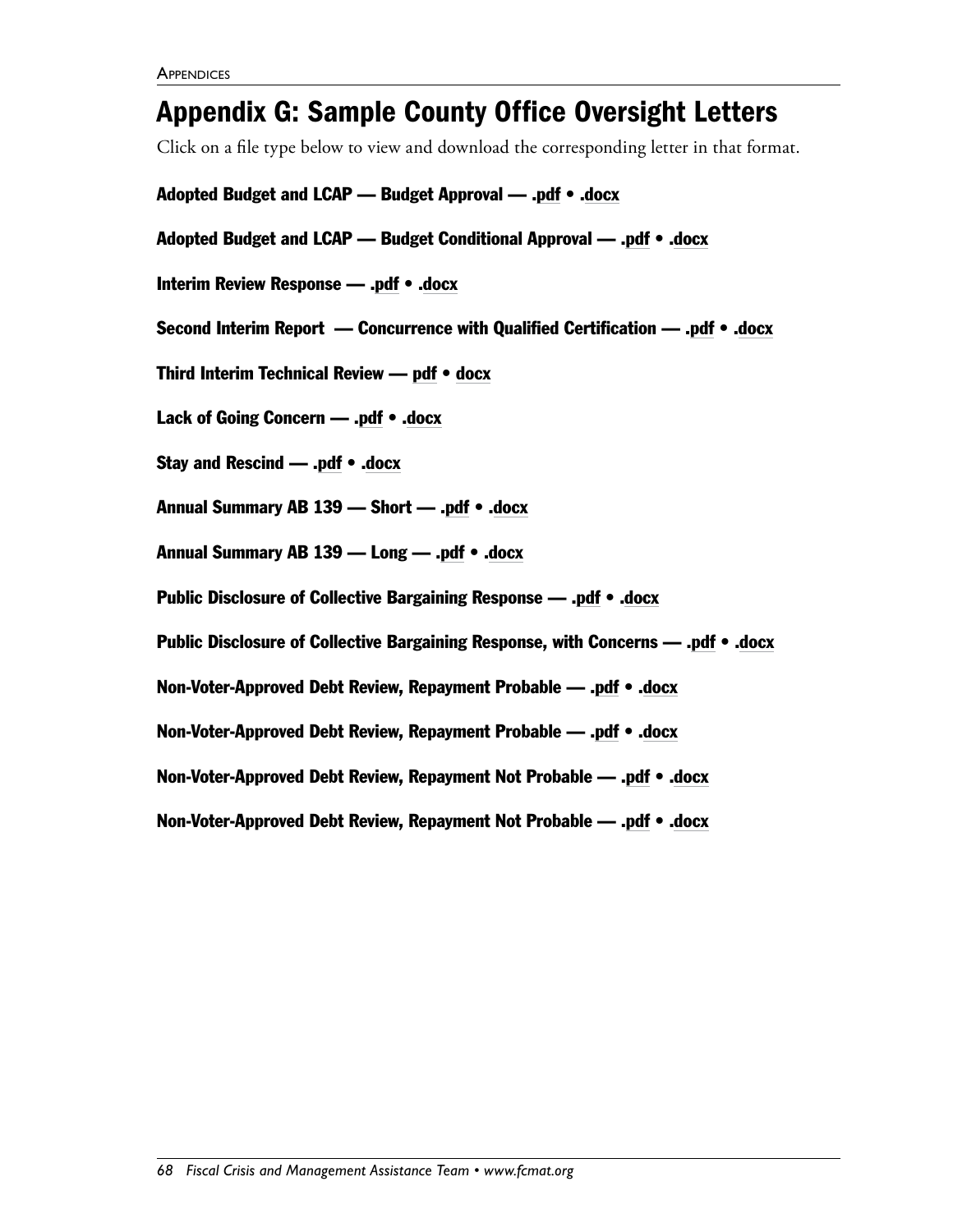# Appendix G: Sample County Office Oversight Letters

Click on a file type below to view and download the corresponding letter in that format.

**Adopted Budget and LCAP — Budget Approval — .pdf • .docx**

**Adopted Budget and LCAP — Budget Conditional Approval — .pdf • .docx**

**Interim Review Response — .pdf • .docx**

**Second Interim Report — Concurrence with Qualified Certification — .pdf • .docx**

**Third Interim Technical Review — pdf • docx**

**Lack of Going Concern — .pdf • .docx**

**Stay and Rescind — .pdf • .docx**

**Annual Summary AB 139 — Short — .pdf • .docx**

**Annual Summary AB 139 — Long — .pdf • .docx**

**Public Disclosure of Collective Bargaining Response — .pdf • .docx**

**Public Disclosure of Collective Bargaining Response, with Concerns — .pdf • .docx**

**Non-Voter-Approved Debt Review, Repayment Probable — .pdf • .docx**

**Non-Voter-Approved Debt Review, Repayment Probable — .pdf • .docx**

**Non-Voter-Approved Debt Review, Repayment Not Probable — .pdf • .docx**

**Non-Voter-Approved Debt Review, Repayment Not Probable — .pdf • .docx**